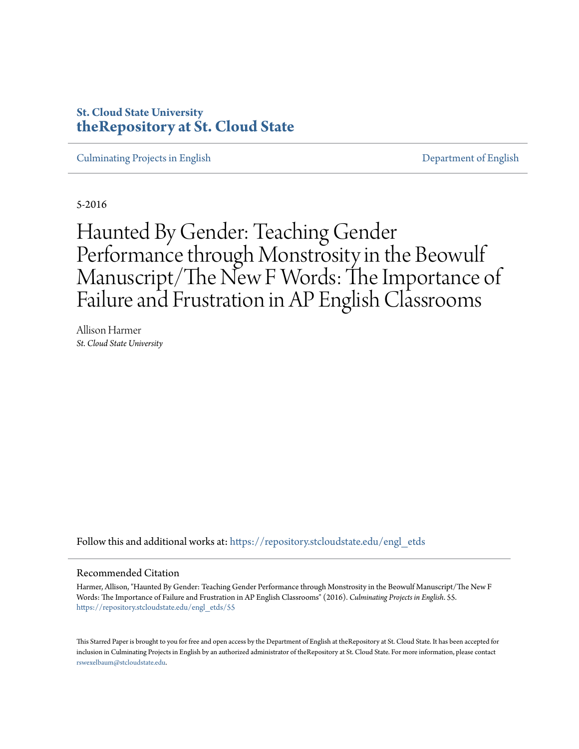St. Cloud State University
**theRepository at St. Cloud State**

Culminating Projects in English | Department of English

5-2016

# Haunted By Gender: Teaching Gender Performance through Monstrosity in the Beowulf Manuscript/The New F Words: The Importance of Failure and Frustration in AP English Classrooms

Allison Harmer
*St. Cloud State University*

Follow this and additional works at: https://repository.stcloudstate.edu/engl_etds

## Recommended Citation

Harmer, Allison, "Haunted By Gender: Teaching Gender Performance through Monstrosity in the Beowulf Manuscript/The New F Words: The Importance of Failure and Frustration in AP English Classrooms" (2016). *Culminating Projects in English*. 55.
https://repository.stcloudstate.edu/engl_etds/55

This Starred Paper is brought to you for free and open access by the Department of English at theRepository at St. Cloud State. It has been accepted for inclusion in Culminating Projects in English by an authorized administrator of theRepository at St. Cloud State. For more information, please contact rswexelbaum@stcloudstate.edu.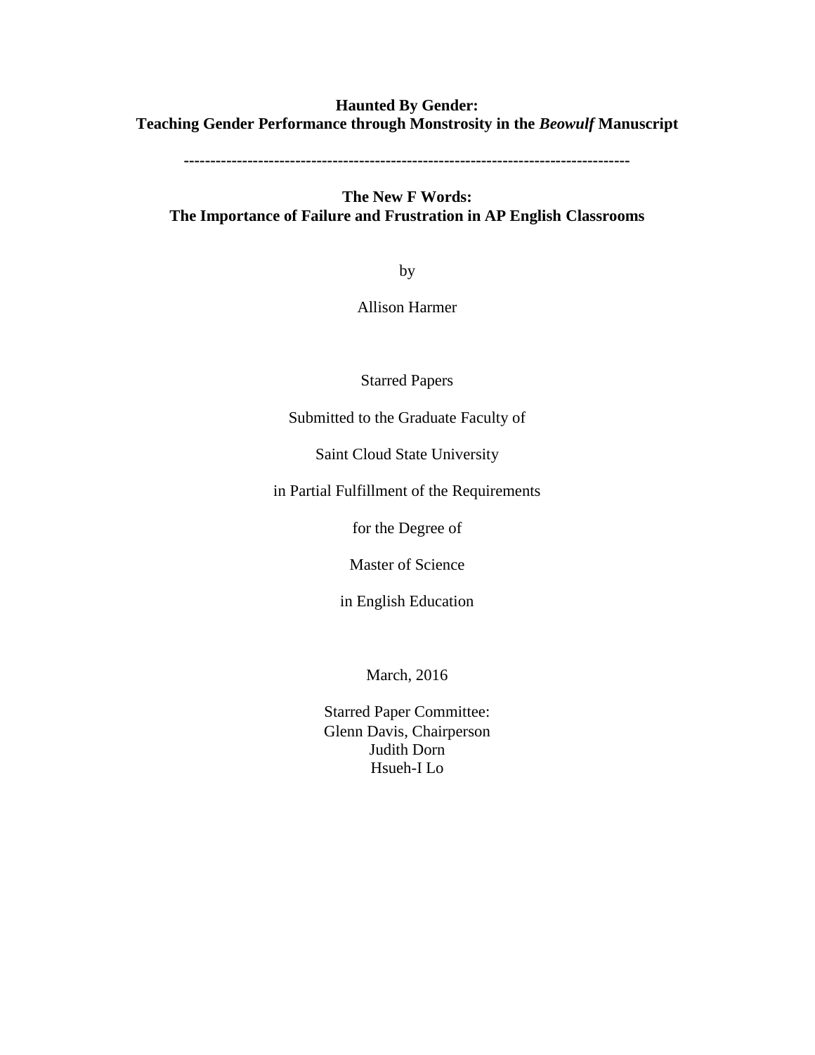**Haunted By Gender:**
**Teaching Gender Performance through Monstrosity in the *Beowulf* Manuscript**

---

**The New F Words:**
**The Importance of Failure and Frustration in AP English Classrooms**

by

Allison Harmer

Starred Papers

Submitted to the Graduate Faculty of

Saint Cloud State University

in Partial Fulfillment of the Requirements

for the Degree of

Master of Science

in English Education

March, 2016

Starred Paper Committee:
Glenn Davis, Chairperson
Judith Dorn
Hsueh-I Lo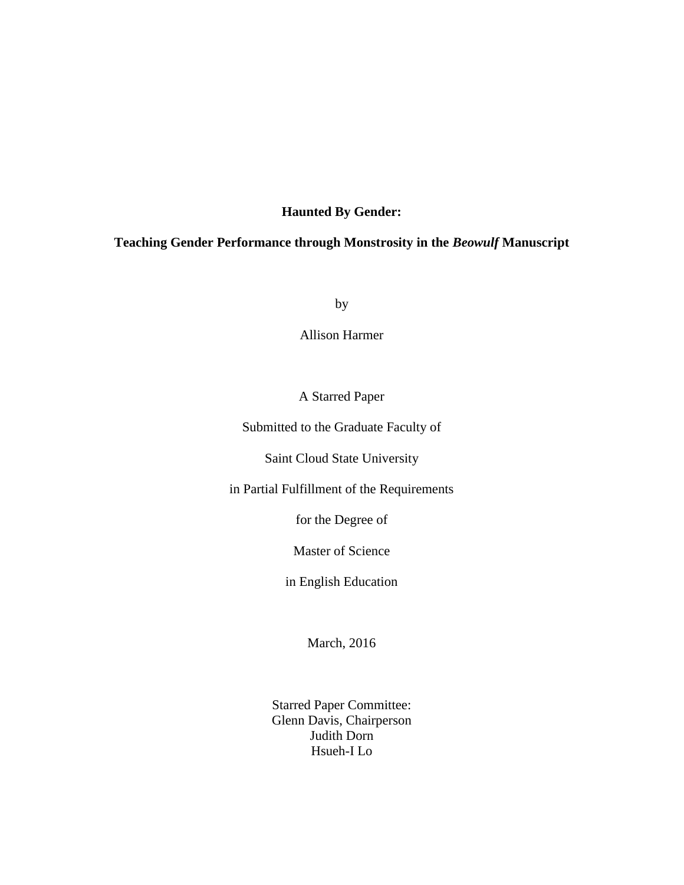**Haunted By Gender:**

**Teaching Gender Performance through Monstrosity in the *Beowulf* Manuscript**

by

Allison Harmer

A Starred Paper

Submitted to the Graduate Faculty of

Saint Cloud State University

in Partial Fulfillment of the Requirements

for the Degree of

Master of Science

in English Education

March, 2016

Starred Paper Committee:
Glenn Davis, Chairperson
Judith Dorn
Hsueh-I Lo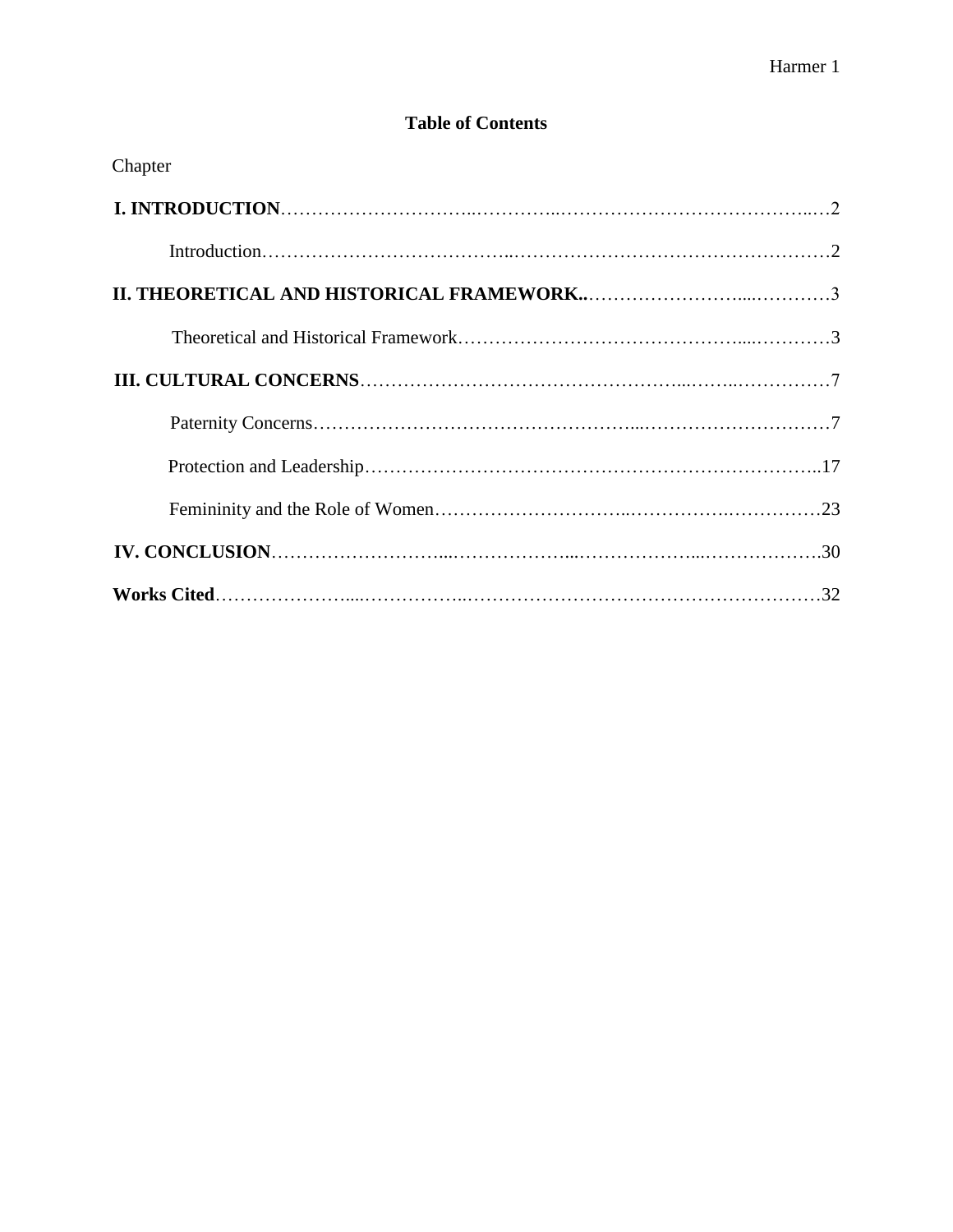**Table of Contents**

Chapter

**I. INTRODUCTION** …… 2

Introduction …… 2

**II. THEORETICAL AND HISTORICAL FRAMEWORK..** …… 3

Theoretical and Historical Framework …… 3

**III. CULTURAL CONCERNS** …… 7

Paternity Concerns …… 7

Protection and Leadership …… 17

Femininity and the Role of Women …… 23

**IV. CONCLUSION** …… 30

**Works Cited** …… 32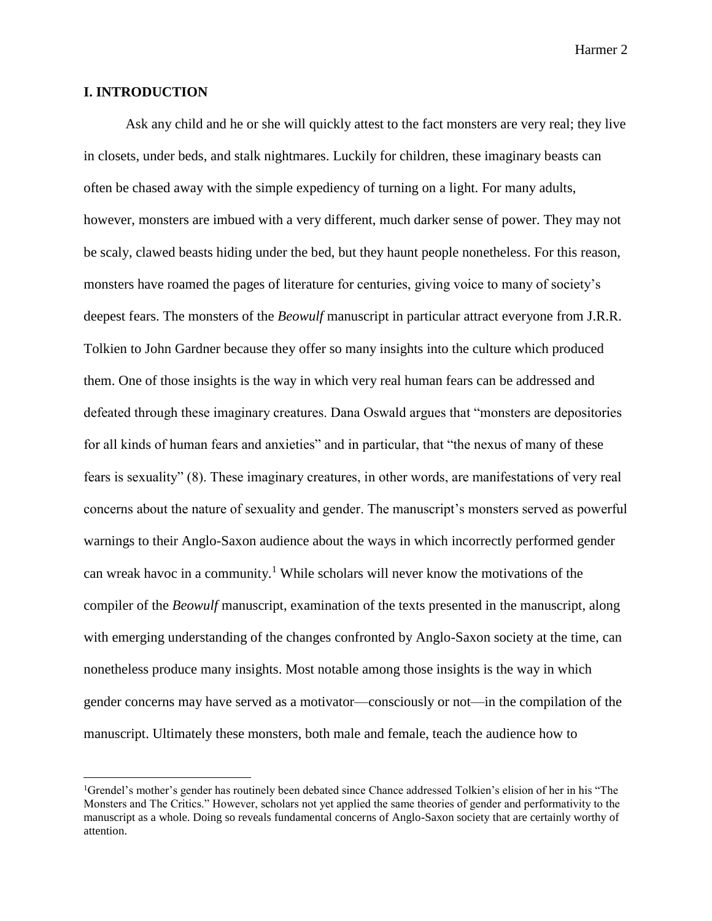## I. INTRODUCTION

Ask any child and he or she will quickly attest to the fact monsters are very real; they live in closets, under beds, and stalk nightmares. Luckily for children, these imaginary beasts can often be chased away with the simple expediency of turning on a light. For many adults, however, monsters are imbued with a very different, much darker sense of power. They may not be scaly, clawed beasts hiding under the bed, but they haunt people nonetheless. For this reason, monsters have roamed the pages of literature for centuries, giving voice to many of society's deepest fears. The monsters of the *Beowulf* manuscript in particular attract everyone from J.R.R. Tolkien to John Gardner because they offer so many insights into the culture which produced them. One of those insights is the way in which very real human fears can be addressed and defeated through these imaginary creatures. Dana Oswald argues that "monsters are depositories for all kinds of human fears and anxieties" and in particular, that "the nexus of many of these fears is sexuality" (8). These imaginary creatures, in other words, are manifestations of very real concerns about the nature of sexuality and gender. The manuscript's monsters served as powerful warnings to their Anglo-Saxon audience about the ways in which incorrectly performed gender can wreak havoc in a community.[1] While scholars will never know the motivations of the compiler of the *Beowulf* manuscript, examination of the texts presented in the manuscript, along with emerging understanding of the changes confronted by Anglo-Saxon society at the time, can nonetheless produce many insights. Most notable among those insights is the way in which gender concerns may have served as a motivator—consciously or not—in the compilation of the manuscript. Ultimately these monsters, both male and female, teach the audience how to

[1]Grendel's mother's gender has routinely been debated since Chance addressed Tolkien's elision of her in his "The Monsters and The Critics." However, scholars not yet applied the same theories of gender and performativity to the manuscript as a whole. Doing so reveals fundamental concerns of Anglo-Saxon society that are certainly worthy of attention.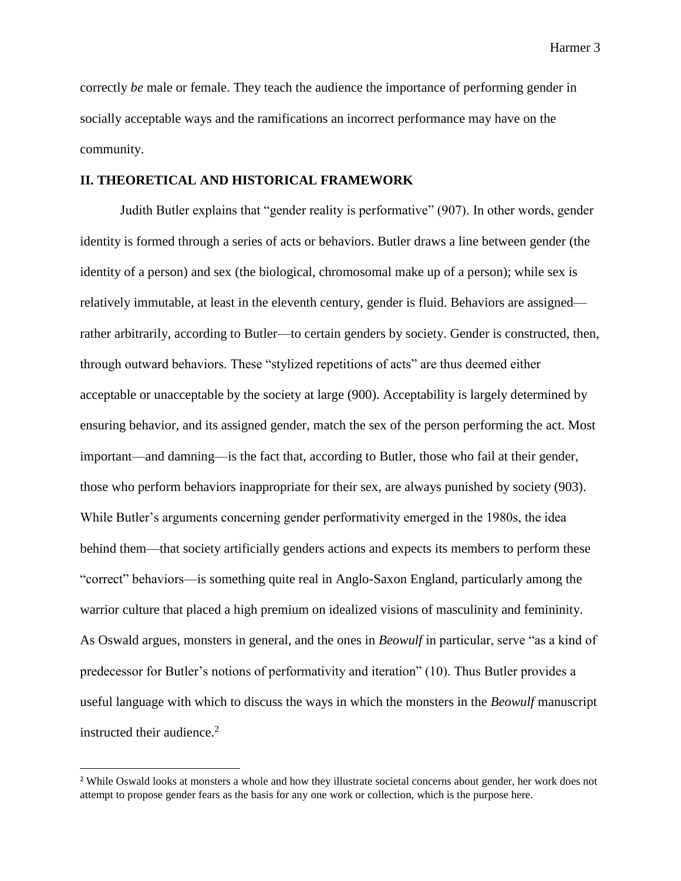correctly *be* male or female. They teach the audience the importance of performing gender in socially acceptable ways and the ramifications an incorrect performance may have on the community.

## II. THEORETICAL AND HISTORICAL FRAMEWORK

Judith Butler explains that "gender reality is performative" (907). In other words, gender identity is formed through a series of acts or behaviors. Butler draws a line between gender (the identity of a person) and sex (the biological, chromosomal make up of a person); while sex is relatively immutable, at least in the eleventh century, gender is fluid. Behaviors are assigned—rather arbitrarily, according to Butler—to certain genders by society. Gender is constructed, then, through outward behaviors. These "stylized repetitions of acts" are thus deemed either acceptable or unacceptable by the society at large (900). Acceptability is largely determined by ensuring behavior, and its assigned gender, match the sex of the person performing the act. Most important—and damning—is the fact that, according to Butler, those who fail at their gender, those who perform behaviors inappropriate for their sex, are always punished by society (903). While Butler's arguments concerning gender performativity emerged in the 1980s, the idea behind them—that society artificially genders actions and expects its members to perform these "correct" behaviors—is something quite real in Anglo-Saxon England, particularly among the warrior culture that placed a high premium on idealized visions of masculinity and femininity. As Oswald argues, monsters in general, and the ones in *Beowulf* in particular, serve "as a kind of predecessor for Butler's notions of performativity and iteration" (10). Thus Butler provides a useful language with which to discuss the ways in which the monsters in the *Beowulf* manuscript instructed their audience.[2]

[2] While Oswald looks at monsters a whole and how they illustrate societal concerns about gender, her work does not attempt to propose gender fears as the basis for any one work or collection, which is the purpose here.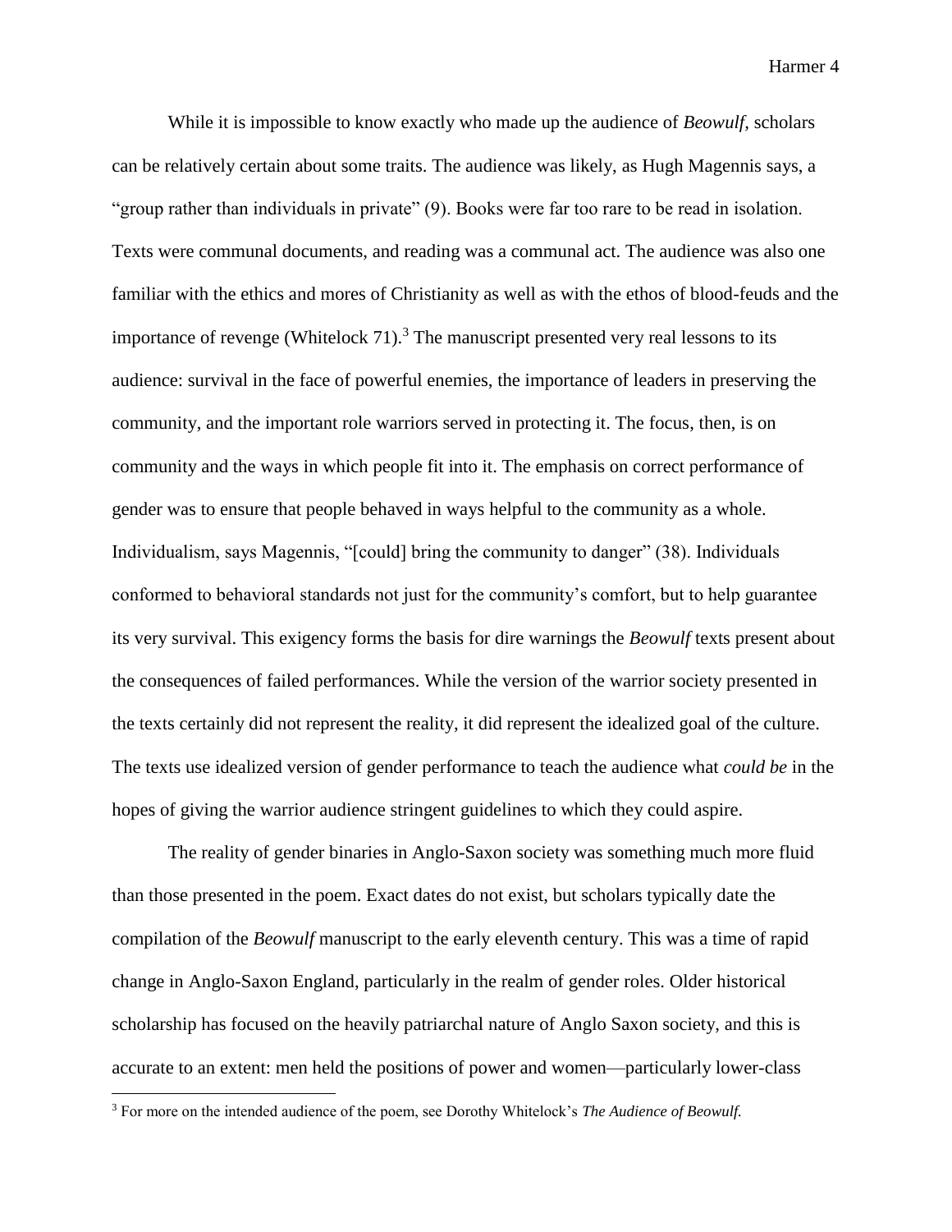While it is impossible to know exactly who made up the audience of *Beowulf*, scholars can be relatively certain about some traits. The audience was likely, as Hugh Magennis says, a "group rather than individuals in private" (9). Books were far too rare to be read in isolation. Texts were communal documents, and reading was a communal act. The audience was also one familiar with the ethics and mores of Christianity as well as with the ethos of blood-feuds and the importance of revenge (Whitelock 71).[3] The manuscript presented very real lessons to its audience: survival in the face of powerful enemies, the importance of leaders in preserving the community, and the important role warriors served in protecting it. The focus, then, is on community and the ways in which people fit into it. The emphasis on correct performance of gender was to ensure that people behaved in ways helpful to the community as a whole. Individualism, says Magennis, "[could] bring the community to danger" (38). Individuals conformed to behavioral standards not just for the community's comfort, but to help guarantee its very survival. This exigency forms the basis for dire warnings the *Beowulf* texts present about the consequences of failed performances. While the version of the warrior society presented in the texts certainly did not represent the reality, it did represent the idealized goal of the culture. The texts use idealized version of gender performance to teach the audience what *could be* in the hopes of giving the warrior audience stringent guidelines to which they could aspire.

The reality of gender binaries in Anglo-Saxon society was something much more fluid than those presented in the poem. Exact dates do not exist, but scholars typically date the compilation of the *Beowulf* manuscript to the early eleventh century. This was a time of rapid change in Anglo-Saxon England, particularly in the realm of gender roles. Older historical scholarship has focused on the heavily patriarchal nature of Anglo Saxon society, and this is accurate to an extent: men held the positions of power and women—particularly lower-class

---

[3] For more on the intended audience of the poem, see Dorothy Whitelock's *The Audience of Beowulf.*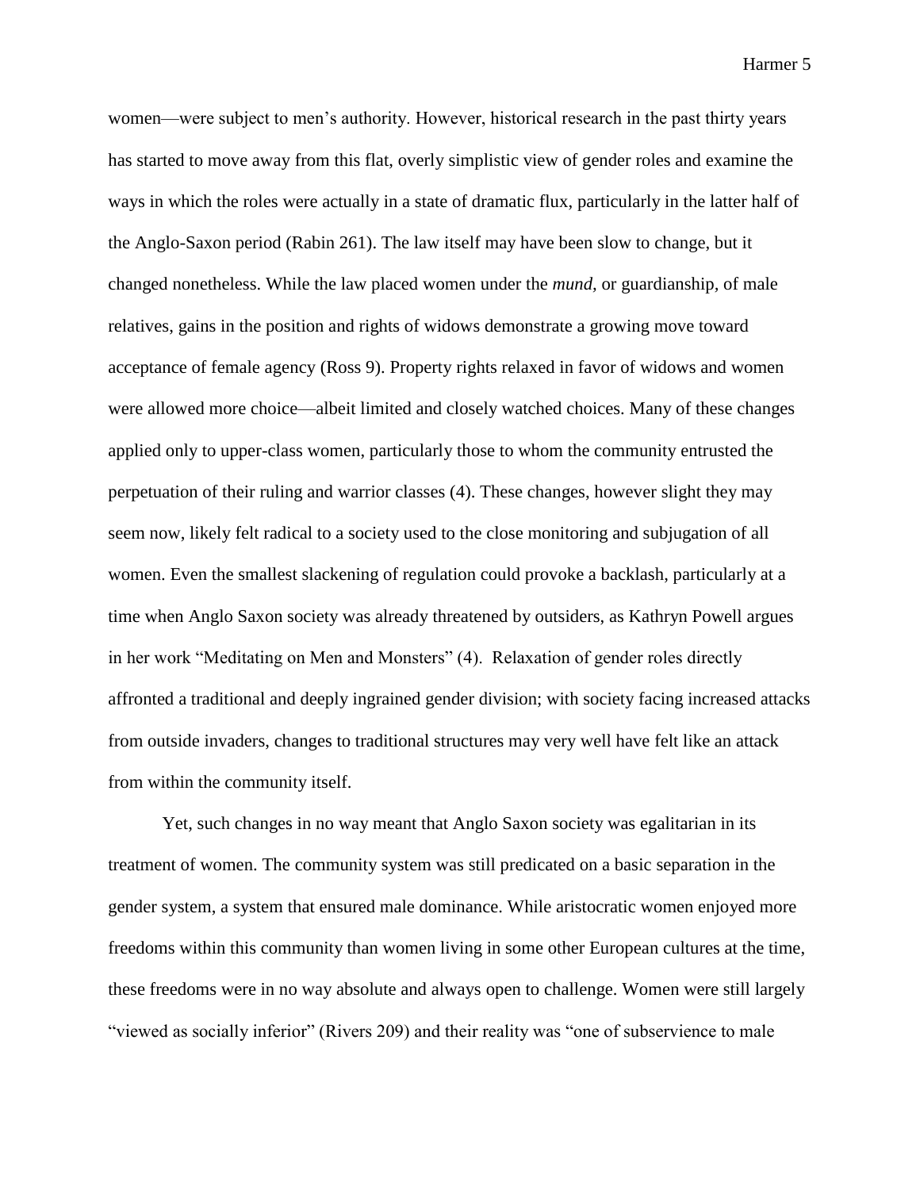women—were subject to men's authority. However, historical research in the past thirty years has started to move away from this flat, overly simplistic view of gender roles and examine the ways in which the roles were actually in a state of dramatic flux, particularly in the latter half of the Anglo-Saxon period (Rabin 261). The law itself may have been slow to change, but it changed nonetheless. While the law placed women under the *mund*, or guardianship, of male relatives, gains in the position and rights of widows demonstrate a growing move toward acceptance of female agency (Ross 9). Property rights relaxed in favor of widows and women were allowed more choice—albeit limited and closely watched choices. Many of these changes applied only to upper-class women, particularly those to whom the community entrusted the perpetuation of their ruling and warrior classes (4). These changes, however slight they may seem now, likely felt radical to a society used to the close monitoring and subjugation of all women. Even the smallest slackening of regulation could provoke a backlash, particularly at a time when Anglo Saxon society was already threatened by outsiders, as Kathryn Powell argues in her work "Meditating on Men and Monsters" (4). Relaxation of gender roles directly affronted a traditional and deeply ingrained gender division; with society facing increased attacks from outside invaders, changes to traditional structures may very well have felt like an attack from within the community itself.

Yet, such changes in no way meant that Anglo Saxon society was egalitarian in its treatment of women. The community system was still predicated on a basic separation in the gender system, a system that ensured male dominance. While aristocratic women enjoyed more freedoms within this community than women living in some other European cultures at the time, these freedoms were in no way absolute and always open to challenge. Women were still largely "viewed as socially inferior" (Rivers 209) and their reality was "one of subservience to male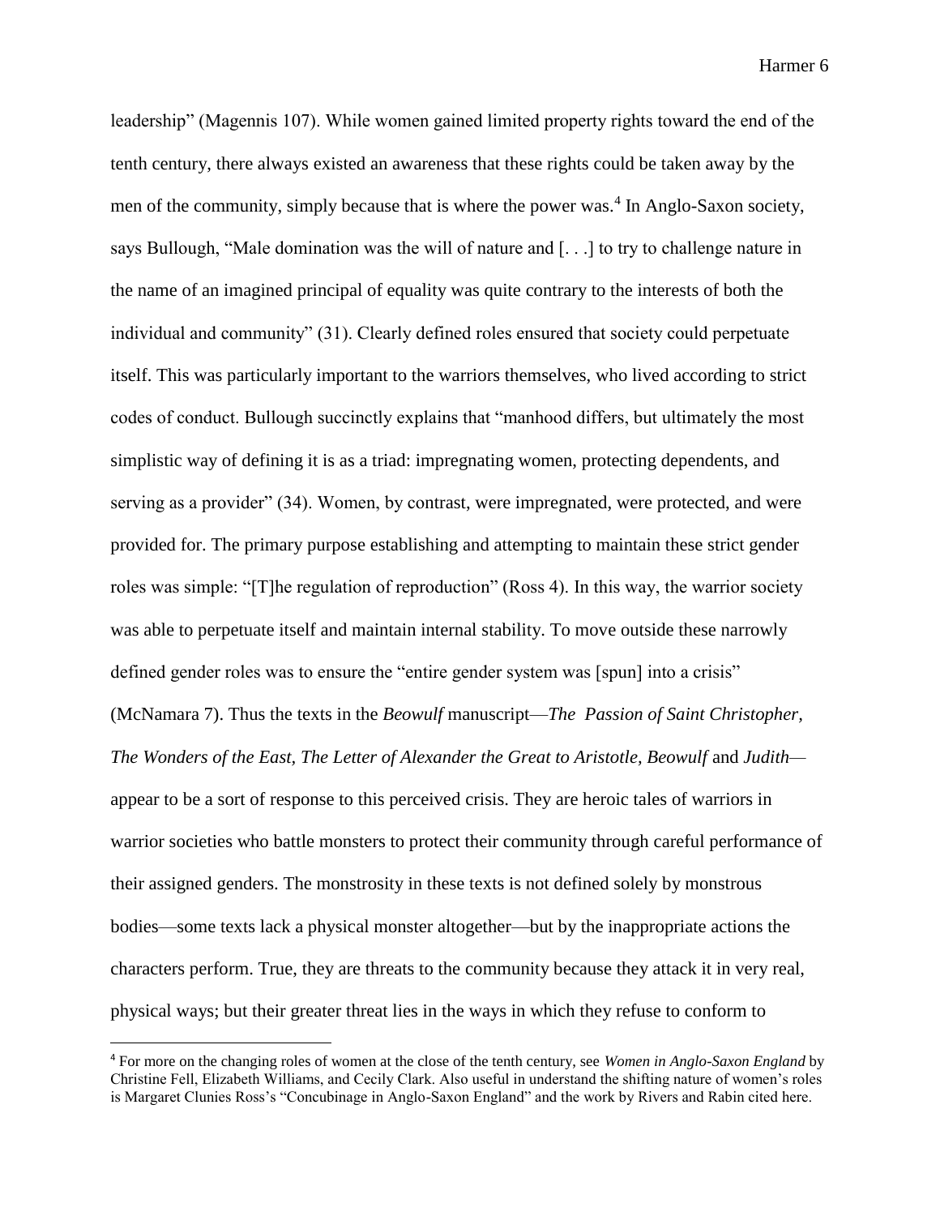leadership" (Magennis 107). While women gained limited property rights toward the end of the tenth century, there always existed an awareness that these rights could be taken away by the men of the community, simply because that is where the power was.[4] In Anglo-Saxon society, says Bullough, "Male domination was the will of nature and [. . .] to try to challenge nature in the name of an imagined principal of equality was quite contrary to the interests of both the individual and community" (31). Clearly defined roles ensured that society could perpetuate itself. This was particularly important to the warriors themselves, who lived according to strict codes of conduct. Bullough succinctly explains that "manhood differs, but ultimately the most simplistic way of defining it is as a triad: impregnating women, protecting dependents, and serving as a provider" (34). Women, by contrast, were impregnated, were protected, and were provided for. The primary purpose establishing and attempting to maintain these strict gender roles was simple: "[T]he regulation of reproduction" (Ross 4). In this way, the warrior society was able to perpetuate itself and maintain internal stability. To move outside these narrowly defined gender roles was to ensure the "entire gender system was [spun] into a crisis" (McNamara 7). Thus the texts in the *Beowulf* manuscript—*The Passion of Saint Christopher, The Wonders of the East, The Letter of Alexander the Great to Aristotle, Beowulf* and *Judith*—appear to be a sort of response to this perceived crisis. They are heroic tales of warriors in warrior societies who battle monsters to protect their community through careful performance of their assigned genders. The monstrosity in these texts is not defined solely by monstrous bodies—some texts lack a physical monster altogether—but by the inappropriate actions the characters perform. True, they are threats to the community because they attack it in very real, physical ways; but their greater threat lies in the ways in which they refuse to conform to

[4] For more on the changing roles of women at the close of the tenth century, see *Women in Anglo-Saxon England* by Christine Fell, Elizabeth Williams, and Cecily Clark. Also useful in understand the shifting nature of women's roles is Margaret Clunies Ross's "Concubinage in Anglo-Saxon England" and the work by Rivers and Rabin cited here.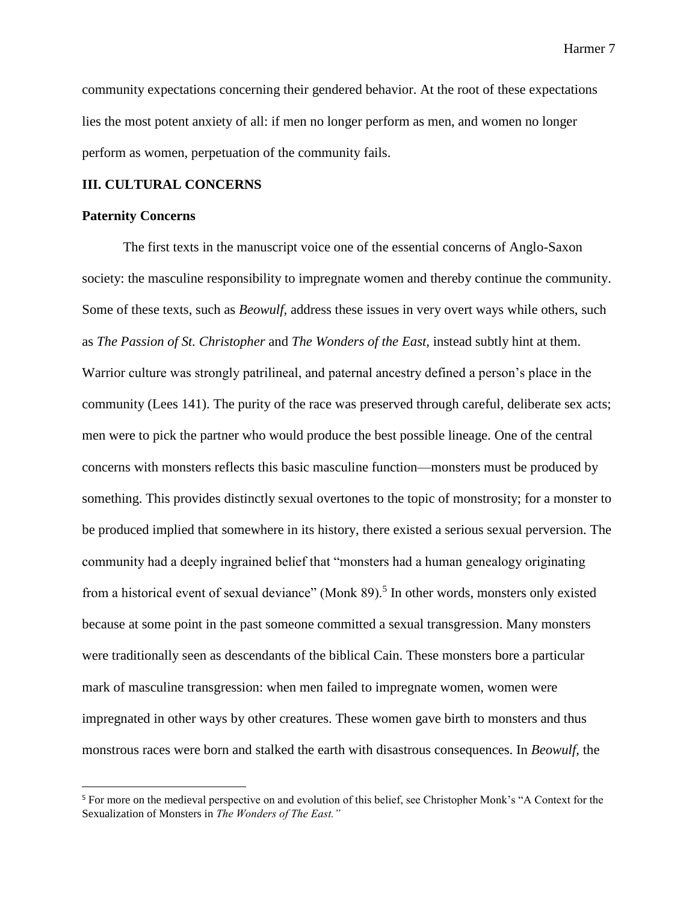community expectations concerning their gendered behavior. At the root of these expectations lies the most potent anxiety of all: if men no longer perform as men, and women no longer perform as women, perpetuation of the community fails.

## III. CULTURAL CONCERNS

### Paternity Concerns

The first texts in the manuscript voice one of the essential concerns of Anglo-Saxon society: the masculine responsibility to impregnate women and thereby continue the community. Some of these texts, such as *Beowulf,* address these issues in very overt ways while others, such as *The Passion of St. Christopher* and *The Wonders of the East,* instead subtly hint at them. Warrior culture was strongly patrilineal, and paternal ancestry defined a person's place in the community (Lees 141). The purity of the race was preserved through careful, deliberate sex acts; men were to pick the partner who would produce the best possible lineage. One of the central concerns with monsters reflects this basic masculine function—monsters must be produced by something. This provides distinctly sexual overtones to the topic of monstrosity; for a monster to be produced implied that somewhere in its history, there existed a serious sexual perversion. The community had a deeply ingrained belief that "monsters had a human genealogy originating from a historical event of sexual deviance" (Monk 89).[5] In other words, monsters only existed because at some point in the past someone committed a sexual transgression. Many monsters were traditionally seen as descendants of the biblical Cain. These monsters bore a particular mark of masculine transgression: when men failed to impregnate women, women were impregnated in other ways by other creatures. These women gave birth to monsters and thus monstrous races were born and stalked the earth with disastrous consequences. In *Beowulf,* the

---

[5] For more on the medieval perspective on and evolution of this belief, see Christopher Monk's "A Context for the Sexualization of Monsters in *The Wonders of The East."*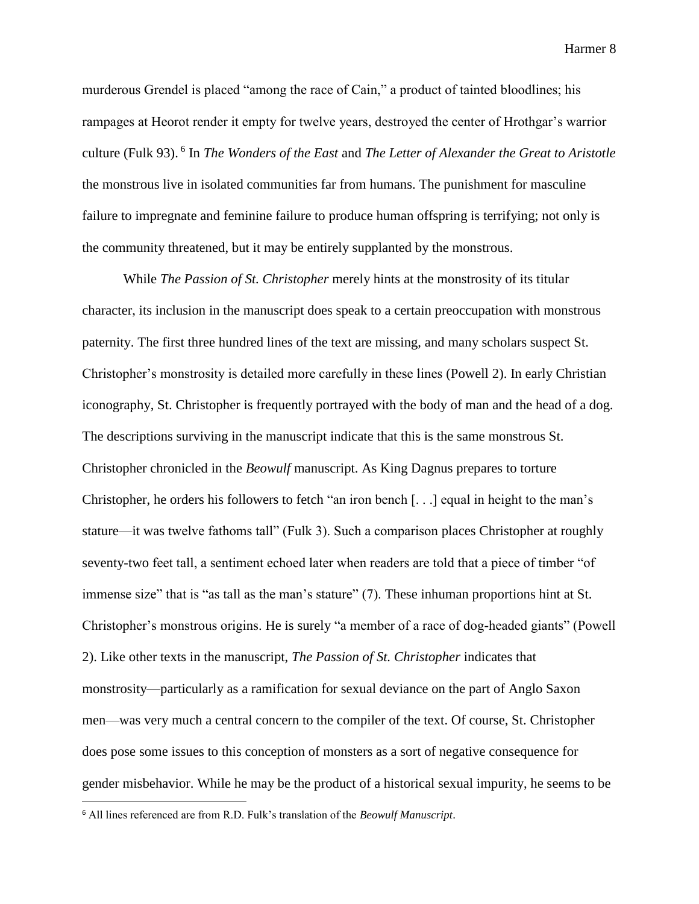murderous Grendel is placed "among the race of Cain," a product of tainted bloodlines; his rampages at Heorot render it empty for twelve years, destroyed the center of Hrothgar's warrior culture (Fulk 93).[6] In *The Wonders of the East* and *The Letter of Alexander the Great to Aristotle* the monstrous live in isolated communities far from humans. The punishment for masculine failure to impregnate and feminine failure to produce human offspring is terrifying; not only is the community threatened, but it may be entirely supplanted by the monstrous.

While *The Passion of St. Christopher* merely hints at the monstrosity of its titular character, its inclusion in the manuscript does speak to a certain preoccupation with monstrous paternity. The first three hundred lines of the text are missing, and many scholars suspect St. Christopher's monstrosity is detailed more carefully in these lines (Powell 2). In early Christian iconography, St. Christopher is frequently portrayed with the body of man and the head of a dog. The descriptions surviving in the manuscript indicate that this is the same monstrous St. Christopher chronicled in the *Beowulf* manuscript. As King Dagnus prepares to torture Christopher, he orders his followers to fetch "an iron bench [. . .] equal in height to the man's stature—it was twelve fathoms tall" (Fulk 3). Such a comparison places Christopher at roughly seventy-two feet tall, a sentiment echoed later when readers are told that a piece of timber "of immense size" that is "as tall as the man's stature" (7). These inhuman proportions hint at St. Christopher's monstrous origins. He is surely "a member of a race of dog-headed giants" (Powell 2). Like other texts in the manuscript, *The Passion of St. Christopher* indicates that monstrosity—particularly as a ramification for sexual deviance on the part of Anglo Saxon men—was very much a central concern to the compiler of the text. Of course, St. Christopher does pose some issues to this conception of monsters as a sort of negative consequence for gender misbehavior. While he may be the product of a historical sexual impurity, he seems to be

[6] All lines referenced are from R.D. Fulk's translation of the *Beowulf Manuscript*.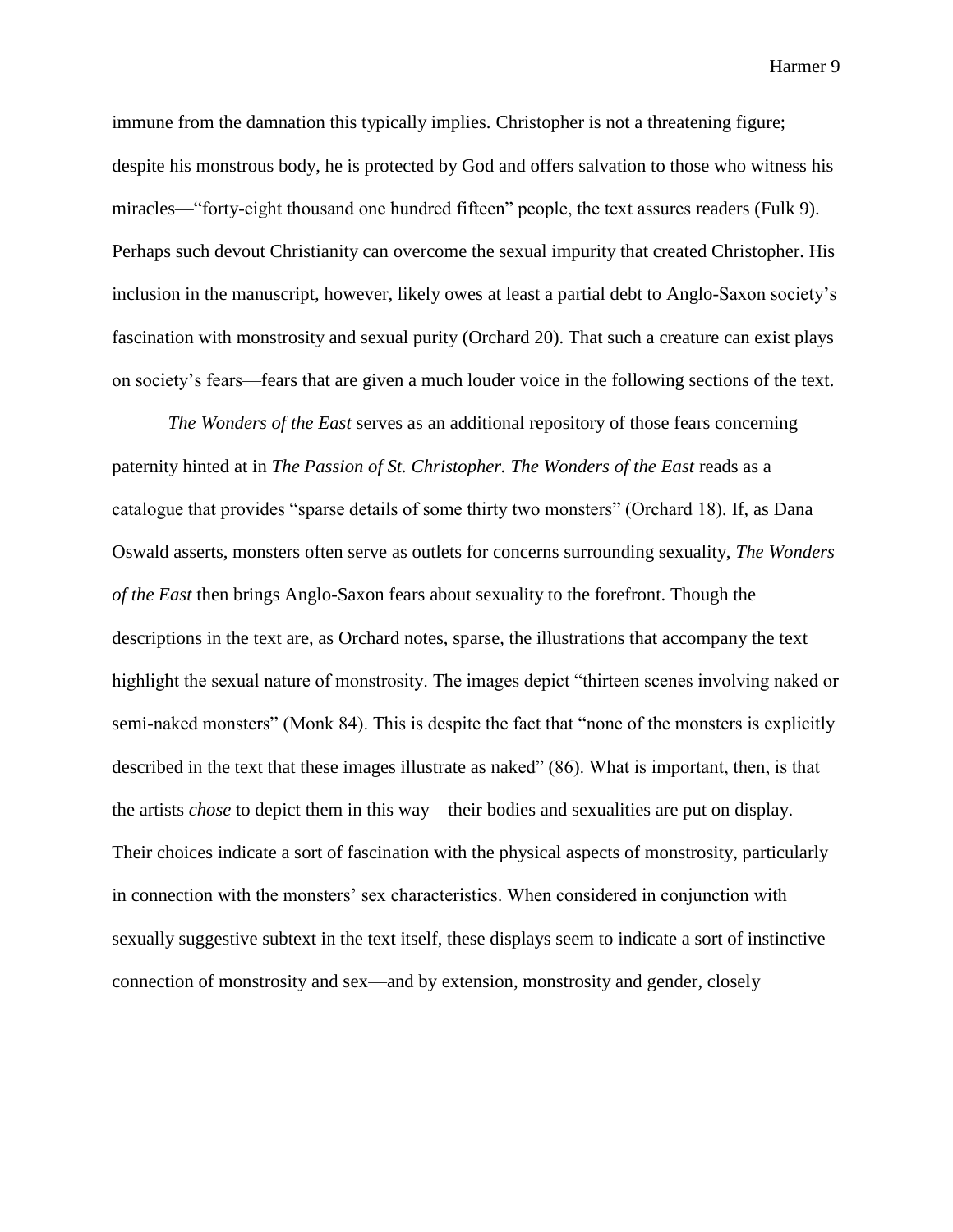immune from the damnation this typically implies. Christopher is not a threatening figure; despite his monstrous body, he is protected by God and offers salvation to those who witness his miracles—"forty-eight thousand one hundred fifteen" people, the text assures readers (Fulk 9). Perhaps such devout Christianity can overcome the sexual impurity that created Christopher. His inclusion in the manuscript, however, likely owes at least a partial debt to Anglo-Saxon society's fascination with monstrosity and sexual purity (Orchard 20). That such a creature can exist plays on society's fears—fears that are given a much louder voice in the following sections of the text.

*The Wonders of the East* serves as an additional repository of those fears concerning paternity hinted at in *The Passion of St. Christopher. The Wonders of the East* reads as a catalogue that provides "sparse details of some thirty two monsters" (Orchard 18). If, as Dana Oswald asserts, monsters often serve as outlets for concerns surrounding sexuality, *The Wonders of the East* then brings Anglo-Saxon fears about sexuality to the forefront. Though the descriptions in the text are, as Orchard notes, sparse, the illustrations that accompany the text highlight the sexual nature of monstrosity. The images depict "thirteen scenes involving naked or semi-naked monsters" (Monk 84). This is despite the fact that "none of the monsters is explicitly described in the text that these images illustrate as naked" (86). What is important, then, is that the artists *chose* to depict them in this way—their bodies and sexualities are put on display. Their choices indicate a sort of fascination with the physical aspects of monstrosity, particularly in connection with the monsters' sex characteristics. When considered in conjunction with sexually suggestive subtext in the text itself, these displays seem to indicate a sort of instinctive connection of monstrosity and sex—and by extension, monstrosity and gender, closely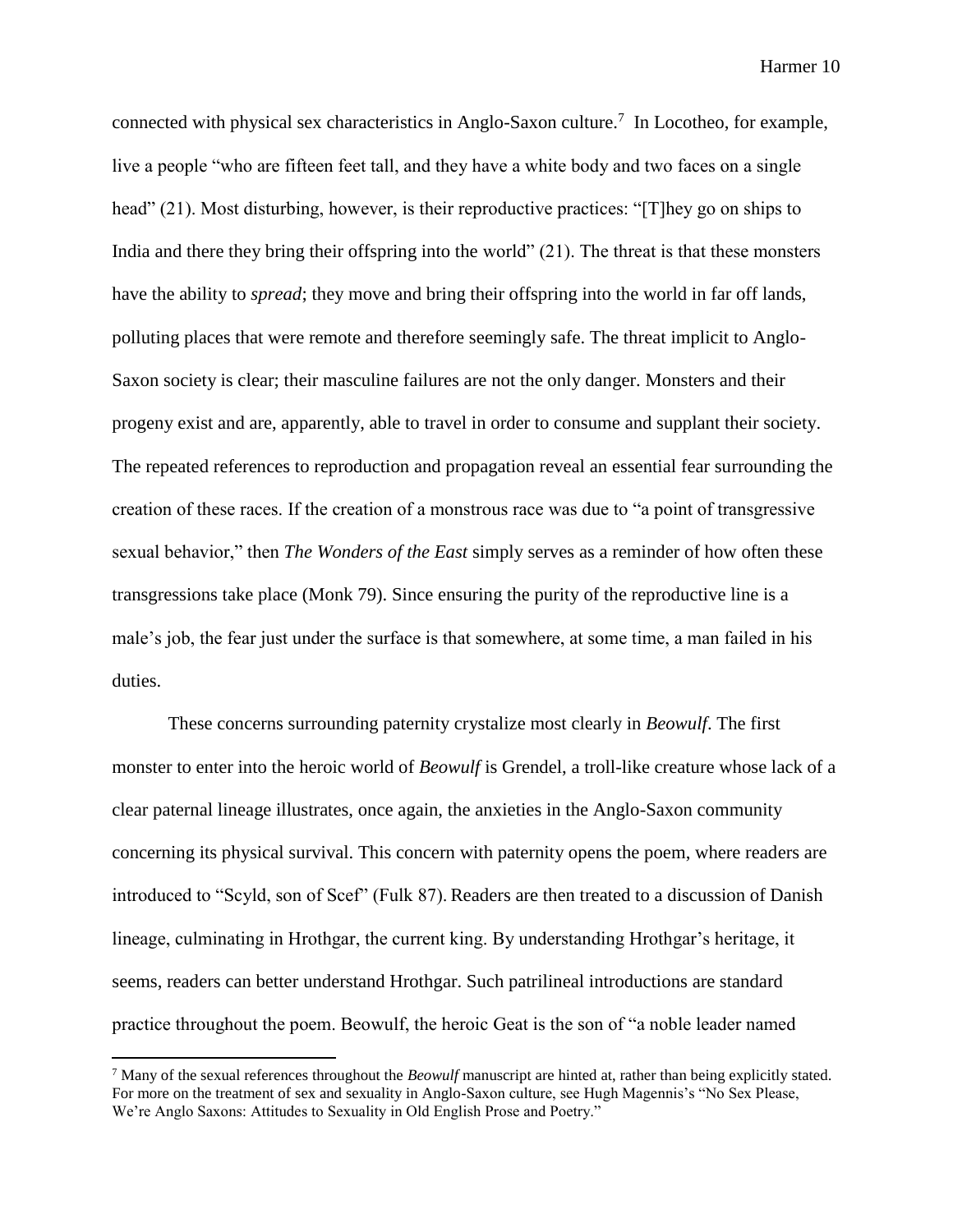connected with physical sex characteristics in Anglo-Saxon culture.[7] In Locotheo, for example, live a people "who are fifteen feet tall, and they have a white body and two faces on a single head" (21). Most disturbing, however, is their reproductive practices: "[T]hey go on ships to India and there they bring their offspring into the world" (21). The threat is that these monsters have the ability to *spread*; they move and bring their offspring into the world in far off lands, polluting places that were remote and therefore seemingly safe. The threat implicit to Anglo-Saxon society is clear; their masculine failures are not the only danger. Monsters and their progeny exist and are, apparently, able to travel in order to consume and supplant their society. The repeated references to reproduction and propagation reveal an essential fear surrounding the creation of these races. If the creation of a monstrous race was due to "a point of transgressive sexual behavior," then *The Wonders of the East* simply serves as a reminder of how often these transgressions take place (Monk 79). Since ensuring the purity of the reproductive line is a male's job, the fear just under the surface is that somewhere, at some time, a man failed in his duties.

These concerns surrounding paternity crystalize most clearly in *Beowulf*. The first monster to enter into the heroic world of *Beowulf* is Grendel, a troll-like creature whose lack of a clear paternal lineage illustrates, once again, the anxieties in the Anglo-Saxon community concerning its physical survival. This concern with paternity opens the poem, where readers are introduced to "Scyld, son of Scef" (Fulk 87). Readers are then treated to a discussion of Danish lineage, culminating in Hrothgar, the current king. By understanding Hrothgar's heritage, it seems, readers can better understand Hrothgar. Such patrilineal introductions are standard practice throughout the poem. Beowulf, the heroic Geat is the son of "a noble leader named

---

[7] Many of the sexual references throughout the *Beowulf* manuscript are hinted at, rather than being explicitly stated. For more on the treatment of sex and sexuality in Anglo-Saxon culture, see Hugh Magennis's "No Sex Please, We're Anglo Saxons: Attitudes to Sexuality in Old English Prose and Poetry."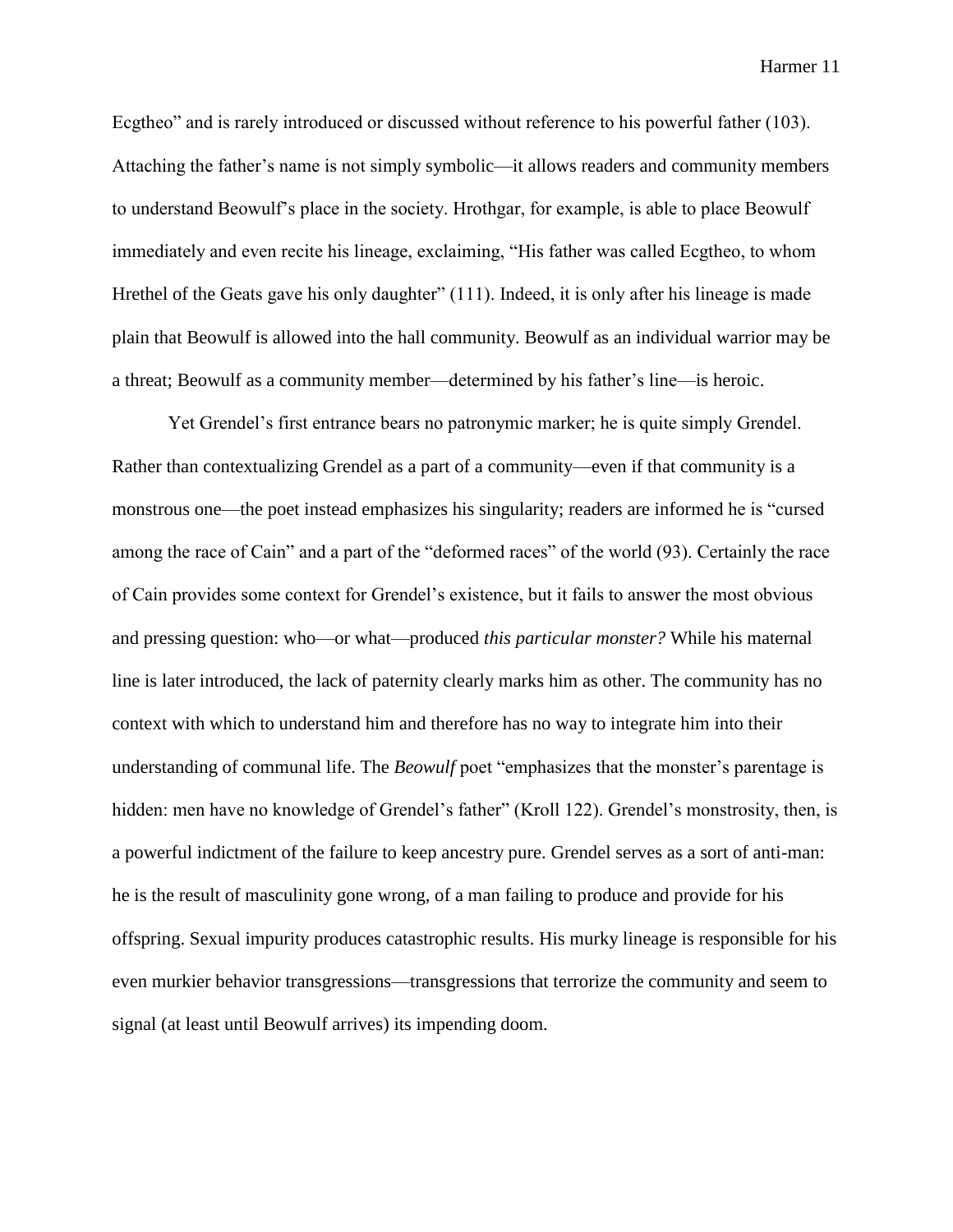Ecgtheo" and is rarely introduced or discussed without reference to his powerful father (103). Attaching the father's name is not simply symbolic—it allows readers and community members to understand Beowulf's place in the society. Hrothgar, for example, is able to place Beowulf immediately and even recite his lineage, exclaiming, "His father was called Ecgtheo, to whom Hrethel of the Geats gave his only daughter" (111). Indeed, it is only after his lineage is made plain that Beowulf is allowed into the hall community. Beowulf as an individual warrior may be a threat; Beowulf as a community member—determined by his father's line—is heroic.

Yet Grendel's first entrance bears no patronymic marker; he is quite simply Grendel. Rather than contextualizing Grendel as a part of a community—even if that community is a monstrous one—the poet instead emphasizes his singularity; readers are informed he is "cursed among the race of Cain" and a part of the "deformed races" of the world (93). Certainly the race of Cain provides some context for Grendel's existence, but it fails to answer the most obvious and pressing question: who—or what—produced *this particular monster?* While his maternal line is later introduced, the lack of paternity clearly marks him as other. The community has no context with which to understand him and therefore has no way to integrate him into their understanding of communal life. The *Beowulf* poet "emphasizes that the monster's parentage is hidden: men have no knowledge of Grendel's father" (Kroll 122). Grendel's monstrosity, then, is a powerful indictment of the failure to keep ancestry pure. Grendel serves as a sort of anti-man: he is the result of masculinity gone wrong, of a man failing to produce and provide for his offspring. Sexual impurity produces catastrophic results. His murky lineage is responsible for his even murkier behavior transgressions—transgressions that terrorize the community and seem to signal (at least until Beowulf arrives) its impending doom.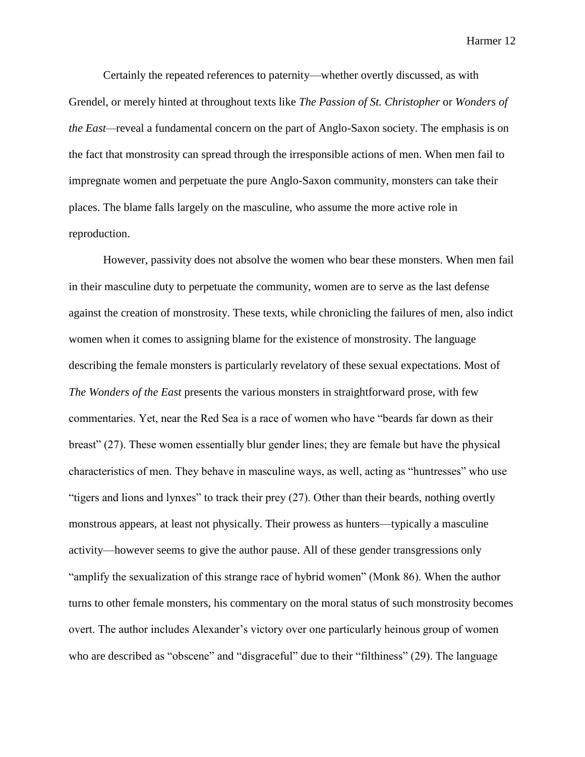Certainly the repeated references to paternity—whether overtly discussed, as with Grendel, or merely hinted at throughout texts like *The Passion of St. Christopher* or *Wonders of the East*—reveal a fundamental concern on the part of Anglo-Saxon society. The emphasis is on the fact that monstrosity can spread through the irresponsible actions of men. When men fail to impregnate women and perpetuate the pure Anglo-Saxon community, monsters can take their places. The blame falls largely on the masculine, who assume the more active role in reproduction.

However, passivity does not absolve the women who bear these monsters. When men fail in their masculine duty to perpetuate the community, women are to serve as the last defense against the creation of monstrosity. These texts, while chronicling the failures of men, also indict women when it comes to assigning blame for the existence of monstrosity. The language describing the female monsters is particularly revelatory of these sexual expectations. Most of *The Wonders of the East* presents the various monsters in straightforward prose, with few commentaries. Yet, near the Red Sea is a race of women who have "beards far down as their breast" (27). These women essentially blur gender lines; they are female but have the physical characteristics of men. They behave in masculine ways, as well, acting as "huntresses" who use "tigers and lions and lynxes" to track their prey (27). Other than their beards, nothing overtly monstrous appears, at least not physically. Their prowess as hunters—typically a masculine activity—however seems to give the author pause. All of these gender transgressions only "amplify the sexualization of this strange race of hybrid women" (Monk 86). When the author turns to other female monsters, his commentary on the moral status of such monstrosity becomes overt. The author includes Alexander's victory over one particularly heinous group of women who are described as "obscene" and "disgraceful" due to their "filthiness" (29). The language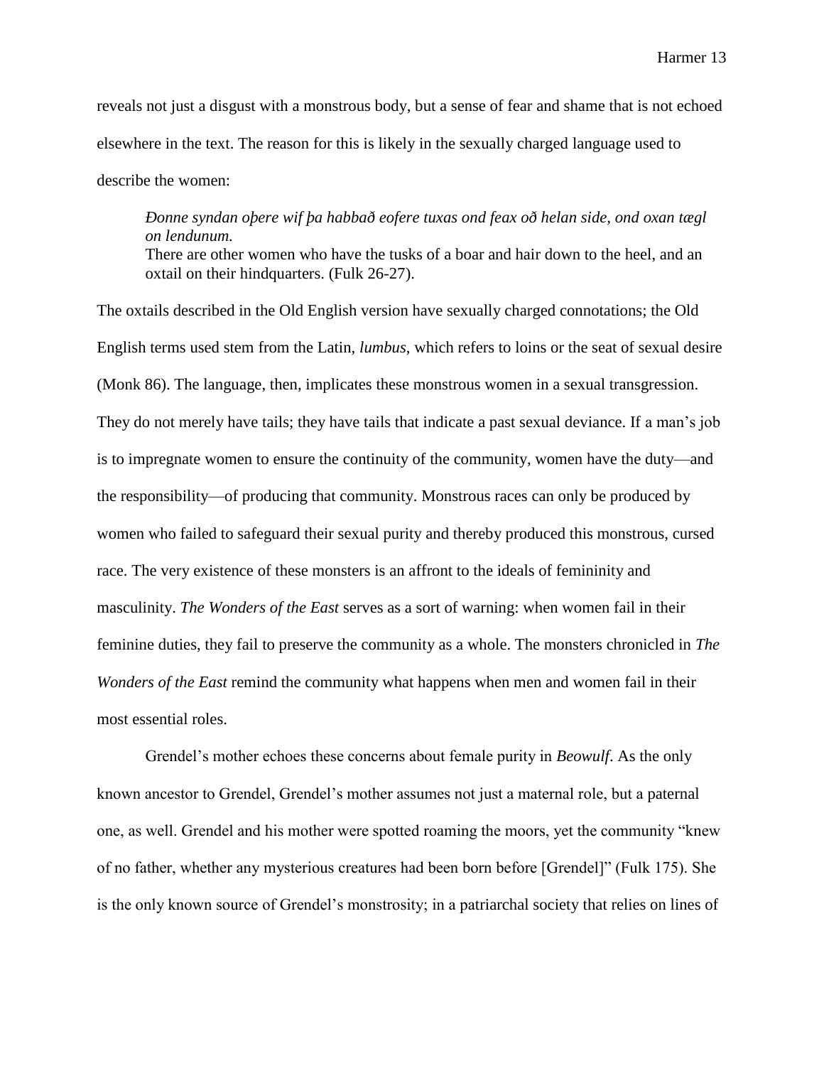reveals not just a disgust with a monstrous body, but a sense of fear and shame that is not echoed elsewhere in the text. The reason for this is likely in the sexually charged language used to describe the women:

> *Ðonne syndan oþere wif þa habbað eofere tuxas ond feax oð helan side, ond oxan tægl on lendunum.*
> There are other women who have the tusks of a boar and hair down to the heel, and an oxtail on their hindquarters. (Fulk 26-27).

The oxtails described in the Old English version have sexually charged connotations; the Old English terms used stem from the Latin, *lumbus*, which refers to loins or the seat of sexual desire (Monk 86). The language, then, implicates these monstrous women in a sexual transgression. They do not merely have tails; they have tails that indicate a past sexual deviance. If a man's job is to impregnate women to ensure the continuity of the community, women have the duty—and the responsibility—of producing that community. Monstrous races can only be produced by women who failed to safeguard their sexual purity and thereby produced this monstrous, cursed race. The very existence of these monsters is an affront to the ideals of femininity and masculinity. *The Wonders of the East* serves as a sort of warning: when women fail in their feminine duties, they fail to preserve the community as a whole. The monsters chronicled in *The Wonders of the East* remind the community what happens when men and women fail in their most essential roles.

Grendel's mother echoes these concerns about female purity in *Beowulf*. As the only known ancestor to Grendel, Grendel's mother assumes not just a maternal role, but a paternal one, as well. Grendel and his mother were spotted roaming the moors, yet the community "knew of no father, whether any mysterious creatures had been born before [Grendel]" (Fulk 175). She is the only known source of Grendel's monstrosity; in a patriarchal society that relies on lines of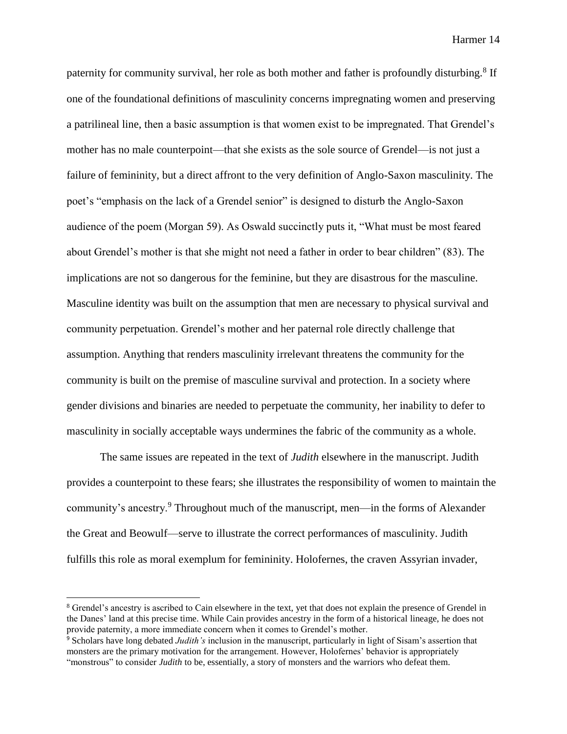paternity for community survival, her role as both mother and father is profoundly disturbing.[8] If one of the foundational definitions of masculinity concerns impregnating women and preserving a patrilineal line, then a basic assumption is that women exist to be impregnated. That Grendel's mother has no male counterpoint—that she exists as the sole source of Grendel—is not just a failure of femininity, but a direct affront to the very definition of Anglo-Saxon masculinity. The poet's "emphasis on the lack of a Grendel senior" is designed to disturb the Anglo-Saxon audience of the poem (Morgan 59). As Oswald succinctly puts it, "What must be most feared about Grendel's mother is that she might not need a father in order to bear children" (83). The implications are not so dangerous for the feminine, but they are disastrous for the masculine. Masculine identity was built on the assumption that men are necessary to physical survival and community perpetuation. Grendel's mother and her paternal role directly challenge that assumption. Anything that renders masculinity irrelevant threatens the community for the community is built on the premise of masculine survival and protection. In a society where gender divisions and binaries are needed to perpetuate the community, her inability to defer to masculinity in socially acceptable ways undermines the fabric of the community as a whole.

The same issues are repeated in the text of *Judith* elsewhere in the manuscript. Judith provides a counterpoint to these fears; she illustrates the responsibility of women to maintain the community's ancestry.[9] Throughout much of the manuscript, men—in the forms of Alexander the Great and Beowulf—serve to illustrate the correct performances of masculinity. Judith fulfills this role as moral exemplum for femininity. Holofernes, the craven Assyrian invader,

---

[8] Grendel's ancestry is ascribed to Cain elsewhere in the text, yet that does not explain the presence of Grendel in the Danes' land at this precise time. While Cain provides ancestry in the form of a historical lineage, he does not provide paternity, a more immediate concern when it comes to Grendel's mother.

[9] Scholars have long debated *Judith's* inclusion in the manuscript, particularly in light of Sisam's assertion that monsters are the primary motivation for the arrangement. However, Holofernes' behavior is appropriately "monstrous" to consider *Judith* to be, essentially, a story of monsters and the warriors who defeat them.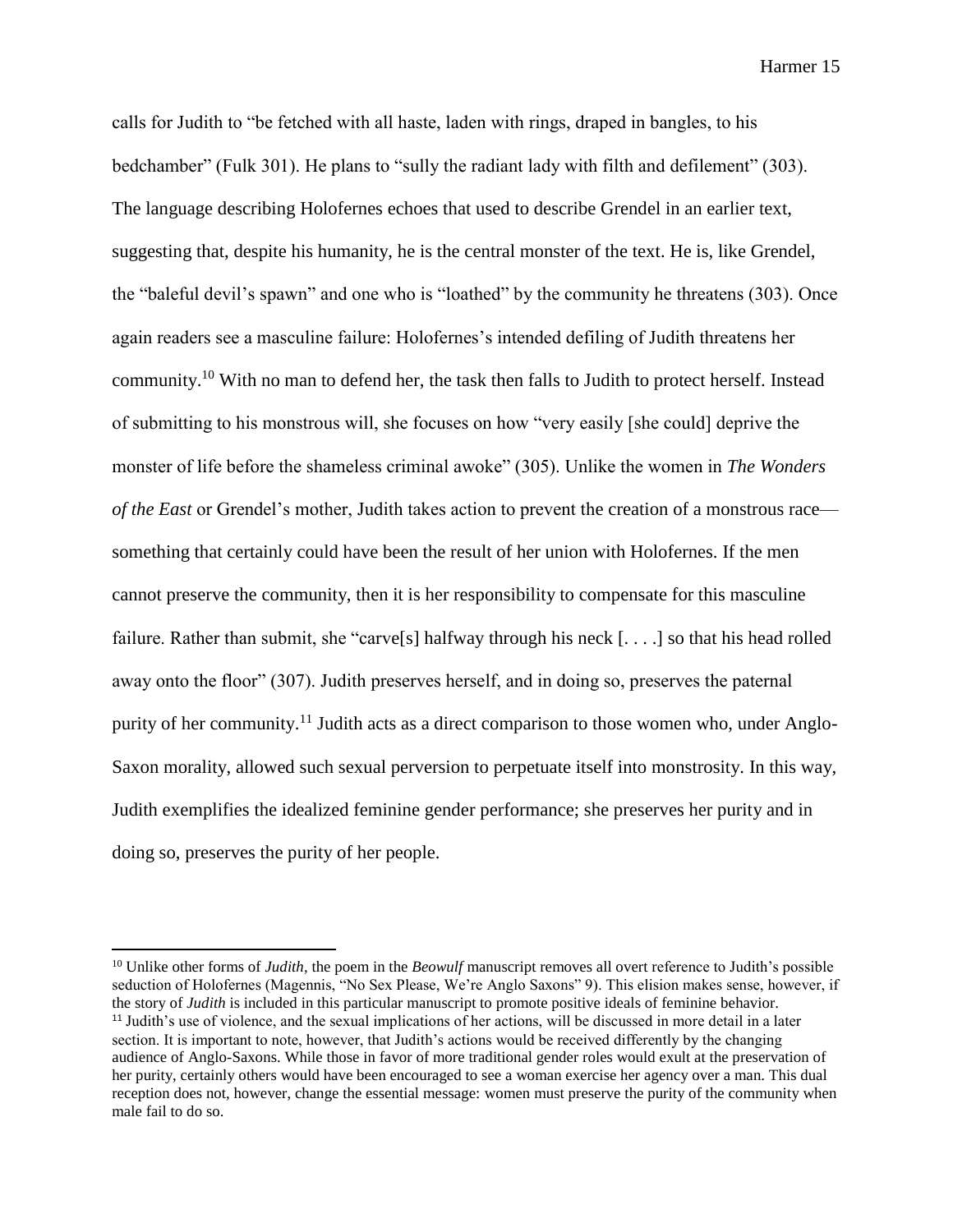calls for Judith to "be fetched with all haste, laden with rings, draped in bangles, to his bedchamber" (Fulk 301). He plans to "sully the radiant lady with filth and defilement" (303). The language describing Holofernes echoes that used to describe Grendel in an earlier text, suggesting that, despite his humanity, he is the central monster of the text. He is, like Grendel, the "baleful devil's spawn" and one who is "loathed" by the community he threatens (303). Once again readers see a masculine failure: Holofernes's intended defiling of Judith threatens her community.[10] With no man to defend her, the task then falls to Judith to protect herself. Instead of submitting to his monstrous will, she focuses on how "very easily [she could] deprive the monster of life before the shameless criminal awoke" (305). Unlike the women in *The Wonders of the East* or Grendel's mother, Judith takes action to prevent the creation of a monstrous race—something that certainly could have been the result of her union with Holofernes. If the men cannot preserve the community, then it is her responsibility to compensate for this masculine failure. Rather than submit, she "carve[s] halfway through his neck [. . . .] so that his head rolled away onto the floor" (307). Judith preserves herself, and in doing so, preserves the paternal purity of her community.[11] Judith acts as a direct comparison to those women who, under Anglo-Saxon morality, allowed such sexual perversion to perpetuate itself into monstrosity. In this way, Judith exemplifies the idealized feminine gender performance; she preserves her purity and in doing so, preserves the purity of her people.

---

[10] Unlike other forms of *Judith*, the poem in the *Beowulf* manuscript removes all overt reference to Judith's possible seduction of Holofernes (Magennis, "No Sex Please, We're Anglo Saxons" 9). This elision makes sense, however, if the story of *Judith* is included in this particular manuscript to promote positive ideals of feminine behavior.

[11] Judith's use of violence, and the sexual implications of her actions, will be discussed in more detail in a later section. It is important to note, however, that Judith's actions would be received differently by the changing audience of Anglo-Saxons. While those in favor of more traditional gender roles would exult at the preservation of her purity, certainly others would have been encouraged to see a woman exercise her agency over a man. This dual reception does not, however, change the essential message: women must preserve the purity of the community when male fail to do so.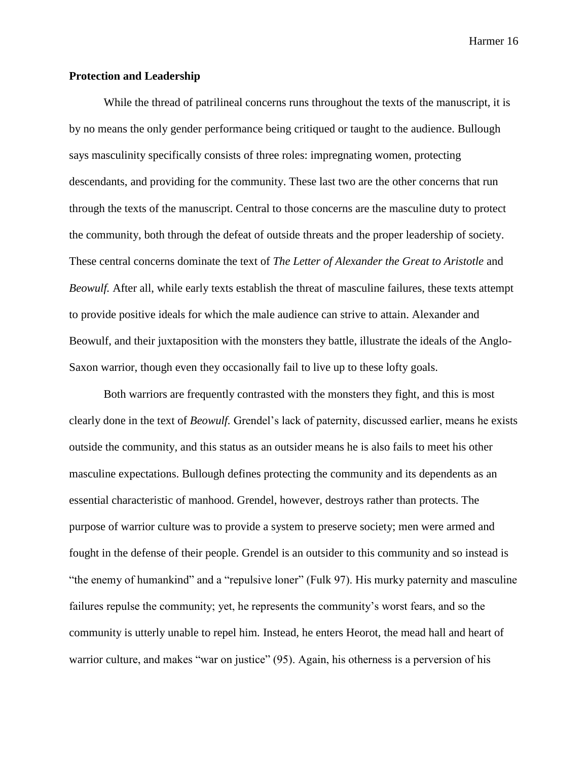**Protection and Leadership**

While the thread of patrilineal concerns runs throughout the texts of the manuscript, it is by no means the only gender performance being critiqued or taught to the audience. Bullough says masculinity specifically consists of three roles: impregnating women, protecting descendants, and providing for the community. These last two are the other concerns that run through the texts of the manuscript. Central to those concerns are the masculine duty to protect the community, both through the defeat of outside threats and the proper leadership of society. These central concerns dominate the text of *The Letter of Alexander the Great to Aristotle* and *Beowulf.* After all, while early texts establish the threat of masculine failures, these texts attempt to provide positive ideals for which the male audience can strive to attain. Alexander and Beowulf, and their juxtaposition with the monsters they battle, illustrate the ideals of the Anglo-Saxon warrior, though even they occasionally fail to live up to these lofty goals.

Both warriors are frequently contrasted with the monsters they fight, and this is most clearly done in the text of *Beowulf.* Grendel's lack of paternity, discussed earlier, means he exists outside the community, and this status as an outsider means he is also fails to meet his other masculine expectations. Bullough defines protecting the community and its dependents as an essential characteristic of manhood. Grendel, however, destroys rather than protects. The purpose of warrior culture was to provide a system to preserve society; men were armed and fought in the defense of their people. Grendel is an outsider to this community and so instead is "the enemy of humankind" and a "repulsive loner" (Fulk 97). His murky paternity and masculine failures repulse the community; yet, he represents the community's worst fears, and so the community is utterly unable to repel him. Instead, he enters Heorot, the mead hall and heart of warrior culture, and makes "war on justice" (95). Again, his otherness is a perversion of his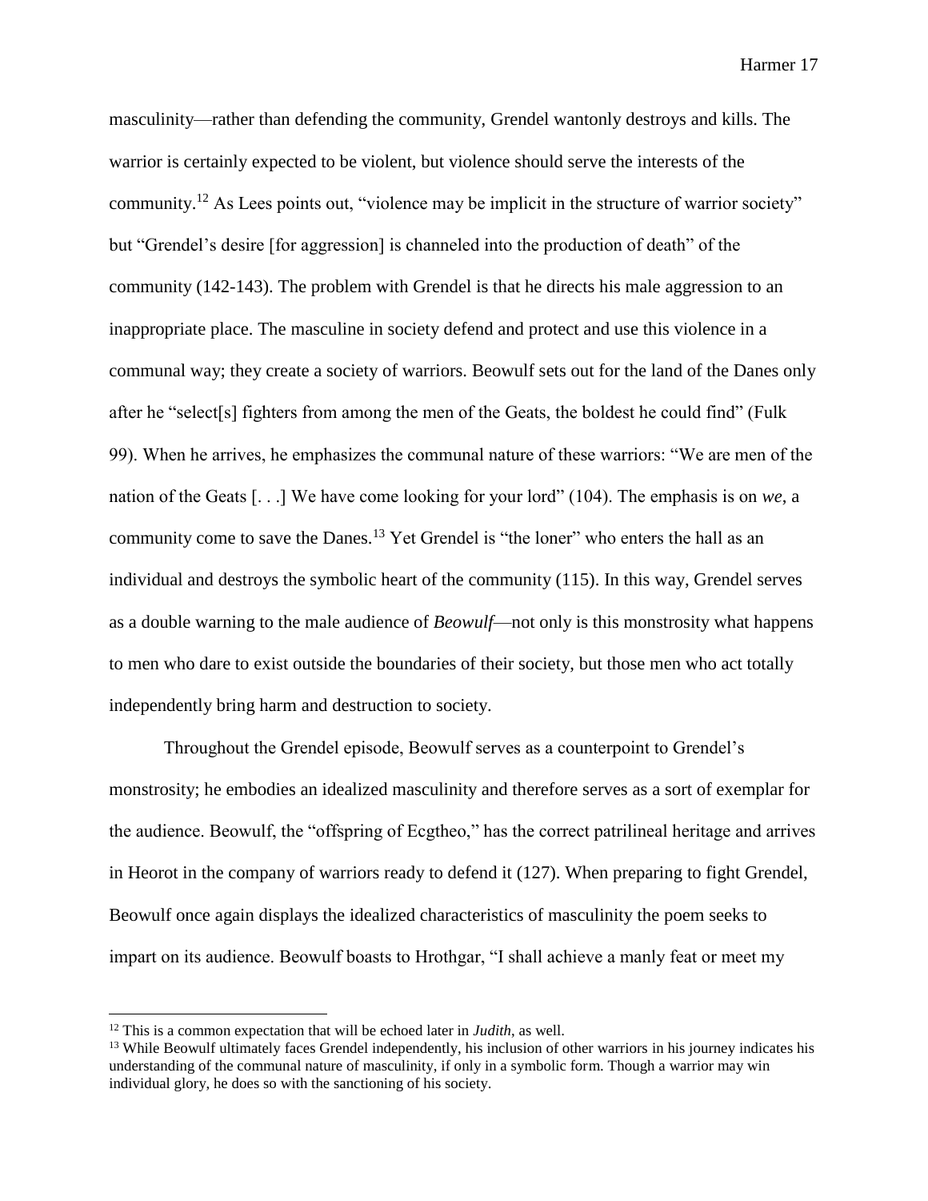masculinity—rather than defending the community, Grendel wantonly destroys and kills. The warrior is certainly expected to be violent, but violence should serve the interests of the community.[12] As Lees points out, "violence may be implicit in the structure of warrior society" but "Grendel's desire [for aggression] is channeled into the production of death" of the community (142-143). The problem with Grendel is that he directs his male aggression to an inappropriate place. The masculine in society defend and protect and use this violence in a communal way; they create a society of warriors. Beowulf sets out for the land of the Danes only after he "select[s] fighters from among the men of the Geats, the boldest he could find" (Fulk 99). When he arrives, he emphasizes the communal nature of these warriors: "We are men of the nation of the Geats [. . .] We have come looking for your lord" (104). The emphasis is on *we*, a community come to save the Danes.[13] Yet Grendel is "the loner" who enters the hall as an individual and destroys the symbolic heart of the community (115). In this way, Grendel serves as a double warning to the male audience of *Beowulf*—not only is this monstrosity what happens to men who dare to exist outside the boundaries of their society, but those men who act totally independently bring harm and destruction to society.

Throughout the Grendel episode, Beowulf serves as a counterpoint to Grendel's monstrosity; he embodies an idealized masculinity and therefore serves as a sort of exemplar for the audience. Beowulf, the "offspring of Ecgtheo," has the correct patrilineal heritage and arrives in Heorot in the company of warriors ready to defend it (127). When preparing to fight Grendel, Beowulf once again displays the idealized characteristics of masculinity the poem seeks to impart on its audience. Beowulf boasts to Hrothgar, "I shall achieve a manly feat or meet my

---

[12] This is a common expectation that will be echoed later in *Judith*, as well.

[13] While Beowulf ultimately faces Grendel independently, his inclusion of other warriors in his journey indicates his understanding of the communal nature of masculinity, if only in a symbolic form. Though a warrior may win individual glory, he does so with the sanctioning of his society.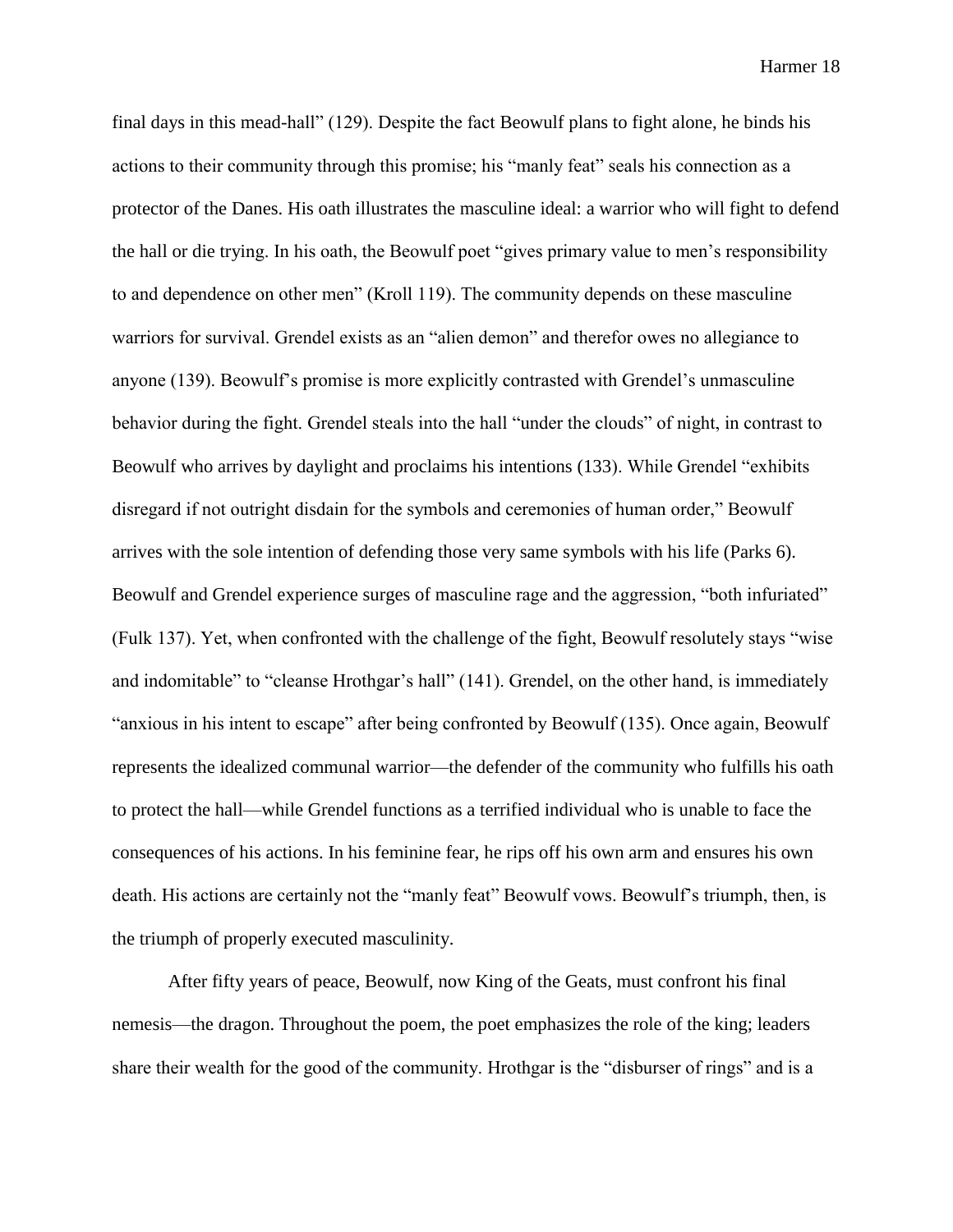final days in this mead-hall" (129). Despite the fact Beowulf plans to fight alone, he binds his actions to their community through this promise; his "manly feat" seals his connection as a protector of the Danes. His oath illustrates the masculine ideal: a warrior who will fight to defend the hall or die trying. In his oath, the Beowulf poet "gives primary value to men's responsibility to and dependence on other men" (Kroll 119). The community depends on these masculine warriors for survival. Grendel exists as an "alien demon" and therefor owes no allegiance to anyone (139). Beowulf's promise is more explicitly contrasted with Grendel's unmasculine behavior during the fight. Grendel steals into the hall "under the clouds" of night, in contrast to Beowulf who arrives by daylight and proclaims his intentions (133). While Grendel "exhibits disregard if not outright disdain for the symbols and ceremonies of human order," Beowulf arrives with the sole intention of defending those very same symbols with his life (Parks 6). Beowulf and Grendel experience surges of masculine rage and the aggression, "both infuriated" (Fulk 137). Yet, when confronted with the challenge of the fight, Beowulf resolutely stays "wise and indomitable" to "cleanse Hrothgar's hall" (141). Grendel, on the other hand, is immediately "anxious in his intent to escape" after being confronted by Beowulf (135). Once again, Beowulf represents the idealized communal warrior—the defender of the community who fulfills his oath to protect the hall—while Grendel functions as a terrified individual who is unable to face the consequences of his actions. In his feminine fear, he rips off his own arm and ensures his own death. His actions are certainly not the "manly feat" Beowulf vows. Beowulf's triumph, then, is the triumph of properly executed masculinity.

After fifty years of peace, Beowulf, now King of the Geats, must confront his final nemesis—the dragon. Throughout the poem, the poet emphasizes the role of the king; leaders share their wealth for the good of the community. Hrothgar is the "disburser of rings" and is a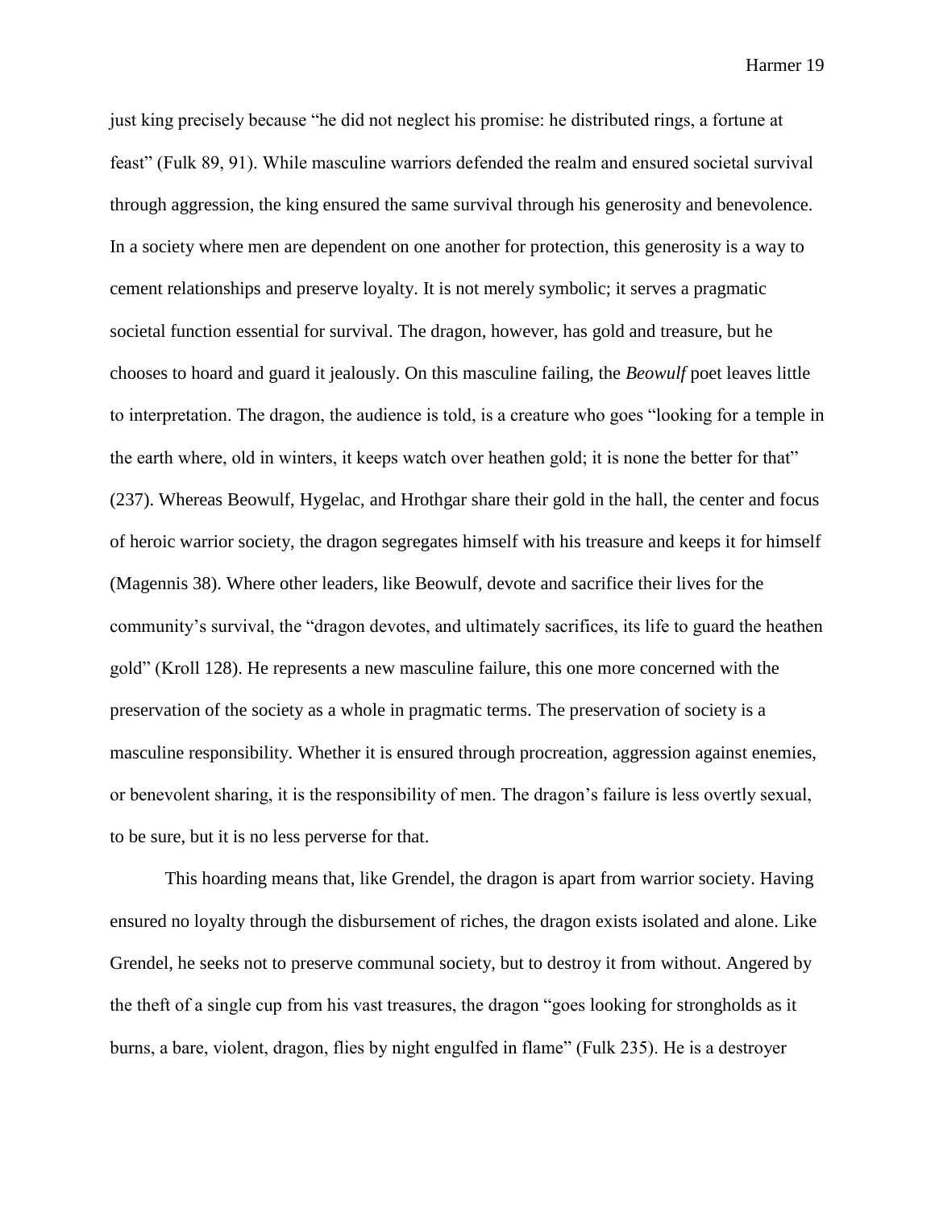just king precisely because "he did not neglect his promise: he distributed rings, a fortune at feast" (Fulk 89, 91). While masculine warriors defended the realm and ensured societal survival through aggression, the king ensured the same survival through his generosity and benevolence. In a society where men are dependent on one another for protection, this generosity is a way to cement relationships and preserve loyalty. It is not merely symbolic; it serves a pragmatic societal function essential for survival. The dragon, however, has gold and treasure, but he chooses to hoard and guard it jealously. On this masculine failing, the *Beowulf* poet leaves little to interpretation. The dragon, the audience is told, is a creature who goes "looking for a temple in the earth where, old in winters, it keeps watch over heathen gold; it is none the better for that" (237). Whereas Beowulf, Hygelac, and Hrothgar share their gold in the hall, the center and focus of heroic warrior society, the dragon segregates himself with his treasure and keeps it for himself (Magennis 38). Where other leaders, like Beowulf, devote and sacrifice their lives for the community's survival, the "dragon devotes, and ultimately sacrifices, its life to guard the heathen gold" (Kroll 128). He represents a new masculine failure, this one more concerned with the preservation of the society as a whole in pragmatic terms. The preservation of society is a masculine responsibility. Whether it is ensured through procreation, aggression against enemies, or benevolent sharing, it is the responsibility of men. The dragon's failure is less overtly sexual, to be sure, but it is no less perverse for that.

This hoarding means that, like Grendel, the dragon is apart from warrior society. Having ensured no loyalty through the disbursement of riches, the dragon exists isolated and alone. Like Grendel, he seeks not to preserve communal society, but to destroy it from without. Angered by the theft of a single cup from his vast treasures, the dragon "goes looking for strongholds as it burns, a bare, violent, dragon, flies by night engulfed in flame" (Fulk 235). He is a destroyer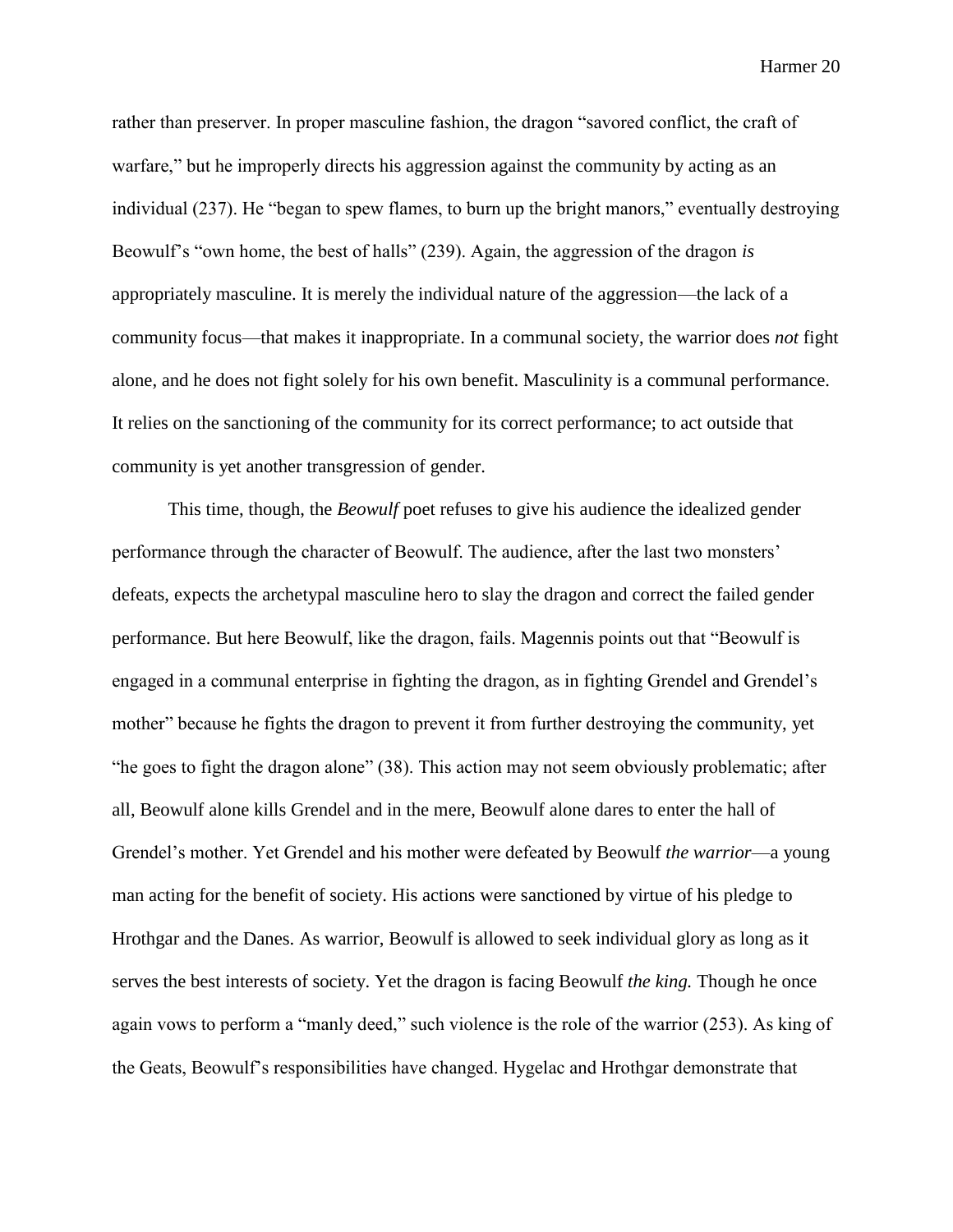rather than preserver. In proper masculine fashion, the dragon "savored conflict, the craft of warfare," but he improperly directs his aggression against the community by acting as an individual (237). He "began to spew flames, to burn up the bright manors," eventually destroying Beowulf's "own home, the best of halls" (239). Again, the aggression of the dragon *is* appropriately masculine. It is merely the individual nature of the aggression—the lack of a community focus—that makes it inappropriate. In a communal society, the warrior does *not* fight alone, and he does not fight solely for his own benefit. Masculinity is a communal performance. It relies on the sanctioning of the community for its correct performance; to act outside that community is yet another transgression of gender.

This time, though, the *Beowulf* poet refuses to give his audience the idealized gender performance through the character of Beowulf. The audience, after the last two monsters' defeats, expects the archetypal masculine hero to slay the dragon and correct the failed gender performance. But here Beowulf, like the dragon, fails. Magennis points out that "Beowulf is engaged in a communal enterprise in fighting the dragon, as in fighting Grendel and Grendel's mother" because he fights the dragon to prevent it from further destroying the community, yet "he goes to fight the dragon alone" (38). This action may not seem obviously problematic; after all, Beowulf alone kills Grendel and in the mere, Beowulf alone dares to enter the hall of Grendel's mother. Yet Grendel and his mother were defeated by Beowulf *the warrior*—a young man acting for the benefit of society. His actions were sanctioned by virtue of his pledge to Hrothgar and the Danes. As warrior, Beowulf is allowed to seek individual glory as long as it serves the best interests of society. Yet the dragon is facing Beowulf *the king.* Though he once again vows to perform a "manly deed," such violence is the role of the warrior (253). As king of the Geats, Beowulf's responsibilities have changed. Hygelac and Hrothgar demonstrate that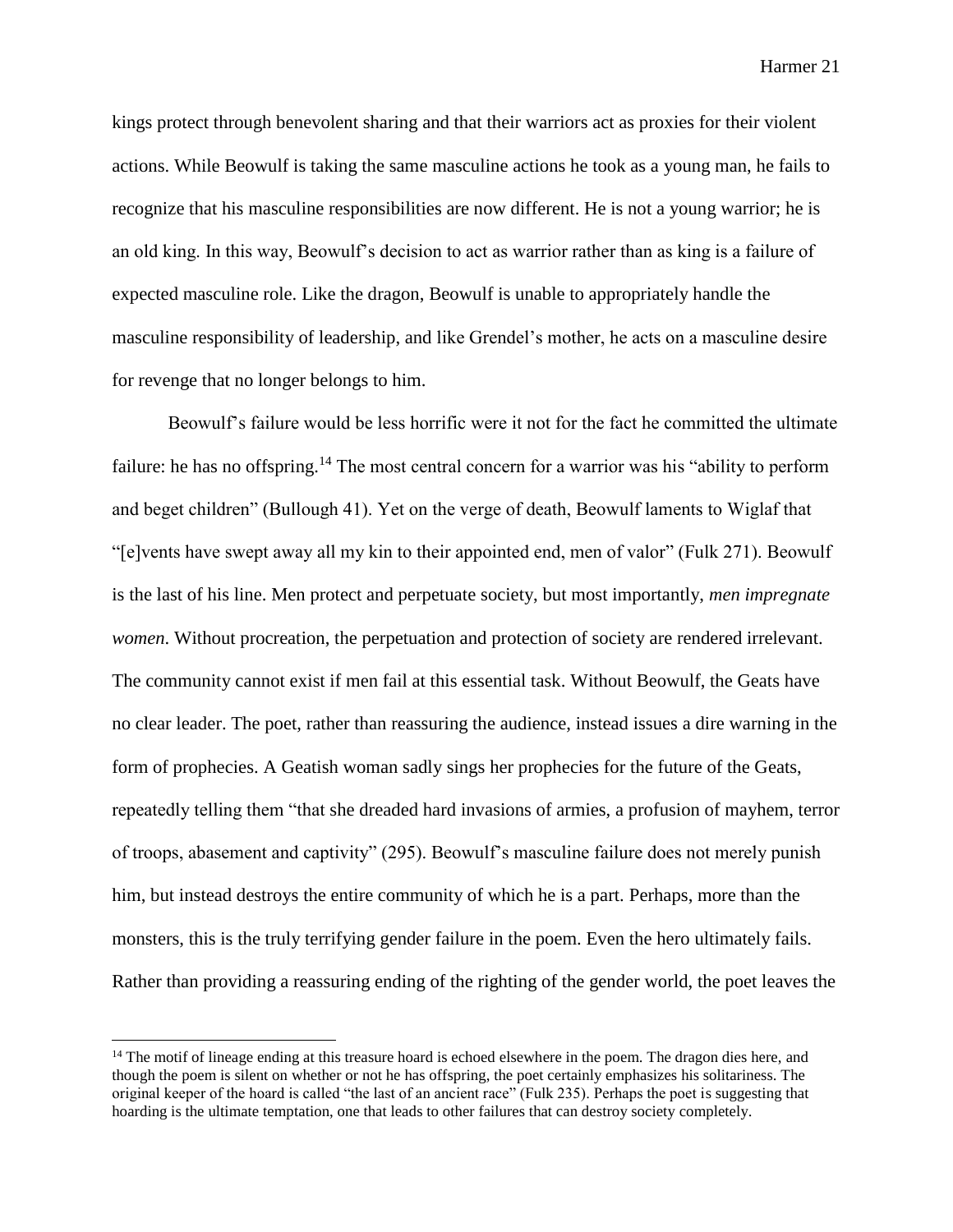kings protect through benevolent sharing and that their warriors act as proxies for their violent actions. While Beowulf is taking the same masculine actions he took as a young man, he fails to recognize that his masculine responsibilities are now different. He is not a young warrior; he is an old king. In this way, Beowulf's decision to act as warrior rather than as king is a failure of expected masculine role. Like the dragon, Beowulf is unable to appropriately handle the masculine responsibility of leadership, and like Grendel's mother, he acts on a masculine desire for revenge that no longer belongs to him.

Beowulf's failure would be less horrific were it not for the fact he committed the ultimate failure: he has no offspring.[14] The most central concern for a warrior was his "ability to perform and beget children" (Bullough 41). Yet on the verge of death, Beowulf laments to Wiglaf that "[e]vents have swept away all my kin to their appointed end, men of valor" (Fulk 271). Beowulf is the last of his line. Men protect and perpetuate society, but most importantly, *men impregnate women*. Without procreation, the perpetuation and protection of society are rendered irrelevant. The community cannot exist if men fail at this essential task. Without Beowulf, the Geats have no clear leader. The poet, rather than reassuring the audience, instead issues a dire warning in the form of prophecies. A Geatish woman sadly sings her prophecies for the future of the Geats, repeatedly telling them "that she dreaded hard invasions of armies, a profusion of mayhem, terror of troops, abasement and captivity" (295). Beowulf's masculine failure does not merely punish him, but instead destroys the entire community of which he is a part. Perhaps, more than the monsters, this is the truly terrifying gender failure in the poem. Even the hero ultimately fails. Rather than providing a reassuring ending of the righting of the gender world, the poet leaves the

[14] The motif of lineage ending at this treasure hoard is echoed elsewhere in the poem. The dragon dies here, and though the poem is silent on whether or not he has offspring, the poet certainly emphasizes his solitariness. The original keeper of the hoard is called "the last of an ancient race" (Fulk 235). Perhaps the poet is suggesting that hoarding is the ultimate temptation, one that leads to other failures that can destroy society completely.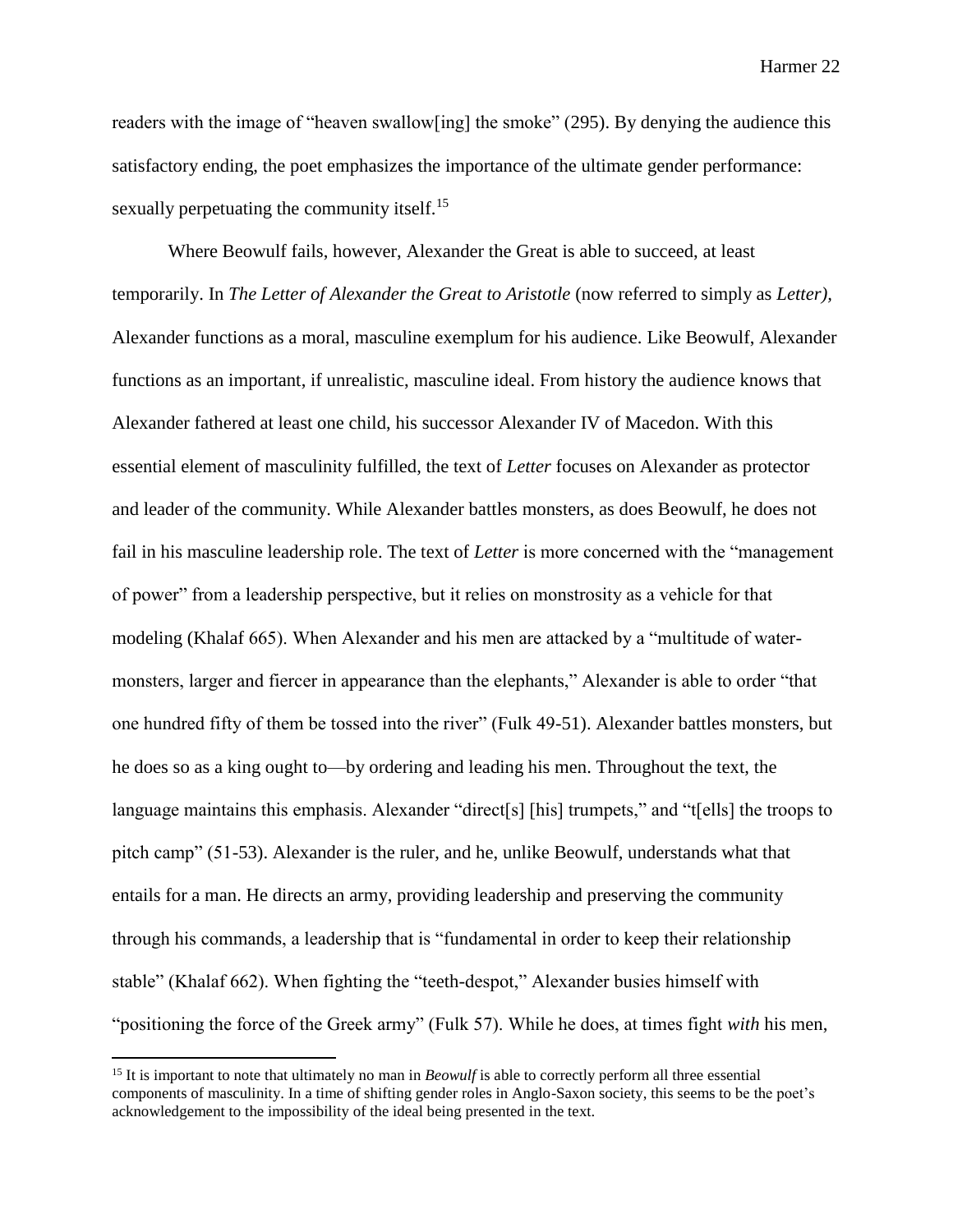readers with the image of "heaven swallow[ing] the smoke" (295). By denying the audience this satisfactory ending, the poet emphasizes the importance of the ultimate gender performance: sexually perpetuating the community itself.[15]

Where Beowulf fails, however, Alexander the Great is able to succeed, at least temporarily. In *The Letter of Alexander the Great to Aristotle* (now referred to simply as *Letter)*, Alexander functions as a moral, masculine exemplum for his audience. Like Beowulf, Alexander functions as an important, if unrealistic, masculine ideal. From history the audience knows that Alexander fathered at least one child, his successor Alexander IV of Macedon. With this essential element of masculinity fulfilled, the text of *Letter* focuses on Alexander as protector and leader of the community. While Alexander battles monsters, as does Beowulf, he does not fail in his masculine leadership role. The text of *Letter* is more concerned with the "management of power" from a leadership perspective, but it relies on monstrosity as a vehicle for that modeling (Khalaf 665). When Alexander and his men are attacked by a "multitude of water-monsters, larger and fiercer in appearance than the elephants," Alexander is able to order "that one hundred fifty of them be tossed into the river" (Fulk 49-51). Alexander battles monsters, but he does so as a king ought to—by ordering and leading his men. Throughout the text, the language maintains this emphasis. Alexander "direct[s] [his] trumpets," and "t[ells] the troops to pitch camp" (51-53). Alexander is the ruler, and he, unlike Beowulf, understands what that entails for a man. He directs an army, providing leadership and preserving the community through his commands, a leadership that is "fundamental in order to keep their relationship stable" (Khalaf 662). When fighting the "teeth-despot," Alexander busies himself with "positioning the force of the Greek army" (Fulk 57). While he does, at times fight *with* his men,

[15] It is important to note that ultimately no man in *Beowulf* is able to correctly perform all three essential components of masculinity. In a time of shifting gender roles in Anglo-Saxon society, this seems to be the poet's acknowledgement to the impossibility of the ideal being presented in the text.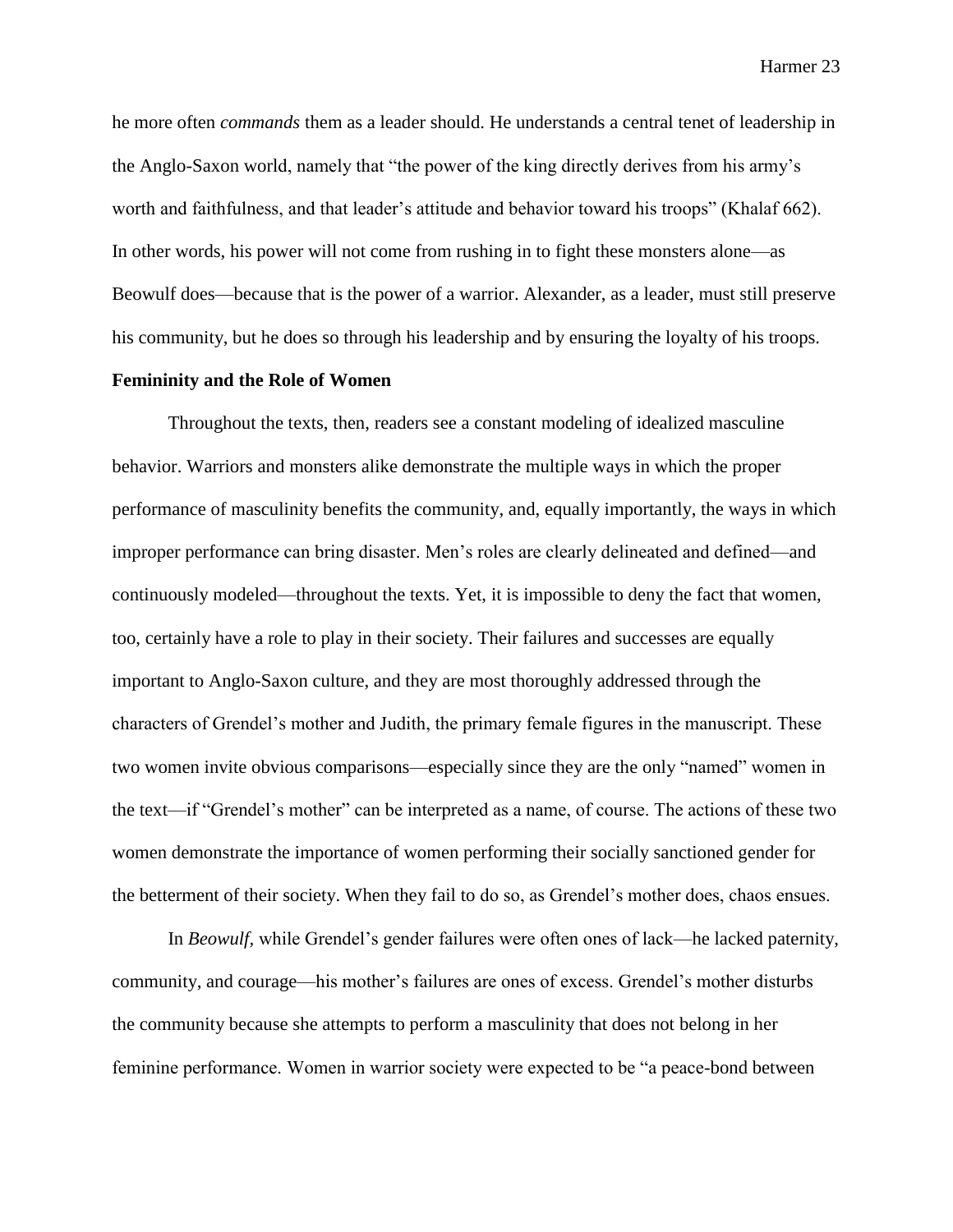he more often *commands* them as a leader should. He understands a central tenet of leadership in the Anglo-Saxon world, namely that "the power of the king directly derives from his army's worth and faithfulness, and that leader's attitude and behavior toward his troops" (Khalaf 662). In other words, his power will not come from rushing in to fight these monsters alone—as Beowulf does—because that is the power of a warrior. Alexander, as a leader, must still preserve his community, but he does so through his leadership and by ensuring the loyalty of his troops.

## Femininity and the Role of Women

Throughout the texts, then, readers see a constant modeling of idealized masculine behavior. Warriors and monsters alike demonstrate the multiple ways in which the proper performance of masculinity benefits the community, and, equally importantly, the ways in which improper performance can bring disaster. Men's roles are clearly delineated and defined—and continuously modeled—throughout the texts. Yet, it is impossible to deny the fact that women, too, certainly have a role to play in their society. Their failures and successes are equally important to Anglo-Saxon culture, and they are most thoroughly addressed through the characters of Grendel's mother and Judith, the primary female figures in the manuscript. These two women invite obvious comparisons—especially since they are the only "named" women in the text—if "Grendel's mother" can be interpreted as a name, of course. The actions of these two women demonstrate the importance of women performing their socially sanctioned gender for the betterment of their society. When they fail to do so, as Grendel's mother does, chaos ensues.

In *Beowulf*, while Grendel's gender failures were often ones of lack—he lacked paternity, community, and courage—his mother's failures are ones of excess. Grendel's mother disturbs the community because she attempts to perform a masculinity that does not belong in her feminine performance. Women in warrior society were expected to be "a peace-bond between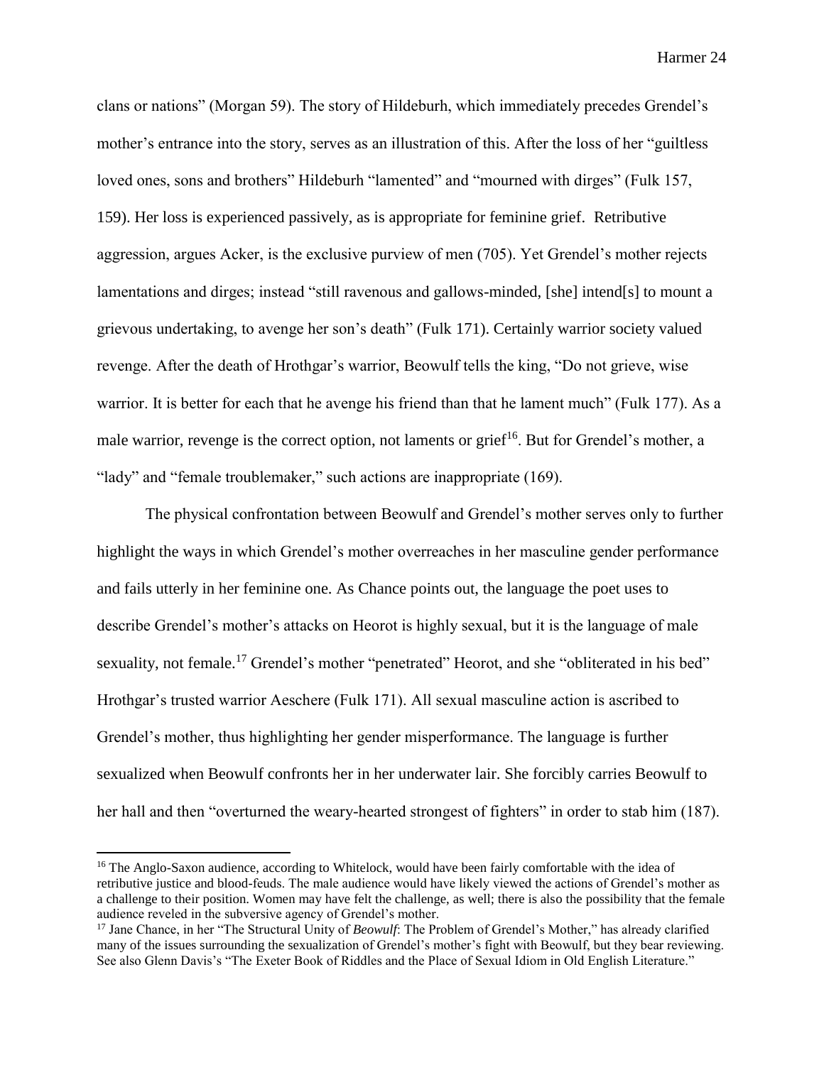clans or nations" (Morgan 59). The story of Hildeburh, which immediately precedes Grendel's mother's entrance into the story, serves as an illustration of this. After the loss of her "guiltless loved ones, sons and brothers" Hildeburh "lamented" and "mourned with dirges" (Fulk 157, 159). Her loss is experienced passively, as is appropriate for feminine grief. Retributive aggression, argues Acker, is the exclusive purview of men (705). Yet Grendel's mother rejects lamentations and dirges; instead "still ravenous and gallows-minded, [she] intend[s] to mount a grievous undertaking, to avenge her son's death" (Fulk 171). Certainly warrior society valued revenge. After the death of Hrothgar's warrior, Beowulf tells the king, "Do not grieve, wise warrior. It is better for each that he avenge his friend than that he lament much" (Fulk 177). As a male warrior, revenge is the correct option, not laments or grief[16]. But for Grendel's mother, a "lady" and "female troublemaker," such actions are inappropriate (169).

The physical confrontation between Beowulf and Grendel's mother serves only to further highlight the ways in which Grendel's mother overreaches in her masculine gender performance and fails utterly in her feminine one. As Chance points out, the language the poet uses to describe Grendel's mother's attacks on Heorot is highly sexual, but it is the language of male sexuality, not female.[17] Grendel's mother "penetrated" Heorot, and she "obliterated in his bed" Hrothgar's trusted warrior Aeschere (Fulk 171). All sexual masculine action is ascribed to Grendel's mother, thus highlighting her gender misperformance. The language is further sexualized when Beowulf confronts her in her underwater lair. She forcibly carries Beowulf to her hall and then "overturned the weary-hearted strongest of fighters" in order to stab him (187).

---

[16] The Anglo-Saxon audience, according to Whitelock, would have been fairly comfortable with the idea of retributive justice and blood-feuds. The male audience would have likely viewed the actions of Grendel's mother as a challenge to their position. Women may have felt the challenge, as well; there is also the possibility that the female audience reveled in the subversive agency of Grendel's mother.

[17] Jane Chance, in her "The Structural Unity of *Beowulf*: The Problem of Grendel's Mother," has already clarified many of the issues surrounding the sexualization of Grendel's mother's fight with Beowulf, but they bear reviewing. See also Glenn Davis's "The Exeter Book of Riddles and the Place of Sexual Idiom in Old English Literature."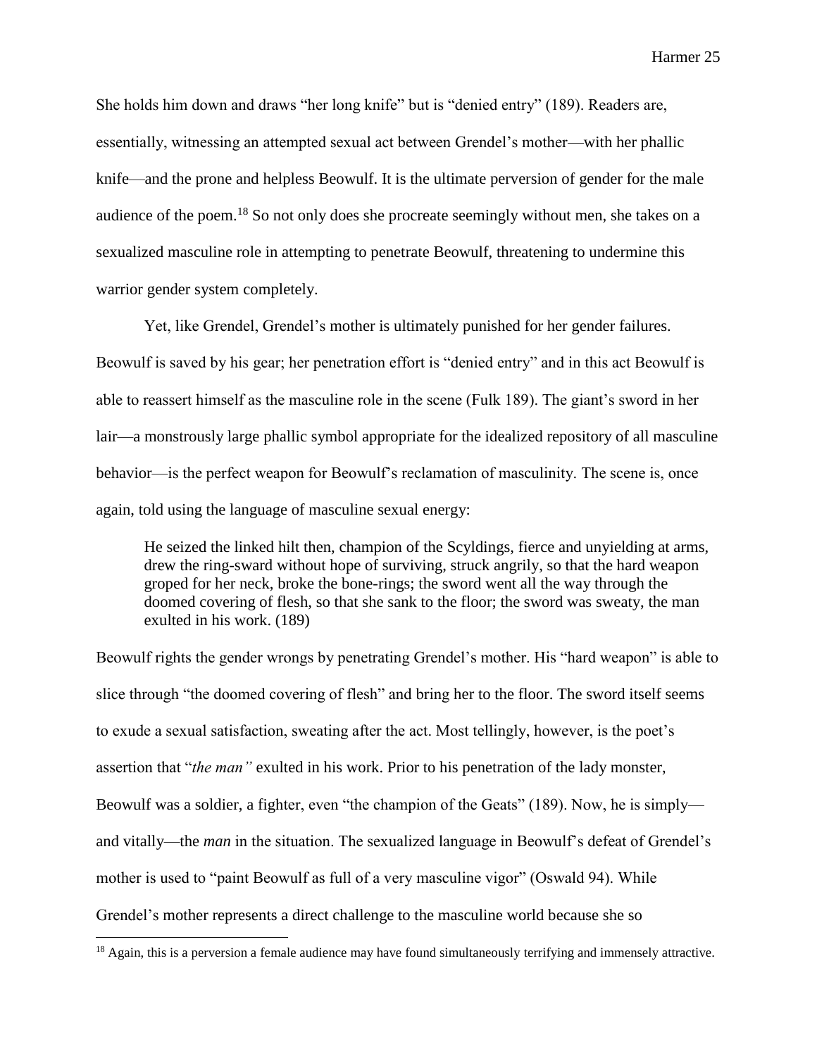She holds him down and draws "her long knife" but is "denied entry" (189). Readers are, essentially, witnessing an attempted sexual act between Grendel's mother—with her phallic knife—and the prone and helpless Beowulf. It is the ultimate perversion of gender for the male audience of the poem.[18] So not only does she procreate seemingly without men, she takes on a sexualized masculine role in attempting to penetrate Beowulf, threatening to undermine this warrior gender system completely.

Yet, like Grendel, Grendel's mother is ultimately punished for her gender failures. Beowulf is saved by his gear; her penetration effort is "denied entry" and in this act Beowulf is able to reassert himself as the masculine role in the scene (Fulk 189). The giant's sword in her lair—a monstrously large phallic symbol appropriate for the idealized repository of all masculine behavior—is the perfect weapon for Beowulf's reclamation of masculinity. The scene is, once again, told using the language of masculine sexual energy:

> He seized the linked hilt then, champion of the Scyldings, fierce and unyielding at arms, drew the ring-sward without hope of surviving, struck angrily, so that the hard weapon groped for her neck, broke the bone-rings; the sword went all the way through the doomed covering of flesh, so that she sank to the floor; the sword was sweaty, the man exulted in his work. (189)

Beowulf rights the gender wrongs by penetrating Grendel's mother. His "hard weapon" is able to slice through "the doomed covering of flesh" and bring her to the floor. The sword itself seems to exude a sexual satisfaction, sweating after the act. Most tellingly, however, is the poet's assertion that "*the man"* exulted in his work. Prior to his penetration of the lady monster, Beowulf was a soldier, a fighter, even "the champion of the Geats" (189). Now, he is simply—and vitally—the *man* in the situation. The sexualized language in Beowulf's defeat of Grendel's mother is used to "paint Beowulf as full of a very masculine vigor" (Oswald 94). While Grendel's mother represents a direct challenge to the masculine world because she so

[18] Again, this is a perversion a female audience may have found simultaneously terrifying and immensely attractive.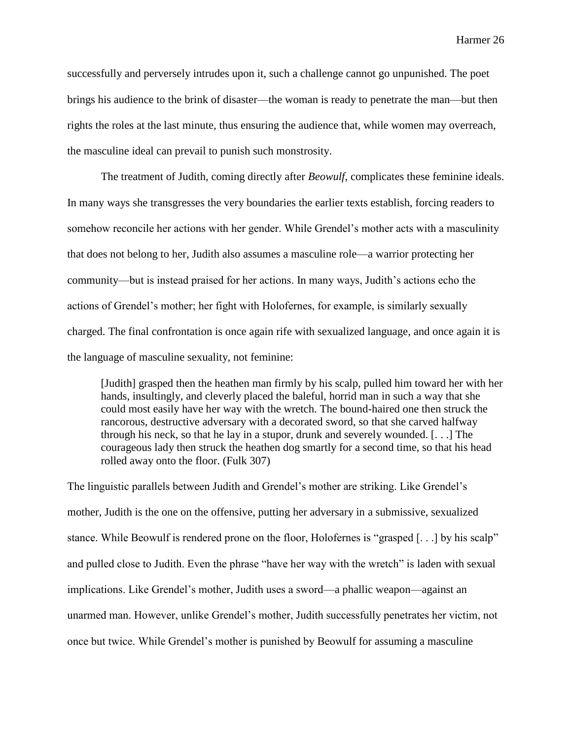successfully and perversely intrudes upon it, such a challenge cannot go unpunished. The poet brings his audience to the brink of disaster—the woman is ready to penetrate the man—but then rights the roles at the last minute, thus ensuring the audience that, while women may overreach, the masculine ideal can prevail to punish such monstrosity.

The treatment of Judith, coming directly after *Beowulf*, complicates these feminine ideals. In many ways she transgresses the very boundaries the earlier texts establish, forcing readers to somehow reconcile her actions with her gender. While Grendel's mother acts with a masculinity that does not belong to her, Judith also assumes a masculine role—a warrior protecting her community—but is instead praised for her actions. In many ways, Judith's actions echo the actions of Grendel's mother; her fight with Holofernes, for example, is similarly sexually charged. The final confrontation is once again rife with sexualized language, and once again it is the language of masculine sexuality, not feminine:

> [Judith] grasped then the heathen man firmly by his scalp, pulled him toward her with her hands, insultingly, and cleverly placed the baleful, horrid man in such a way that she could most easily have her way with the wretch. The bound-haired one then struck the rancorous, destructive adversary with a decorated sword, so that she carved halfway through his neck, so that he lay in a stupor, drunk and severely wounded. [. . .] The courageous lady then struck the heathen dog smartly for a second time, so that his head rolled away onto the floor. (Fulk 307)

The linguistic parallels between Judith and Grendel's mother are striking. Like Grendel's mother, Judith is the one on the offensive, putting her adversary in a submissive, sexualized stance. While Beowulf is rendered prone on the floor, Holofernes is "grasped [. . .] by his scalp" and pulled close to Judith. Even the phrase "have her way with the wretch" is laden with sexual implications. Like Grendel's mother, Judith uses a sword—a phallic weapon—against an unarmed man. However, unlike Grendel's mother, Judith successfully penetrates her victim, not once but twice. While Grendel's mother is punished by Beowulf for assuming a masculine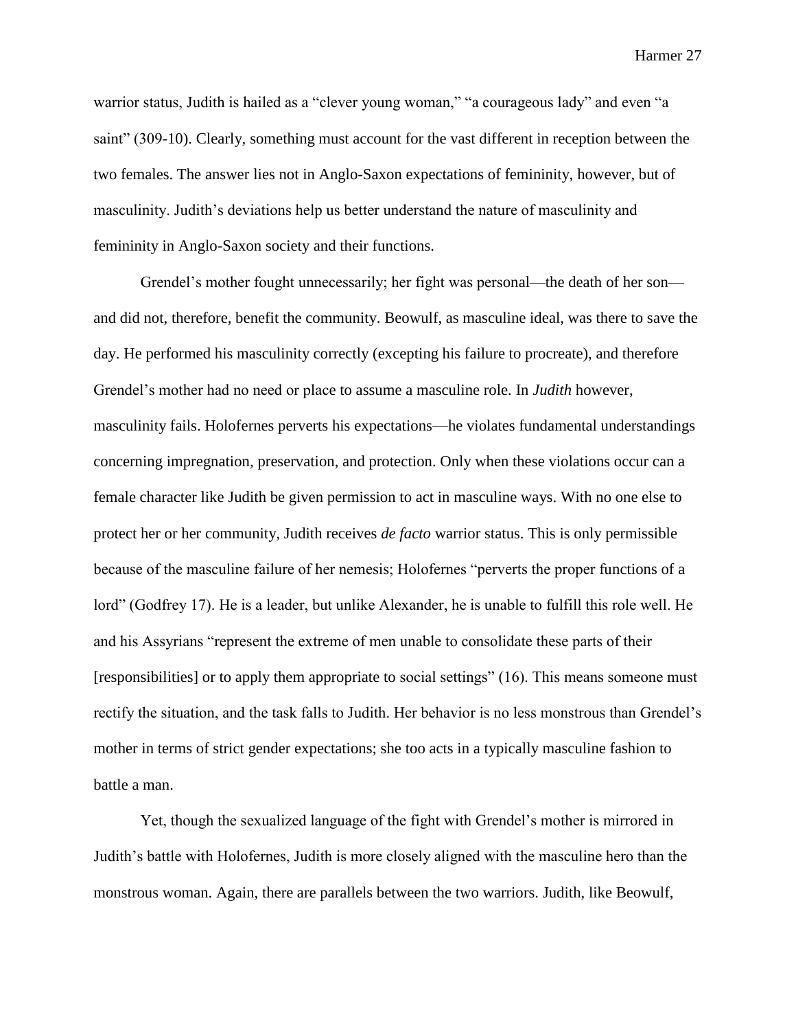warrior status, Judith is hailed as a "clever young woman," "a courageous lady" and even "a saint" (309-10). Clearly, something must account for the vast different in reception between the two females. The answer lies not in Anglo-Saxon expectations of femininity, however, but of masculinity. Judith's deviations help us better understand the nature of masculinity and femininity in Anglo-Saxon society and their functions.

Grendel's mother fought unnecessarily; her fight was personal—the death of her son—and did not, therefore, benefit the community. Beowulf, as masculine ideal, was there to save the day. He performed his masculinity correctly (excepting his failure to procreate), and therefore Grendel's mother had no need or place to assume a masculine role. In *Judith* however, masculinity fails. Holofernes perverts his expectations—he violates fundamental understandings concerning impregnation, preservation, and protection. Only when these violations occur can a female character like Judith be given permission to act in masculine ways. With no one else to protect her or her community, Judith receives *de facto* warrior status. This is only permissible because of the masculine failure of her nemesis; Holofernes "perverts the proper functions of a lord" (Godfrey 17). He is a leader, but unlike Alexander, he is unable to fulfill this role well. He and his Assyrians "represent the extreme of men unable to consolidate these parts of their [responsibilities] or to apply them appropriate to social settings" (16). This means someone must rectify the situation, and the task falls to Judith. Her behavior is no less monstrous than Grendel's mother in terms of strict gender expectations; she too acts in a typically masculine fashion to battle a man.

Yet, though the sexualized language of the fight with Grendel's mother is mirrored in Judith's battle with Holofernes, Judith is more closely aligned with the masculine hero than the monstrous woman. Again, there are parallels between the two warriors. Judith, like Beowulf,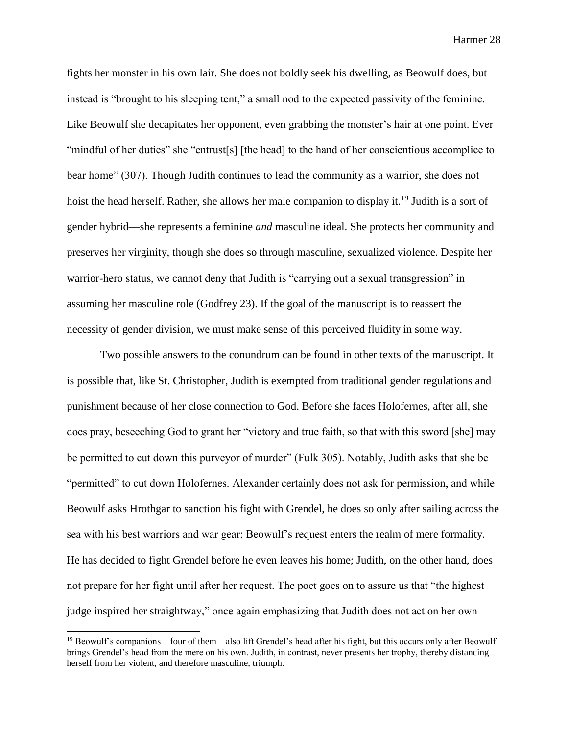fights her monster in his own lair. She does not boldly seek his dwelling, as Beowulf does, but instead is "brought to his sleeping tent," a small nod to the expected passivity of the feminine. Like Beowulf she decapitates her opponent, even grabbing the monster's hair at one point. Ever "mindful of her duties" she "entrust[s] [the head] to the hand of her conscientious accomplice to bear home" (307). Though Judith continues to lead the community as a warrior, she does not hoist the head herself. Rather, she allows her male companion to display it.[19] Judith is a sort of gender hybrid—she represents a feminine *and* masculine ideal. She protects her community and preserves her virginity, though she does so through masculine, sexualized violence. Despite her warrior-hero status, we cannot deny that Judith is "carrying out a sexual transgression" in assuming her masculine role (Godfrey 23). If the goal of the manuscript is to reassert the necessity of gender division, we must make sense of this perceived fluidity in some way.

Two possible answers to the conundrum can be found in other texts of the manuscript. It is possible that, like St. Christopher, Judith is exempted from traditional gender regulations and punishment because of her close connection to God. Before she faces Holofernes, after all, she does pray, beseeching God to grant her "victory and true faith, so that with this sword [she] may be permitted to cut down this purveyor of murder" (Fulk 305). Notably, Judith asks that she be "permitted" to cut down Holofernes. Alexander certainly does not ask for permission, and while Beowulf asks Hrothgar to sanction his fight with Grendel, he does so only after sailing across the sea with his best warriors and war gear; Beowulf's request enters the realm of mere formality. He has decided to fight Grendel before he even leaves his home; Judith, on the other hand, does not prepare for her fight until after her request. The poet goes on to assure us that "the highest judge inspired her straightway," once again emphasizing that Judith does not act on her own

[19] Beowulf's companions—four of them—also lift Grendel's head after his fight, but this occurs only after Beowulf brings Grendel's head from the mere on his own. Judith, in contrast, never presents her trophy, thereby distancing herself from her violent, and therefore masculine, triumph.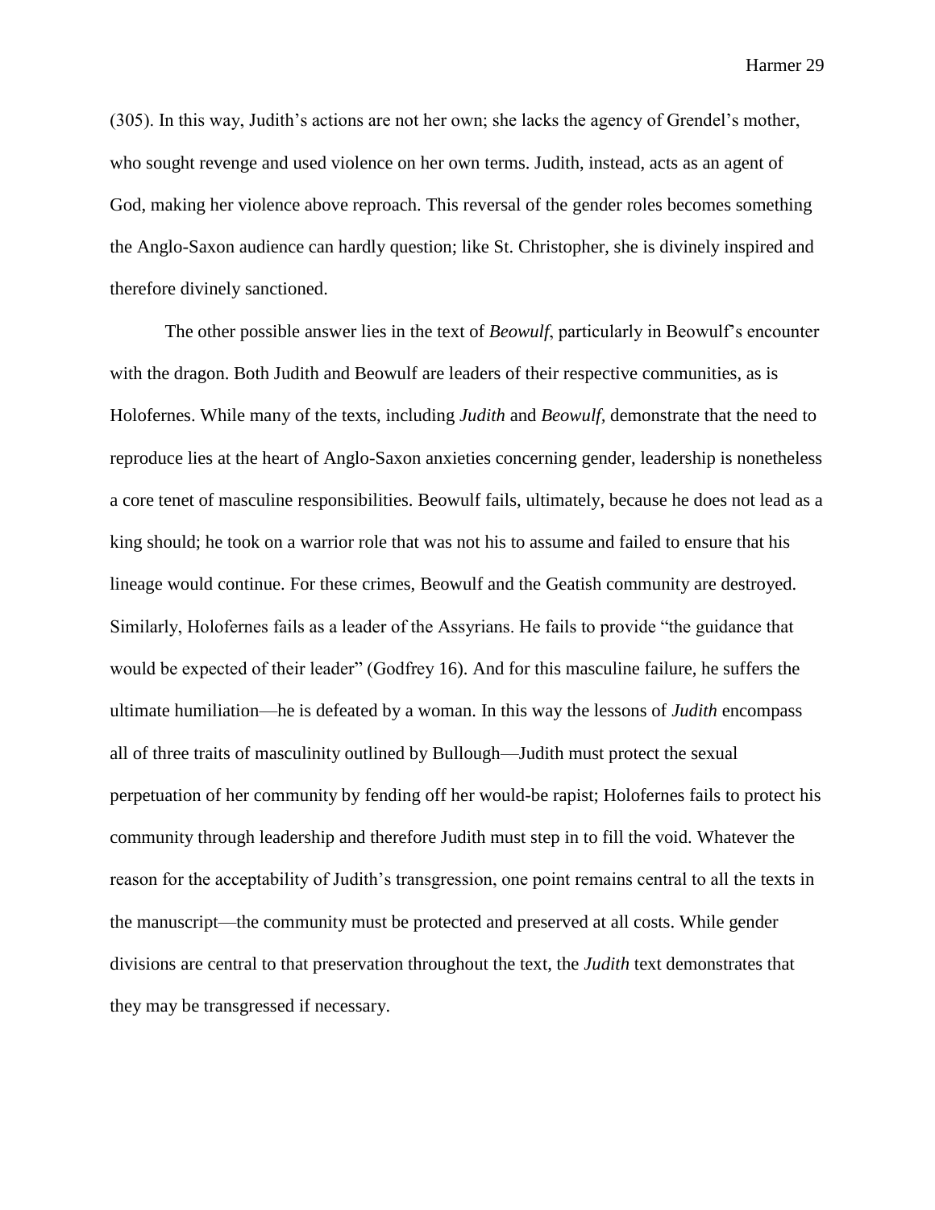(305). In this way, Judith's actions are not her own; she lacks the agency of Grendel's mother, who sought revenge and used violence on her own terms. Judith, instead, acts as an agent of God, making her violence above reproach. This reversal of the gender roles becomes something the Anglo-Saxon audience can hardly question; like St. Christopher, she is divinely inspired and therefore divinely sanctioned.

The other possible answer lies in the text of *Beowulf*, particularly in Beowulf's encounter with the dragon. Both Judith and Beowulf are leaders of their respective communities, as is Holofernes. While many of the texts, including *Judith* and *Beowulf*, demonstrate that the need to reproduce lies at the heart of Anglo-Saxon anxieties concerning gender, leadership is nonetheless a core tenet of masculine responsibilities. Beowulf fails, ultimately, because he does not lead as a king should; he took on a warrior role that was not his to assume and failed to ensure that his lineage would continue. For these crimes, Beowulf and the Geatish community are destroyed. Similarly, Holofernes fails as a leader of the Assyrians. He fails to provide "the guidance that would be expected of their leader" (Godfrey 16). And for this masculine failure, he suffers the ultimate humiliation—he is defeated by a woman. In this way the lessons of *Judith* encompass all of three traits of masculinity outlined by Bullough—Judith must protect the sexual perpetuation of her community by fending off her would-be rapist; Holofernes fails to protect his community through leadership and therefore Judith must step in to fill the void. Whatever the reason for the acceptability of Judith's transgression, one point remains central to all the texts in the manuscript—the community must be protected and preserved at all costs. While gender divisions are central to that preservation throughout the text, the *Judith* text demonstrates that they may be transgressed if necessary.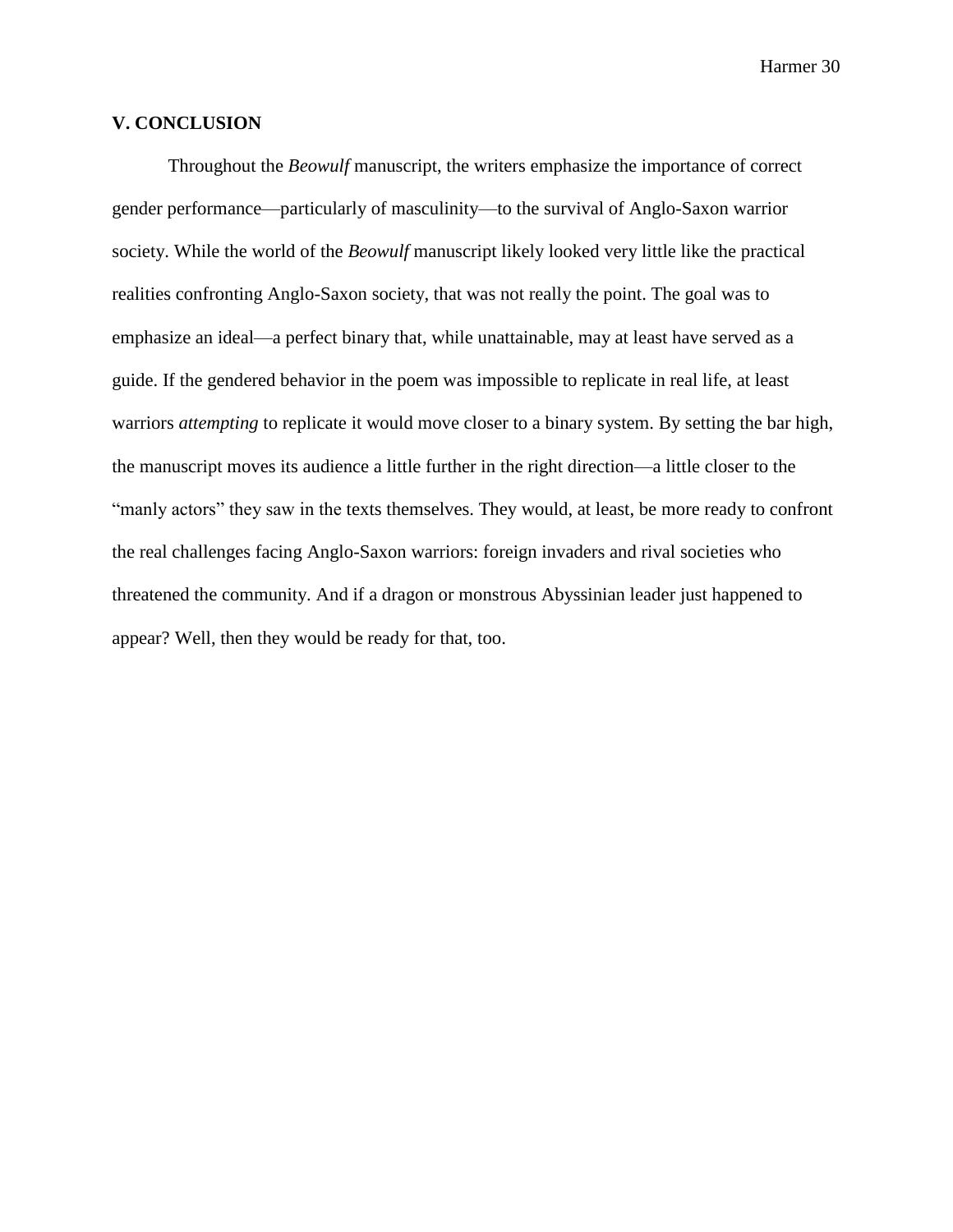## V. CONCLUSION

Throughout the *Beowulf* manuscript, the writers emphasize the importance of correct gender performance—particularly of masculinity—to the survival of Anglo-Saxon warrior society. While the world of the *Beowulf* manuscript likely looked very little like the practical realities confronting Anglo-Saxon society, that was not really the point. The goal was to emphasize an ideal—a perfect binary that, while unattainable, may at least have served as a guide. If the gendered behavior in the poem was impossible to replicate in real life, at least warriors *attempting* to replicate it would move closer to a binary system. By setting the bar high, the manuscript moves its audience a little further in the right direction—a little closer to the "manly actors" they saw in the texts themselves. They would, at least, be more ready to confront the real challenges facing Anglo-Saxon warriors: foreign invaders and rival societies who threatened the community. And if a dragon or monstrous Abyssinian leader just happened to appear? Well, then they would be ready for that, too.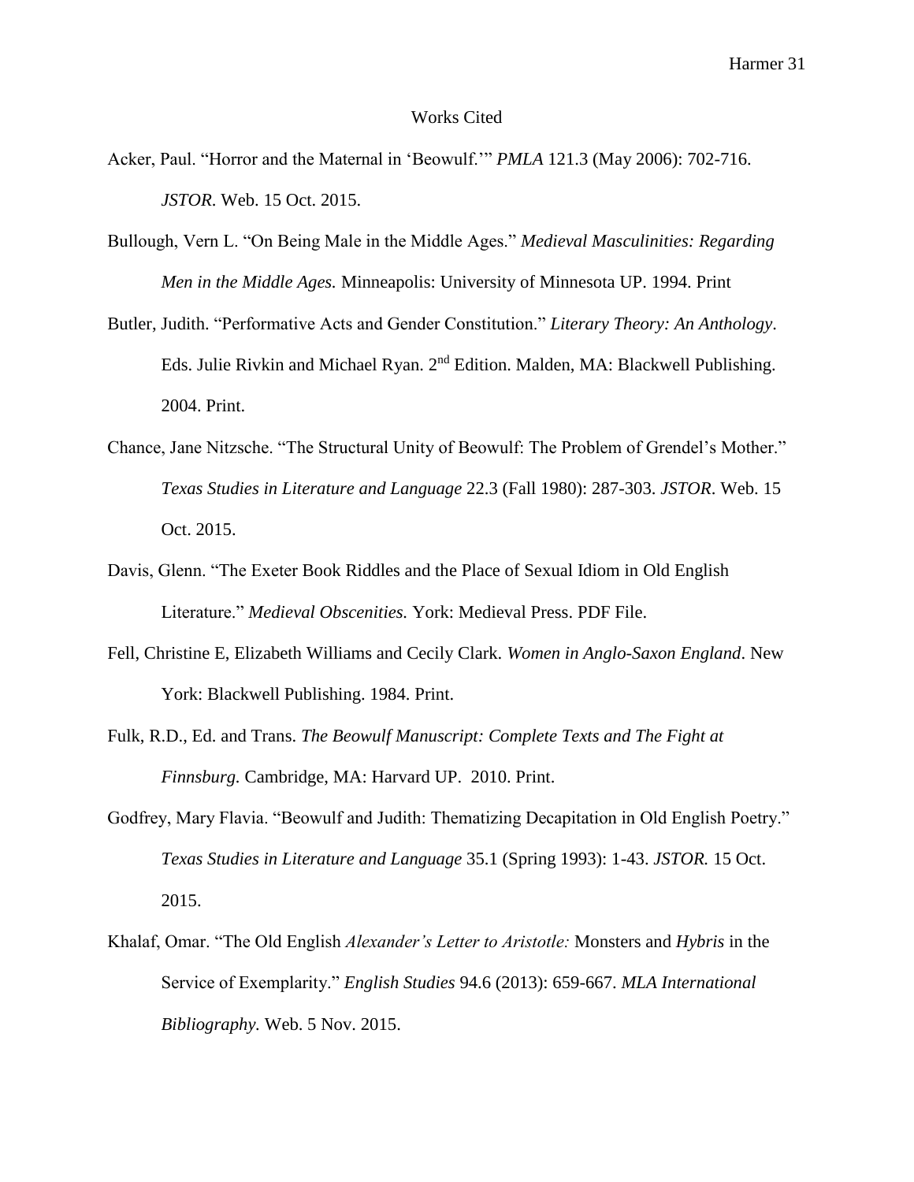# Works Cited

Acker, Paul. "Horror and the Maternal in 'Beowulf.'" *PMLA* 121.3 (May 2006): 702-716. *JSTOR*. Web. 15 Oct. 2015.

Bullough, Vern L. "On Being Male in the Middle Ages." *Medieval Masculinities: Regarding Men in the Middle Ages.* Minneapolis: University of Minnesota UP. 1994. Print

Butler, Judith. "Performative Acts and Gender Constitution." *Literary Theory: An Anthology*. Eds. Julie Rivkin and Michael Ryan. 2nd Edition. Malden, MA: Blackwell Publishing. 2004. Print.

Chance, Jane Nitzsche. "The Structural Unity of Beowulf: The Problem of Grendel's Mother." *Texas Studies in Literature and Language* 22.3 (Fall 1980): 287-303. *JSTOR*. Web. 15 Oct. 2015.

Davis, Glenn. "The Exeter Book Riddles and the Place of Sexual Idiom in Old English Literature." *Medieval Obscenities.* York: Medieval Press. PDF File.

Fell, Christine E, Elizabeth Williams and Cecily Clark. *Women in Anglo-Saxon England*. New York: Blackwell Publishing. 1984. Print.

Fulk, R.D., Ed. and Trans. *The Beowulf Manuscript: Complete Texts and The Fight at Finnsburg.* Cambridge, MA: Harvard UP. 2010. Print.

Godfrey, Mary Flavia. "Beowulf and Judith: Thematizing Decapitation in Old English Poetry." *Texas Studies in Literature and Language* 35.1 (Spring 1993): 1-43. *JSTOR.* 15 Oct. 2015.

Khalaf, Omar. "The Old English *Alexander's Letter to Aristotle:* Monsters and *Hybris* in the Service of Exemplarity." *English Studies* 94.6 (2013): 659-667. *MLA International Bibliography.* Web. 5 Nov. 2015.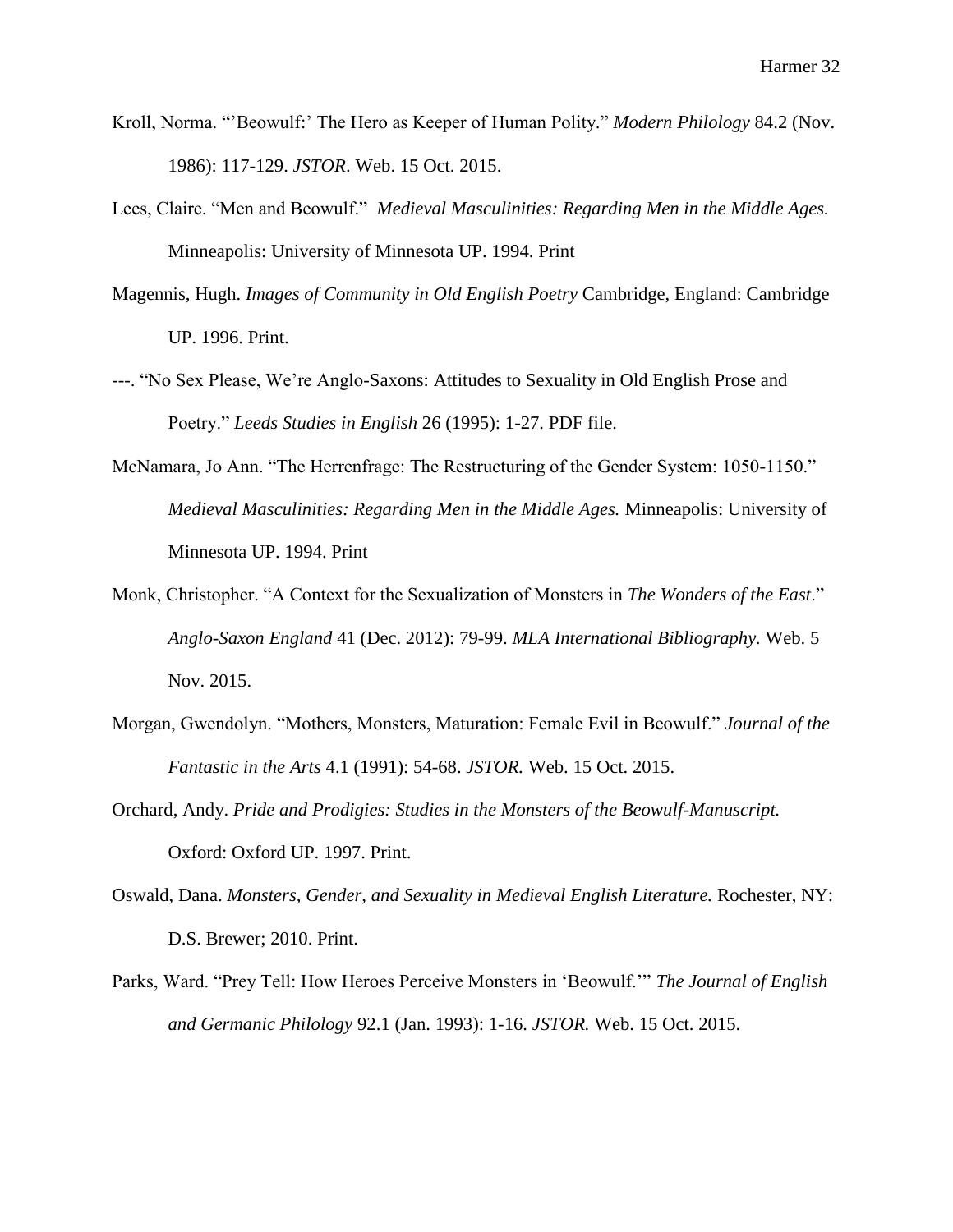Kroll, Norma. "'Beowulf:' The Hero as Keeper of Human Polity." *Modern Philology* 84.2 (Nov. 1986): 117-129. *JSTOR*. Web. 15 Oct. 2015.

Lees, Claire. "Men and Beowulf." *Medieval Masculinities: Regarding Men in the Middle Ages.* Minneapolis: University of Minnesota UP. 1994. Print

Magennis, Hugh. *Images of Community in Old English Poetry* Cambridge, England: Cambridge UP. 1996. Print.

---. "No Sex Please, We're Anglo-Saxons: Attitudes to Sexuality in Old English Prose and Poetry." *Leeds Studies in English* 26 (1995): 1-27. PDF file.

McNamara, Jo Ann. "The Herrenfrage: The Restructuring of the Gender System: 1050-1150." *Medieval Masculinities: Regarding Men in the Middle Ages.* Minneapolis: University of Minnesota UP. 1994. Print

Monk, Christopher. "A Context for the Sexualization of Monsters in *The Wonders of the East*." *Anglo-Saxon England* 41 (Dec. 2012): 79-99. *MLA International Bibliography.* Web. 5 Nov. 2015.

Morgan, Gwendolyn. "Mothers, Monsters, Maturation: Female Evil in Beowulf." *Journal of the Fantastic in the Arts* 4.1 (1991): 54-68. *JSTOR.* Web. 15 Oct. 2015.

Orchard, Andy. *Pride and Prodigies: Studies in the Monsters of the Beowulf-Manuscript.* Oxford: Oxford UP. 1997. Print.

Oswald, Dana. *Monsters, Gender, and Sexuality in Medieval English Literature.* Rochester, NY: D.S. Brewer; 2010. Print.

Parks, Ward. "Prey Tell: How Heroes Perceive Monsters in 'Beowulf.'" *The Journal of English and Germanic Philology* 92.1 (Jan. 1993): 1-16. *JSTOR.* Web. 15 Oct. 2015.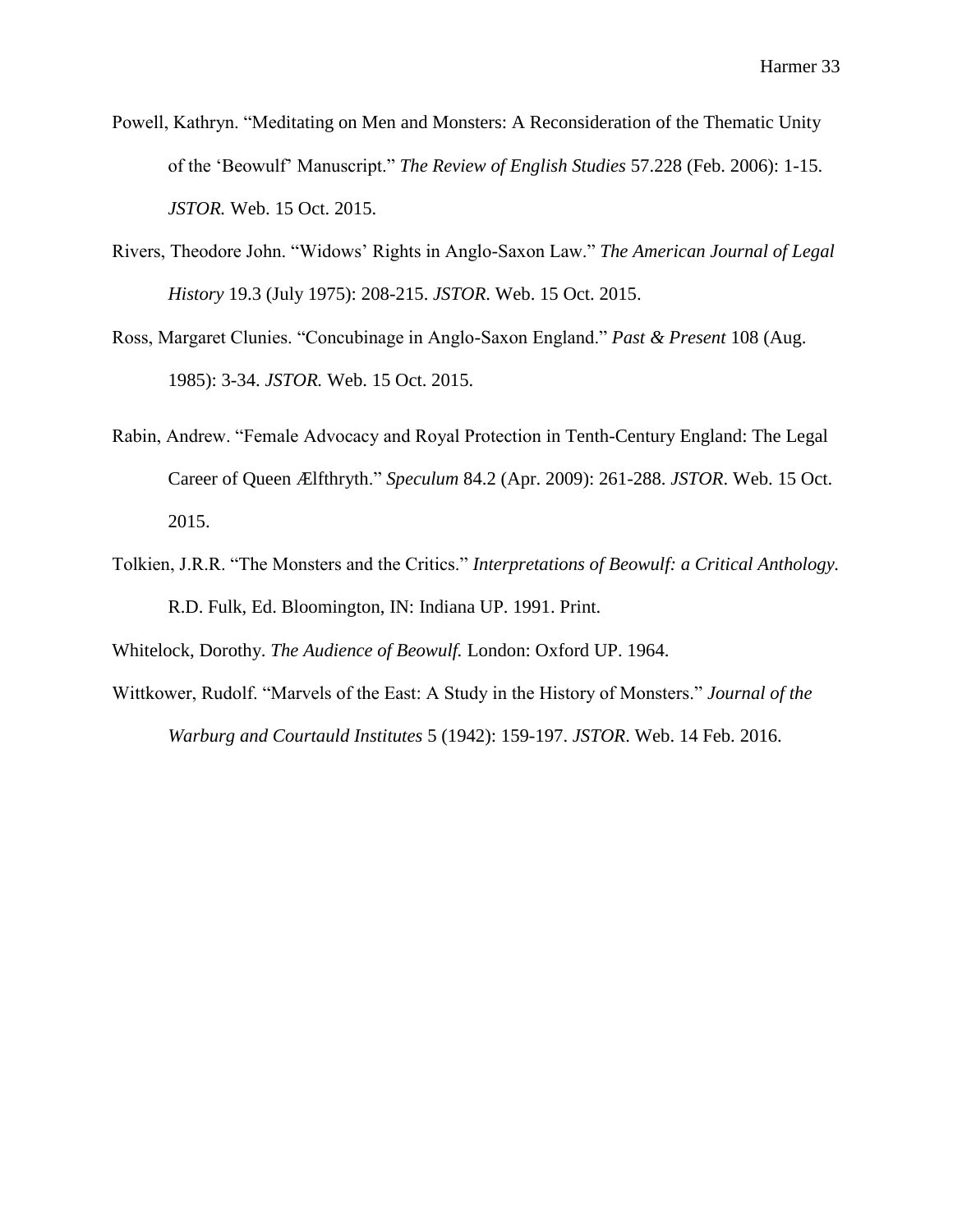Powell, Kathryn. "Meditating on Men and Monsters: A Reconsideration of the Thematic Unity of the 'Beowulf' Manuscript." *The Review of English Studies* 57.228 (Feb. 2006): 1-15. *JSTOR.* Web. 15 Oct. 2015.

Rivers, Theodore John. "Widows' Rights in Anglo-Saxon Law." *The American Journal of Legal History* 19.3 (July 1975): 208-215. *JSTOR*. Web. 15 Oct. 2015.

Ross, Margaret Clunies. "Concubinage in Anglo-Saxon England." *Past & Present* 108 (Aug. 1985): 3-34. *JSTOR.* Web. 15 Oct. 2015.

Rabin, Andrew. "Female Advocacy and Royal Protection in Tenth-Century England: The Legal Career of Queen Ælfthryth." *Speculum* 84.2 (Apr. 2009): 261-288. *JSTOR*. Web. 15 Oct. 2015.

Tolkien, J.R.R. "The Monsters and the Critics." *Interpretations of Beowulf: a Critical Anthology.* R.D. Fulk, Ed. Bloomington, IN: Indiana UP. 1991. Print.

Whitelock, Dorothy. *The Audience of Beowulf.* London: Oxford UP. 1964.

Wittkower, Rudolf. "Marvels of the East: A Study in the History of Monsters." *Journal of the Warburg and Courtauld Institutes* 5 (1942): 159-197. *JSTOR*. Web. 14 Feb. 2016.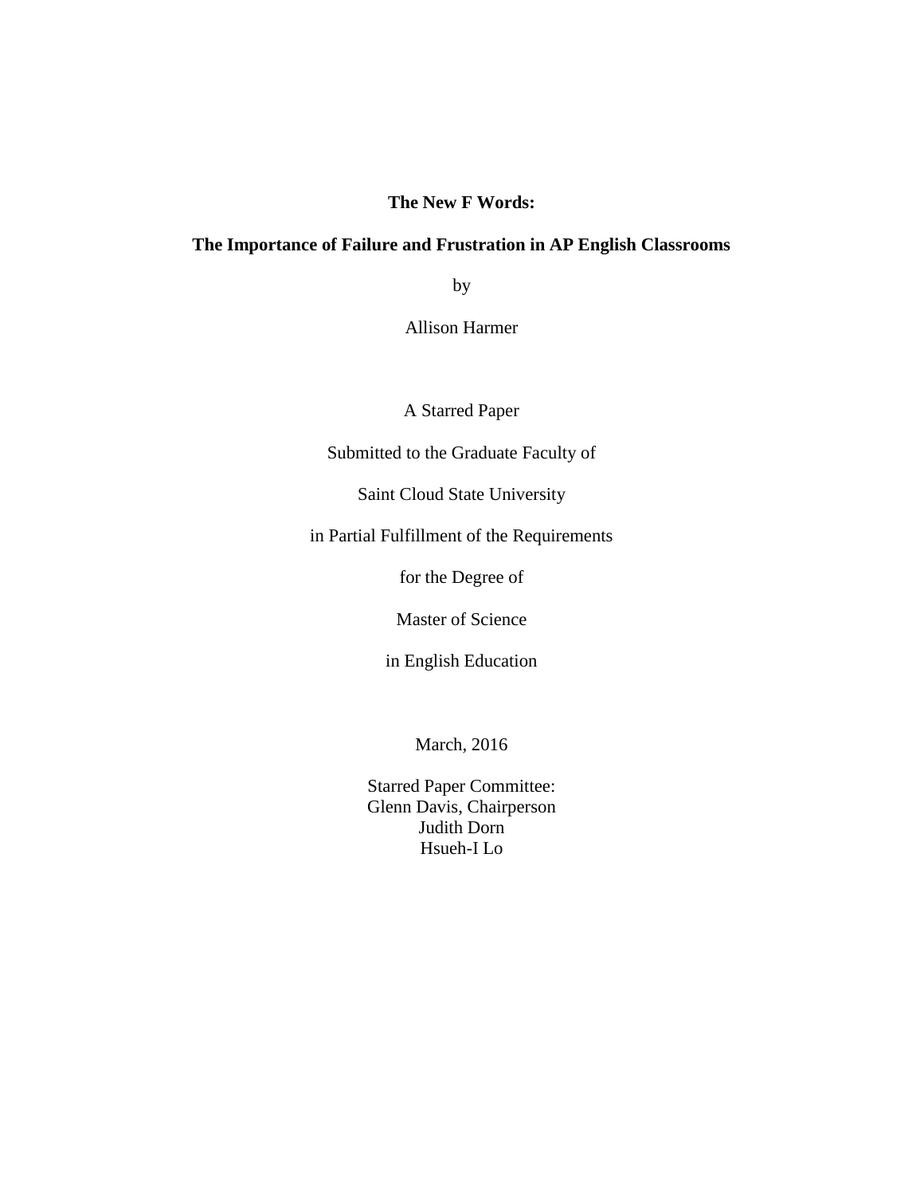**The New F Words:**

**The Importance of Failure and Frustration in AP English Classrooms**

by

Allison Harmer

A Starred Paper

Submitted to the Graduate Faculty of

Saint Cloud State University

in Partial Fulfillment of the Requirements

for the Degree of

Master of Science

in English Education

March, 2016

Starred Paper Committee:
Glenn Davis, Chairperson
Judith Dorn
Hsueh-I Lo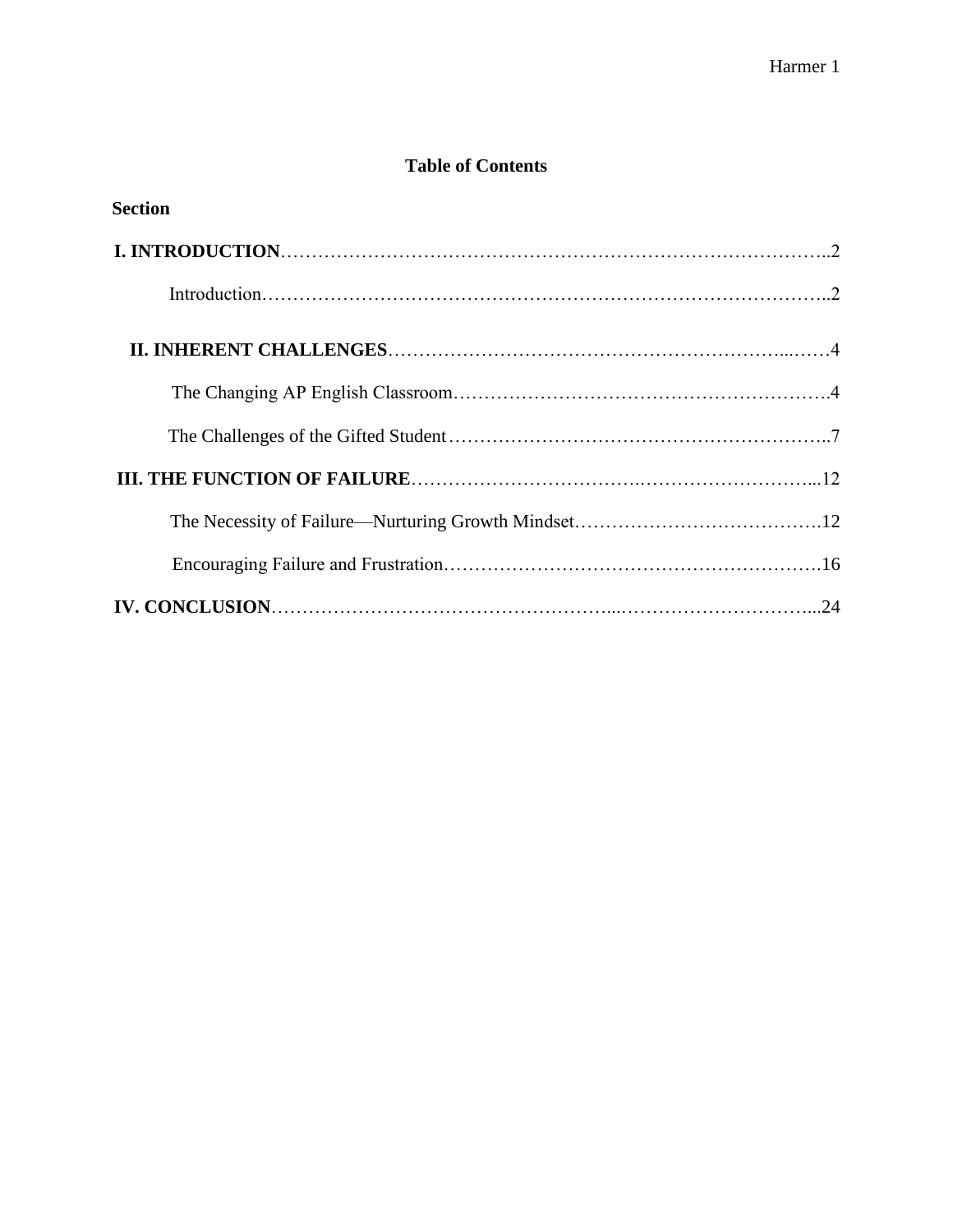## Table of Contents

**Section**

**I. INTRODUCTION**……………………………………………………………………………..2

Introduction……………………………………………………………………………..2

**II. INHERENT CHALLENGES**………………………………………………………...……4

The Changing AP English Classroom…………………………………………………….4

The Challenges of the Gifted Student……………………………………………………..7

**III. THE FUNCTION OF FAILURE**……………………………….………………………...12

The Necessity of Failure—Nurturing Growth Mindset………………………………….12

Encouraging Failure and Frustration…………………………………………………….16

**IV. CONCLUSION**……………………………………………...…………………………...24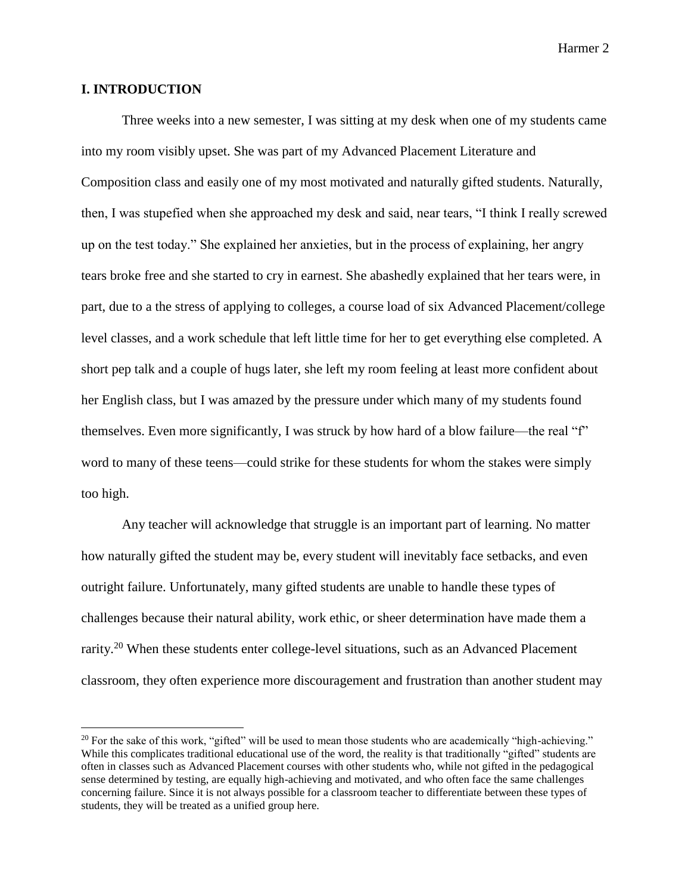## I. INTRODUCTION

Three weeks into a new semester, I was sitting at my desk when one of my students came into my room visibly upset. She was part of my Advanced Placement Literature and Composition class and easily one of my most motivated and naturally gifted students. Naturally, then, I was stupefied when she approached my desk and said, near tears, "I think I really screwed up on the test today." She explained her anxieties, but in the process of explaining, her angry tears broke free and she started to cry in earnest. She abashedly explained that her tears were, in part, due to a the stress of applying to colleges, a course load of six Advanced Placement/college level classes, and a work schedule that left little time for her to get everything else completed. A short pep talk and a couple of hugs later, she left my room feeling at least more confident about her English class, but I was amazed by the pressure under which many of my students found themselves. Even more significantly, I was struck by how hard of a blow failure—the real "f" word to many of these teens—could strike for these students for whom the stakes were simply too high.

Any teacher will acknowledge that struggle is an important part of learning. No matter how naturally gifted the student may be, every student will inevitably face setbacks, and even outright failure. Unfortunately, many gifted students are unable to handle these types of challenges because their natural ability, work ethic, or sheer determination have made them a rarity.[20] When these students enter college-level situations, such as an Advanced Placement classroom, they often experience more discouragement and frustration than another student may

[20] For the sake of this work, "gifted" will be used to mean those students who are academically "high-achieving." While this complicates traditional educational use of the word, the reality is that traditionally "gifted" students are often in classes such as Advanced Placement courses with other students who, while not gifted in the pedagogical sense determined by testing, are equally high-achieving and motivated, and who often face the same challenges concerning failure. Since it is not always possible for a classroom teacher to differentiate between these types of students, they will be treated as a unified group here.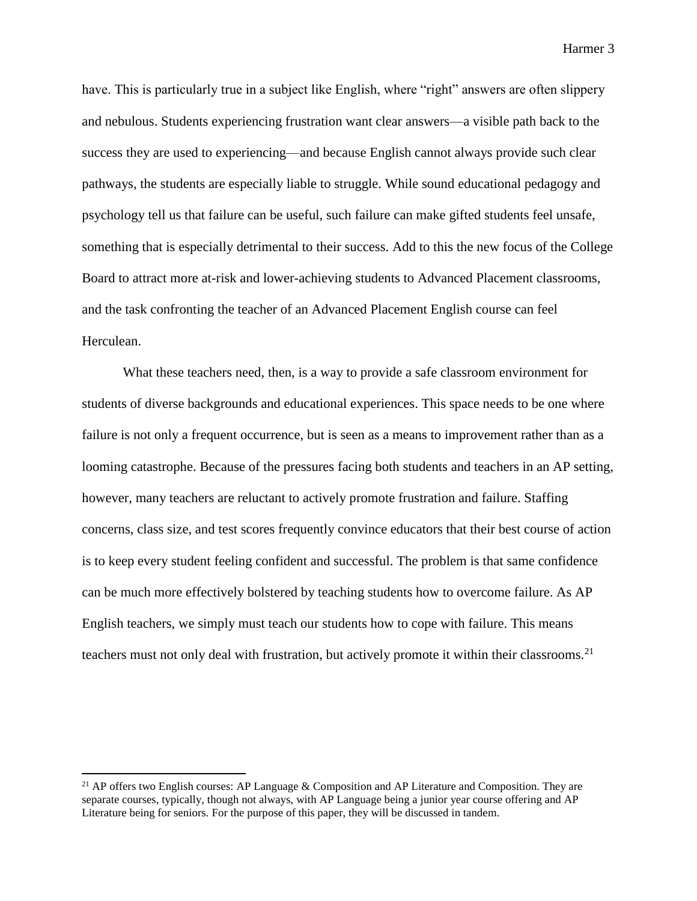have. This is particularly true in a subject like English, where "right" answers are often slippery and nebulous. Students experiencing frustration want clear answers—a visible path back to the success they are used to experiencing—and because English cannot always provide such clear pathways, the students are especially liable to struggle. While sound educational pedagogy and psychology tell us that failure can be useful, such failure can make gifted students feel unsafe, something that is especially detrimental to their success. Add to this the new focus of the College Board to attract more at-risk and lower-achieving students to Advanced Placement classrooms, and the task confronting the teacher of an Advanced Placement English course can feel Herculean.

What these teachers need, then, is a way to provide a safe classroom environment for students of diverse backgrounds and educational experiences. This space needs to be one where failure is not only a frequent occurrence, but is seen as a means to improvement rather than as a looming catastrophe. Because of the pressures facing both students and teachers in an AP setting, however, many teachers are reluctant to actively promote frustration and failure. Staffing concerns, class size, and test scores frequently convince educators that their best course of action is to keep every student feeling confident and successful. The problem is that same confidence can be much more effectively bolstered by teaching students how to overcome failure. As AP English teachers, we simply must teach our students how to cope with failure. This means teachers must not only deal with frustration, but actively promote it within their classrooms.[21]

[21] AP offers two English courses: AP Language & Composition and AP Literature and Composition. They are separate courses, typically, though not always, with AP Language being a junior year course offering and AP Literature being for seniors. For the purpose of this paper, they will be discussed in tandem.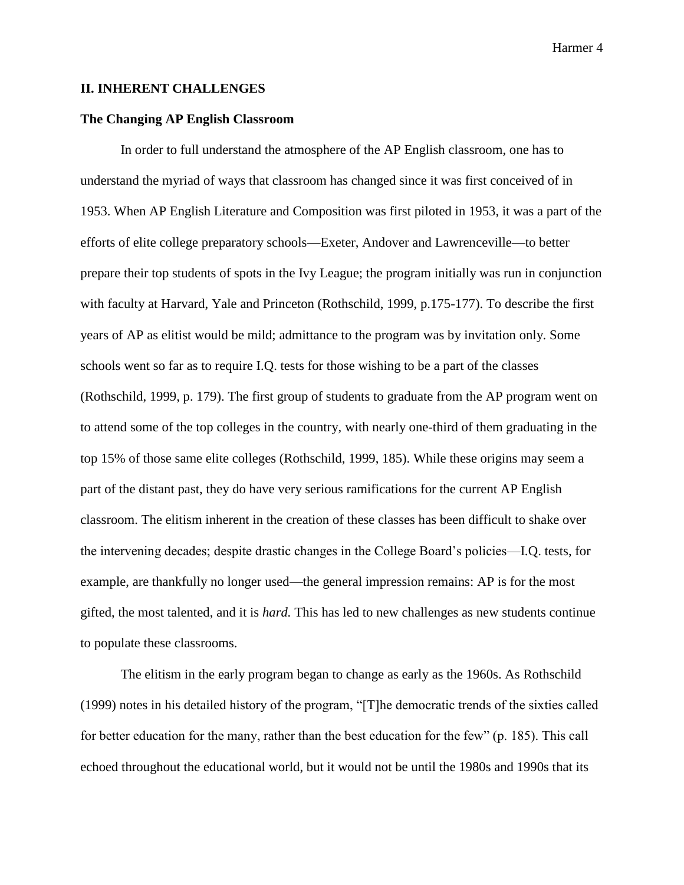## II. INHERENT CHALLENGES

### The Changing AP English Classroom

In order to full understand the atmosphere of the AP English classroom, one has to understand the myriad of ways that classroom has changed since it was first conceived of in 1953. When AP English Literature and Composition was first piloted in 1953, it was a part of the efforts of elite college preparatory schools—Exeter, Andover and Lawrenceville—to better prepare their top students of spots in the Ivy League; the program initially was run in conjunction with faculty at Harvard, Yale and Princeton (Rothschild, 1999, p.175-177). To describe the first years of AP as elitist would be mild; admittance to the program was by invitation only. Some schools went so far as to require I.Q. tests for those wishing to be a part of the classes (Rothschild, 1999, p. 179). The first group of students to graduate from the AP program went on to attend some of the top colleges in the country, with nearly one-third of them graduating in the top 15% of those same elite colleges (Rothschild, 1999, 185). While these origins may seem a part of the distant past, they do have very serious ramifications for the current AP English classroom. The elitism inherent in the creation of these classes has been difficult to shake over the intervening decades; despite drastic changes in the College Board's policies—I.Q. tests, for example, are thankfully no longer used—the general impression remains: AP is for the most gifted, the most talented, and it is *hard.* This has led to new challenges as new students continue to populate these classrooms.

The elitism in the early program began to change as early as the 1960s. As Rothschild (1999) notes in his detailed history of the program, "[T]he democratic trends of the sixties called for better education for the many, rather than the best education for the few" (p. 185). This call echoed throughout the educational world, but it would not be until the 1980s and 1990s that its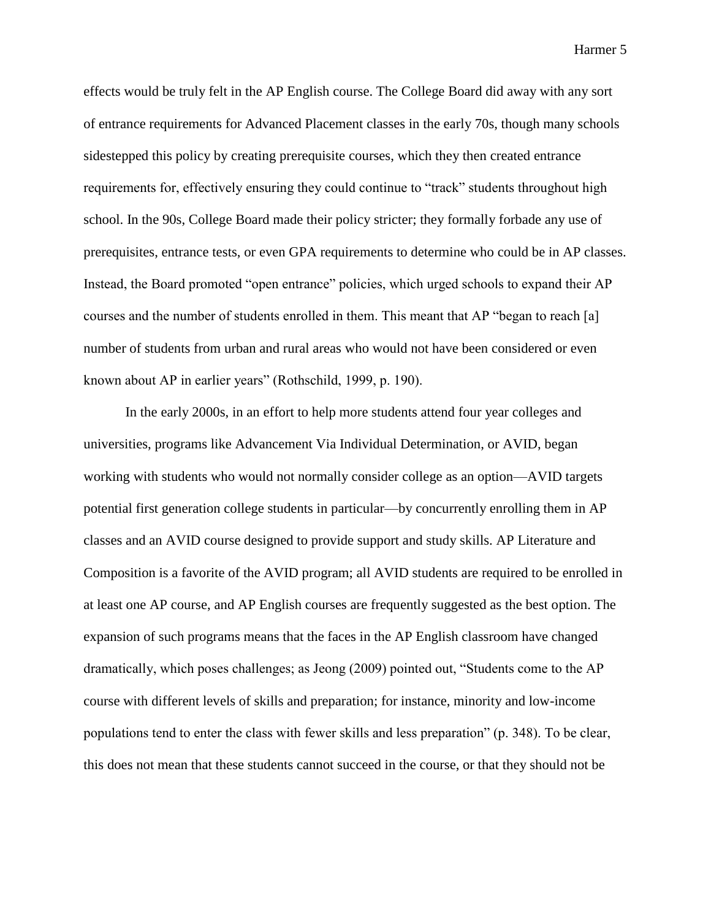effects would be truly felt in the AP English course. The College Board did away with any sort of entrance requirements for Advanced Placement classes in the early 70s, though many schools sidestepped this policy by creating prerequisite courses, which they then created entrance requirements for, effectively ensuring they could continue to "track" students throughout high school. In the 90s, College Board made their policy stricter; they formally forbade any use of prerequisites, entrance tests, or even GPA requirements to determine who could be in AP classes. Instead, the Board promoted "open entrance" policies, which urged schools to expand their AP courses and the number of students enrolled in them. This meant that AP "began to reach [a] number of students from urban and rural areas who would not have been considered or even known about AP in earlier years" (Rothschild, 1999, p. 190).

In the early 2000s, in an effort to help more students attend four year colleges and universities, programs like Advancement Via Individual Determination, or AVID, began working with students who would not normally consider college as an option—AVID targets potential first generation college students in particular—by concurrently enrolling them in AP classes and an AVID course designed to provide support and study skills. AP Literature and Composition is a favorite of the AVID program; all AVID students are required to be enrolled in at least one AP course, and AP English courses are frequently suggested as the best option. The expansion of such programs means that the faces in the AP English classroom have changed dramatically, which poses challenges; as Jeong (2009) pointed out, "Students come to the AP course with different levels of skills and preparation; for instance, minority and low-income populations tend to enter the class with fewer skills and less preparation" (p. 348). To be clear, this does not mean that these students cannot succeed in the course, or that they should not be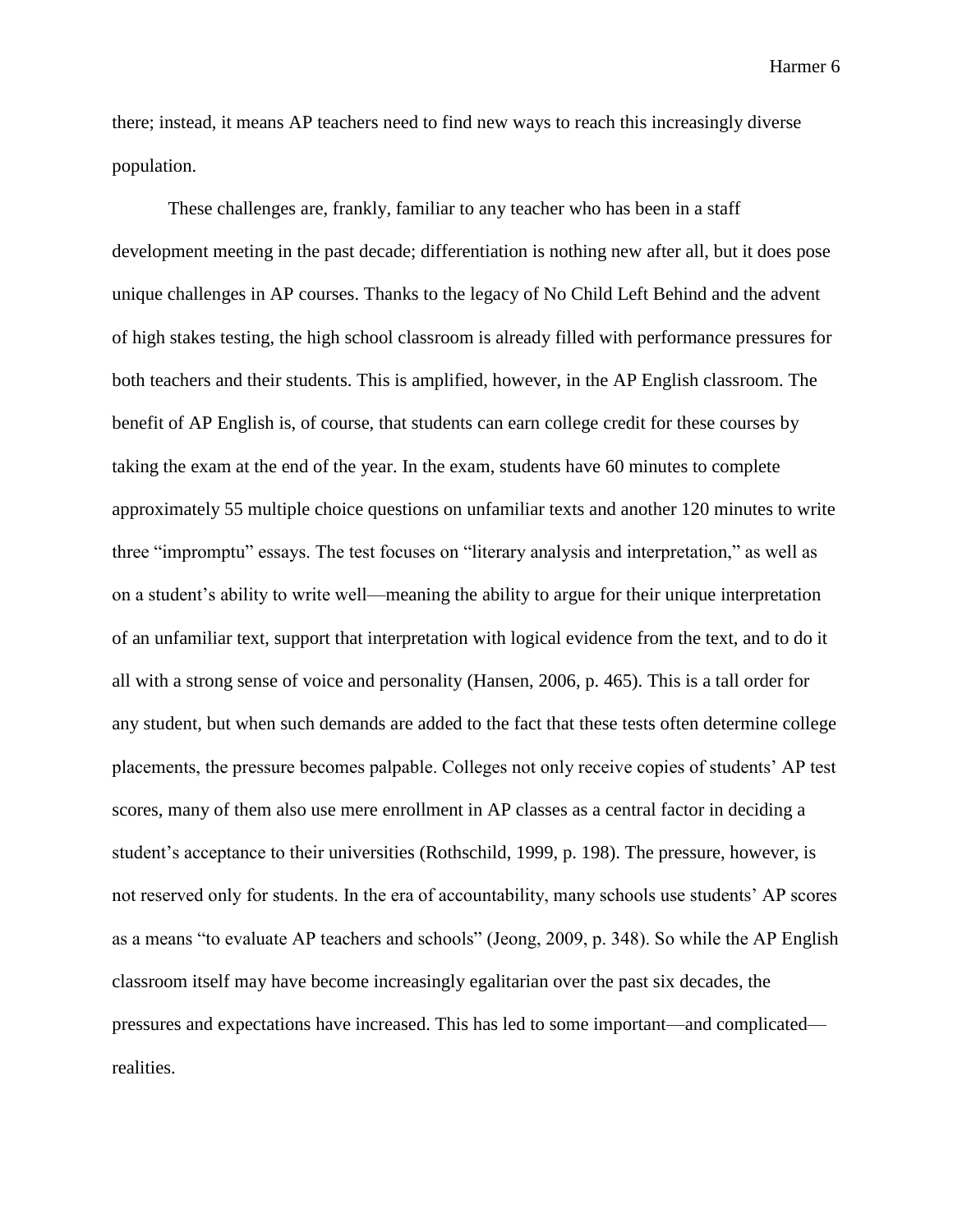there; instead, it means AP teachers need to find new ways to reach this increasingly diverse population.

These challenges are, frankly, familiar to any teacher who has been in a staff development meeting in the past decade; differentiation is nothing new after all, but it does pose unique challenges in AP courses. Thanks to the legacy of No Child Left Behind and the advent of high stakes testing, the high school classroom is already filled with performance pressures for both teachers and their students. This is amplified, however, in the AP English classroom. The benefit of AP English is, of course, that students can earn college credit for these courses by taking the exam at the end of the year. In the exam, students have 60 minutes to complete approximately 55 multiple choice questions on unfamiliar texts and another 120 minutes to write three "impromptu" essays. The test focuses on "literary analysis and interpretation," as well as on a student's ability to write well—meaning the ability to argue for their unique interpretation of an unfamiliar text, support that interpretation with logical evidence from the text, and to do it all with a strong sense of voice and personality (Hansen, 2006, p. 465). This is a tall order for any student, but when such demands are added to the fact that these tests often determine college placements, the pressure becomes palpable. Colleges not only receive copies of students' AP test scores, many of them also use mere enrollment in AP classes as a central factor in deciding a student's acceptance to their universities (Rothschild, 1999, p. 198). The pressure, however, is not reserved only for students. In the era of accountability, many schools use students' AP scores as a means "to evaluate AP teachers and schools" (Jeong, 2009, p. 348). So while the AP English classroom itself may have become increasingly egalitarian over the past six decades, the pressures and expectations have increased. This has led to some important—and complicated—realities.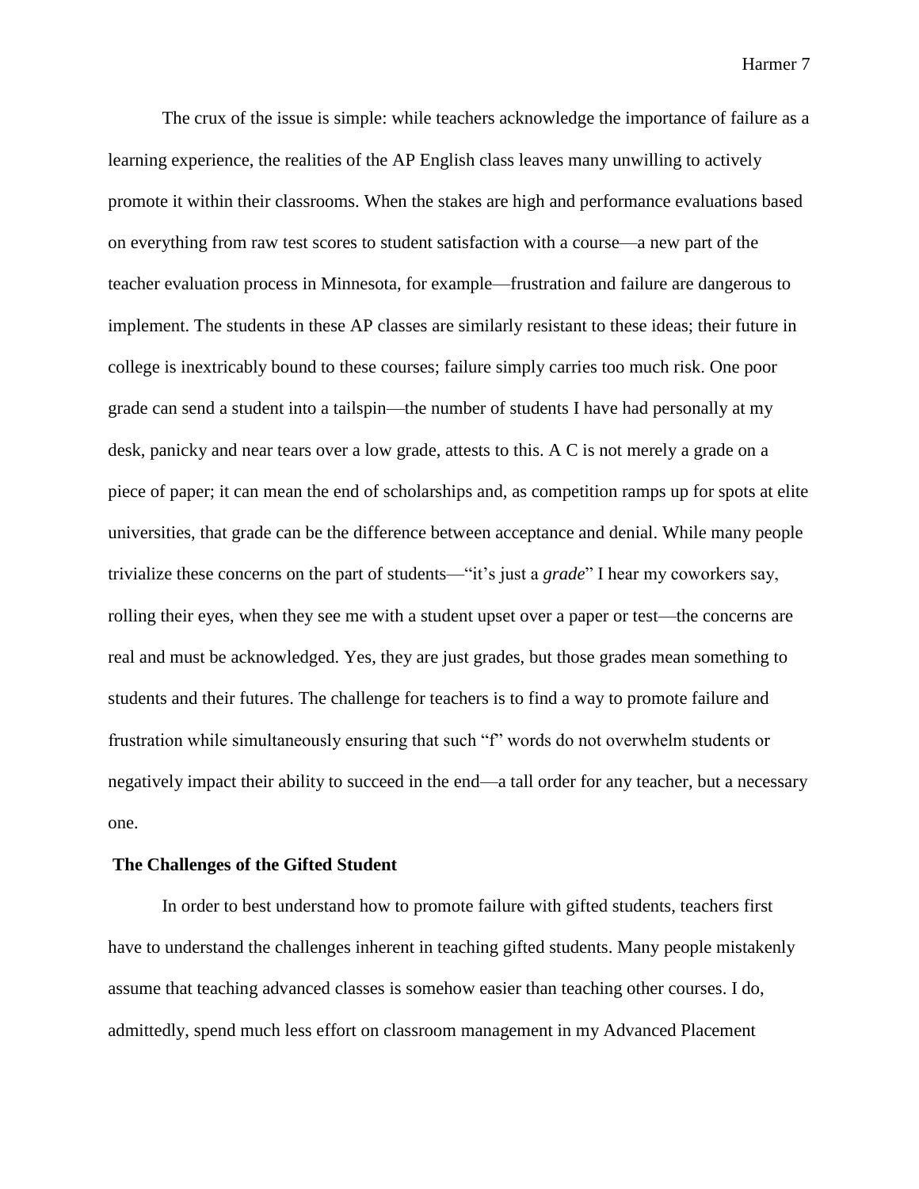The crux of the issue is simple: while teachers acknowledge the importance of failure as a learning experience, the realities of the AP English class leaves many unwilling to actively promote it within their classrooms. When the stakes are high and performance evaluations based on everything from raw test scores to student satisfaction with a course—a new part of the teacher evaluation process in Minnesota, for example—frustration and failure are dangerous to implement. The students in these AP classes are similarly resistant to these ideas; their future in college is inextricably bound to these courses; failure simply carries too much risk. One poor grade can send a student into a tailspin—the number of students I have had personally at my desk, panicky and near tears over a low grade, attests to this. A C is not merely a grade on a piece of paper; it can mean the end of scholarships and, as competition ramps up for spots at elite universities, that grade can be the difference between acceptance and denial. While many people trivialize these concerns on the part of students—"it's just a *grade*" I hear my coworkers say, rolling their eyes, when they see me with a student upset over a paper or test—the concerns are real and must be acknowledged. Yes, they are just grades, but those grades mean something to students and their futures. The challenge for teachers is to find a way to promote failure and frustration while simultaneously ensuring that such "f" words do not overwhelm students or negatively impact their ability to succeed in the end—a tall order for any teacher, but a necessary one.

**The Challenges of the Gifted Student**

In order to best understand how to promote failure with gifted students, teachers first have to understand the challenges inherent in teaching gifted students. Many people mistakenly assume that teaching advanced classes is somehow easier than teaching other courses. I do, admittedly, spend much less effort on classroom management in my Advanced Placement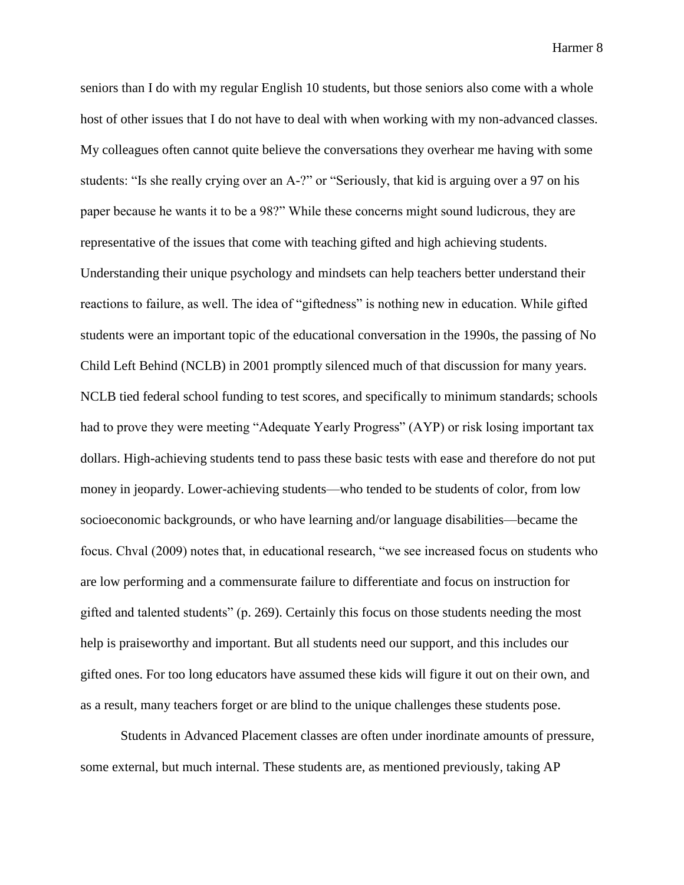seniors than I do with my regular English 10 students, but those seniors also come with a whole host of other issues that I do not have to deal with when working with my non-advanced classes. My colleagues often cannot quite believe the conversations they overhear me having with some students: "Is she really crying over an A-?" or "Seriously, that kid is arguing over a 97 on his paper because he wants it to be a 98?" While these concerns might sound ludicrous, they are representative of the issues that come with teaching gifted and high achieving students. Understanding their unique psychology and mindsets can help teachers better understand their reactions to failure, as well. The idea of "giftedness" is nothing new in education. While gifted students were an important topic of the educational conversation in the 1990s, the passing of No Child Left Behind (NCLB) in 2001 promptly silenced much of that discussion for many years. NCLB tied federal school funding to test scores, and specifically to minimum standards; schools had to prove they were meeting "Adequate Yearly Progress" (AYP) or risk losing important tax dollars. High-achieving students tend to pass these basic tests with ease and therefore do not put money in jeopardy. Lower-achieving students—who tended to be students of color, from low socioeconomic backgrounds, or who have learning and/or language disabilities—became the focus. Chval (2009) notes that, in educational research, "we see increased focus on students who are low performing and a commensurate failure to differentiate and focus on instruction for gifted and talented students" (p. 269). Certainly this focus on those students needing the most help is praiseworthy and important. But all students need our support, and this includes our gifted ones. For too long educators have assumed these kids will figure it out on their own, and as a result, many teachers forget or are blind to the unique challenges these students pose.

Students in Advanced Placement classes are often under inordinate amounts of pressure, some external, but much internal. These students are, as mentioned previously, taking AP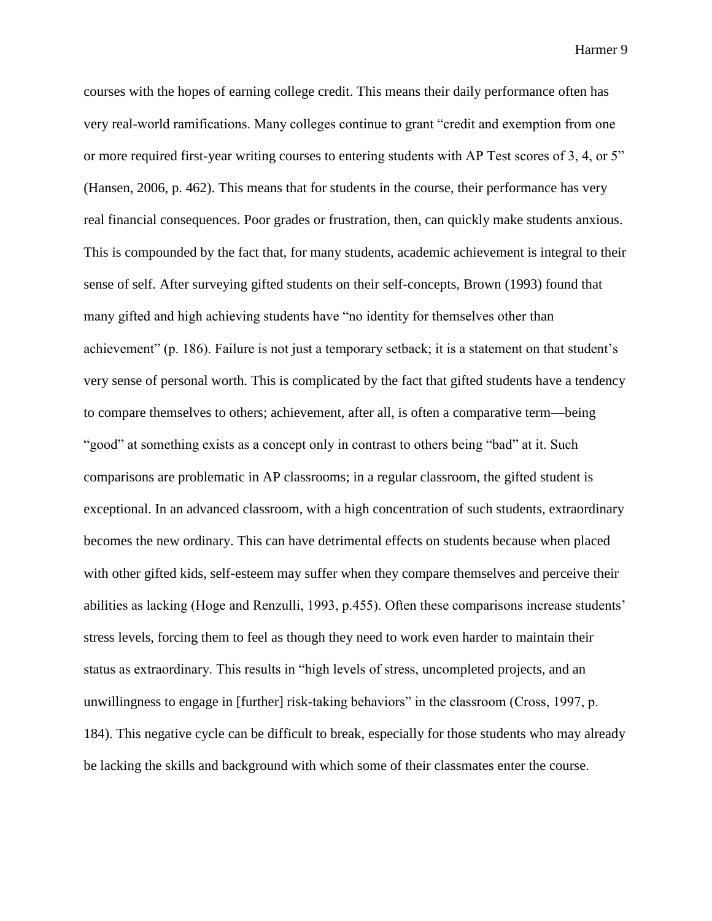courses with the hopes of earning college credit. This means their daily performance often has very real-world ramifications. Many colleges continue to grant "credit and exemption from one or more required first-year writing courses to entering students with AP Test scores of 3, 4, or 5" (Hansen, 2006, p. 462). This means that for students in the course, their performance has very real financial consequences. Poor grades or frustration, then, can quickly make students anxious. This is compounded by the fact that, for many students, academic achievement is integral to their sense of self. After surveying gifted students on their self-concepts, Brown (1993) found that many gifted and high achieving students have "no identity for themselves other than achievement" (p. 186). Failure is not just a temporary setback; it is a statement on that student's very sense of personal worth. This is complicated by the fact that gifted students have a tendency to compare themselves to others; achievement, after all, is often a comparative term—being "good" at something exists as a concept only in contrast to others being "bad" at it. Such comparisons are problematic in AP classrooms; in a regular classroom, the gifted student is exceptional. In an advanced classroom, with a high concentration of such students, extraordinary becomes the new ordinary. This can have detrimental effects on students because when placed with other gifted kids, self-esteem may suffer when they compare themselves and perceive their abilities as lacking (Hoge and Renzulli, 1993, p.455). Often these comparisons increase students' stress levels, forcing them to feel as though they need to work even harder to maintain their status as extraordinary. This results in "high levels of stress, uncompleted projects, and an unwillingness to engage in [further] risk-taking behaviors" in the classroom (Cross, 1997, p. 184). This negative cycle can be difficult to break, especially for those students who may already be lacking the skills and background with which some of their classmates enter the course.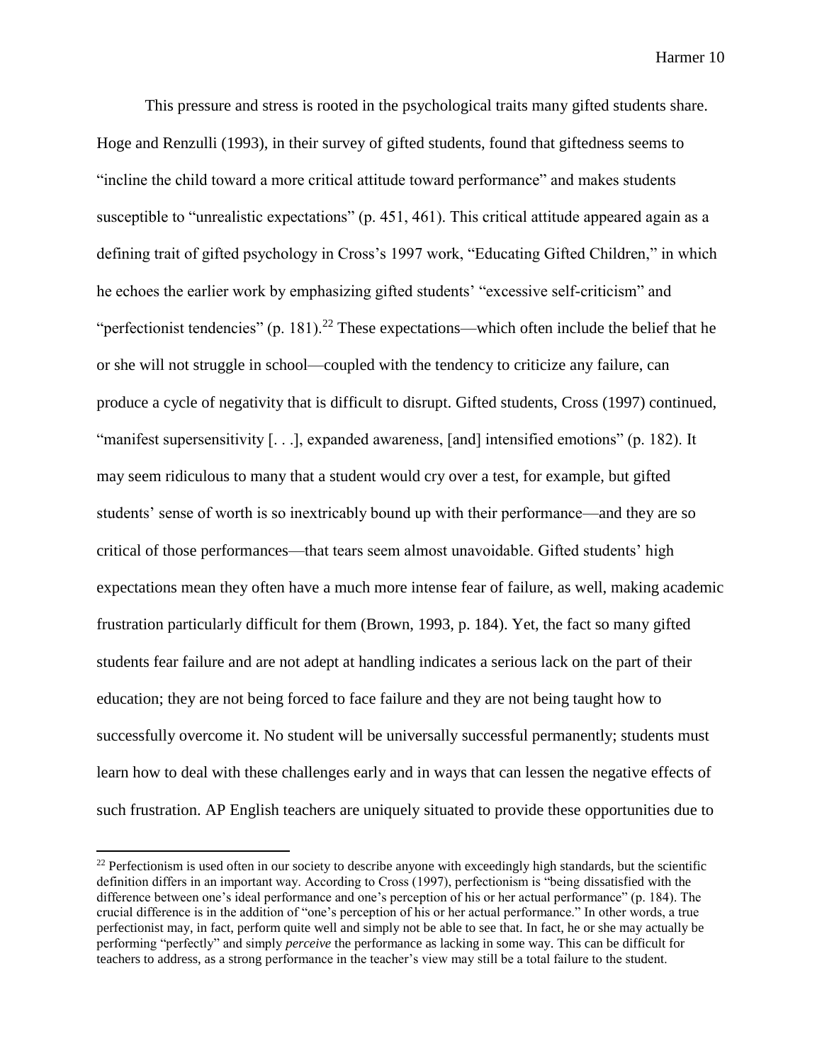This pressure and stress is rooted in the psychological traits many gifted students share. Hoge and Renzulli (1993), in their survey of gifted students, found that giftedness seems to "incline the child toward a more critical attitude toward performance" and makes students susceptible to "unrealistic expectations" (p. 451, 461). This critical attitude appeared again as a defining trait of gifted psychology in Cross's 1997 work, "Educating Gifted Children," in which he echoes the earlier work by emphasizing gifted students' "excessive self-criticism" and "perfectionist tendencies" (p. 181).[22] These expectations—which often include the belief that he or she will not struggle in school—coupled with the tendency to criticize any failure, can produce a cycle of negativity that is difficult to disrupt. Gifted students, Cross (1997) continued, "manifest supersensitivity [. . .], expanded awareness, [and] intensified emotions" (p. 182). It may seem ridiculous to many that a student would cry over a test, for example, but gifted students' sense of worth is so inextricably bound up with their performance—and they are so critical of those performances—that tears seem almost unavoidable. Gifted students' high expectations mean they often have a much more intense fear of failure, as well, making academic frustration particularly difficult for them (Brown, 1993, p. 184). Yet, the fact so many gifted students fear failure and are not adept at handling indicates a serious lack on the part of their education; they are not being forced to face failure and they are not being taught how to successfully overcome it. No student will be universally successful permanently; students must learn how to deal with these challenges early and in ways that can lessen the negative effects of such frustration. AP English teachers are uniquely situated to provide these opportunities due to

[22] Perfectionism is used often in our society to describe anyone with exceedingly high standards, but the scientific definition differs in an important way. According to Cross (1997), perfectionism is "being dissatisfied with the difference between one's ideal performance and one's perception of his or her actual performance" (p. 184). The crucial difference is in the addition of "one's perception of his or her actual performance." In other words, a true perfectionist may, in fact, perform quite well and simply not be able to see that. In fact, he or she may actually be performing "perfectly" and simply *perceive* the performance as lacking in some way. This can be difficult for teachers to address, as a strong performance in the teacher's view may still be a total failure to the student.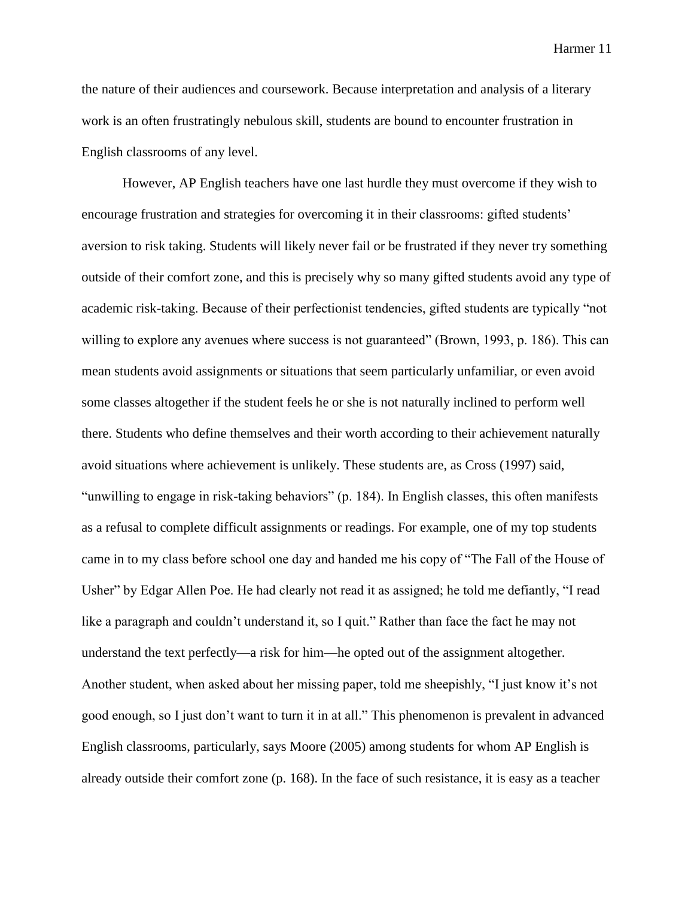the nature of their audiences and coursework. Because interpretation and analysis of a literary work is an often frustratingly nebulous skill, students are bound to encounter frustration in English classrooms of any level.

However, AP English teachers have one last hurdle they must overcome if they wish to encourage frustration and strategies for overcoming it in their classrooms: gifted students' aversion to risk taking. Students will likely never fail or be frustrated if they never try something outside of their comfort zone, and this is precisely why so many gifted students avoid any type of academic risk-taking. Because of their perfectionist tendencies, gifted students are typically "not willing to explore any avenues where success is not guaranteed" (Brown, 1993, p. 186). This can mean students avoid assignments or situations that seem particularly unfamiliar, or even avoid some classes altogether if the student feels he or she is not naturally inclined to perform well there. Students who define themselves and their worth according to their achievement naturally avoid situations where achievement is unlikely. These students are, as Cross (1997) said, "unwilling to engage in risk-taking behaviors" (p. 184). In English classes, this often manifests as a refusal to complete difficult assignments or readings. For example, one of my top students came in to my class before school one day and handed me his copy of "The Fall of the House of Usher" by Edgar Allen Poe. He had clearly not read it as assigned; he told me defiantly, "I read like a paragraph and couldn't understand it, so I quit." Rather than face the fact he may not understand the text perfectly—a risk for him—he opted out of the assignment altogether. Another student, when asked about her missing paper, told me sheepishly, "I just know it's not good enough, so I just don't want to turn it in at all." This phenomenon is prevalent in advanced English classrooms, particularly, says Moore (2005) among students for whom AP English is already outside their comfort zone (p. 168). In the face of such resistance, it is easy as a teacher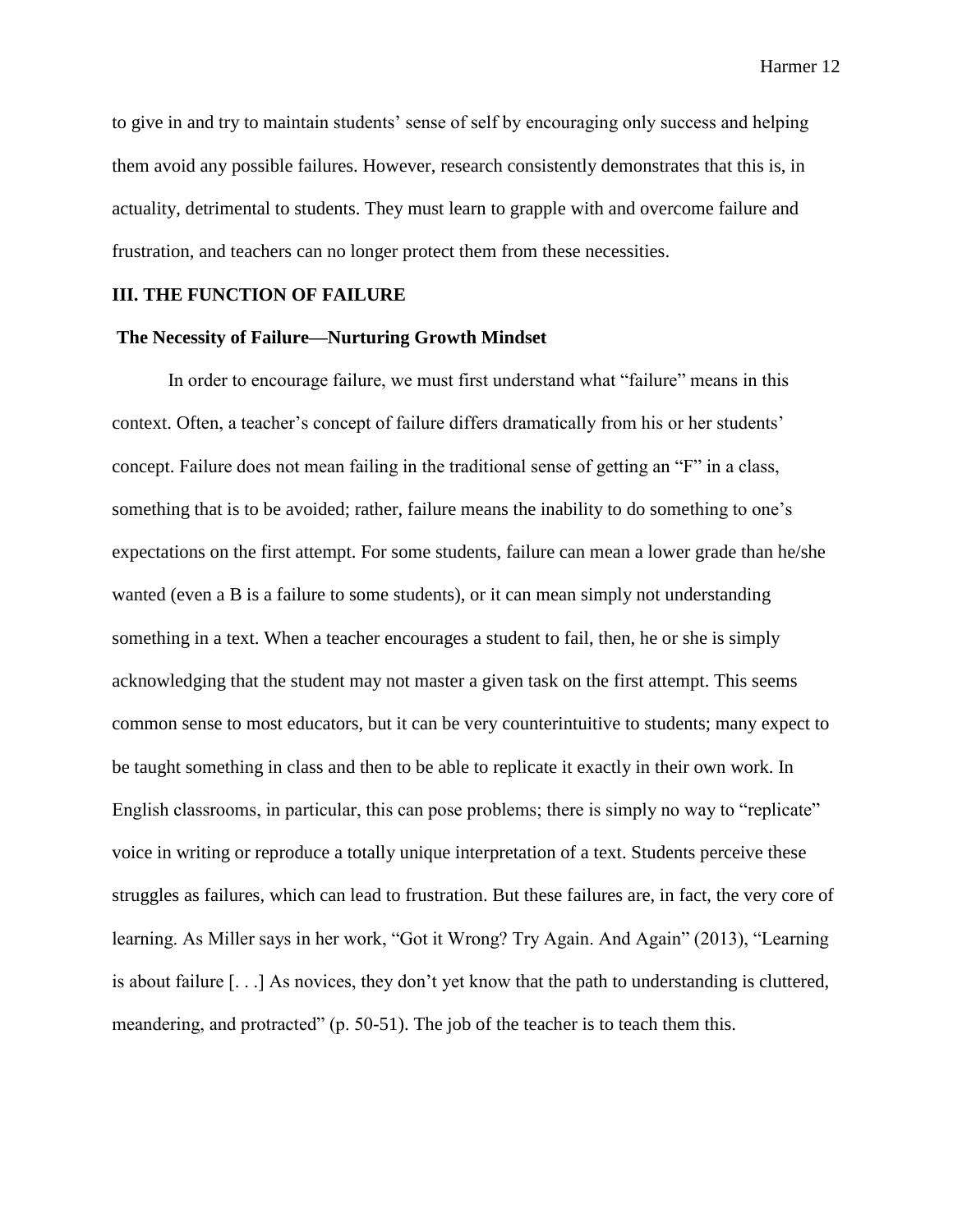to give in and try to maintain students' sense of self by encouraging only success and helping them avoid any possible failures. However, research consistently demonstrates that this is, in actuality, detrimental to students. They must learn to grapple with and overcome failure and frustration, and teachers can no longer protect them from these necessities.

## III. THE FUNCTION OF FAILURE

### The Necessity of Failure—Nurturing Growth Mindset

In order to encourage failure, we must first understand what "failure" means in this context. Often, a teacher's concept of failure differs dramatically from his or her students' concept. Failure does not mean failing in the traditional sense of getting an "F" in a class, something that is to be avoided; rather, failure means the inability to do something to one's expectations on the first attempt. For some students, failure can mean a lower grade than he/she wanted (even a B is a failure to some students), or it can mean simply not understanding something in a text. When a teacher encourages a student to fail, then, he or she is simply acknowledging that the student may not master a given task on the first attempt. This seems common sense to most educators, but it can be very counterintuitive to students; many expect to be taught something in class and then to be able to replicate it exactly in their own work. In English classrooms, in particular, this can pose problems; there is simply no way to "replicate" voice in writing or reproduce a totally unique interpretation of a text. Students perceive these struggles as failures, which can lead to frustration. But these failures are, in fact, the very core of learning. As Miller says in her work, "Got it Wrong? Try Again. And Again" (2013), "Learning is about failure [. . .] As novices, they don't yet know that the path to understanding is cluttered, meandering, and protracted" (p. 50-51). The job of the teacher is to teach them this.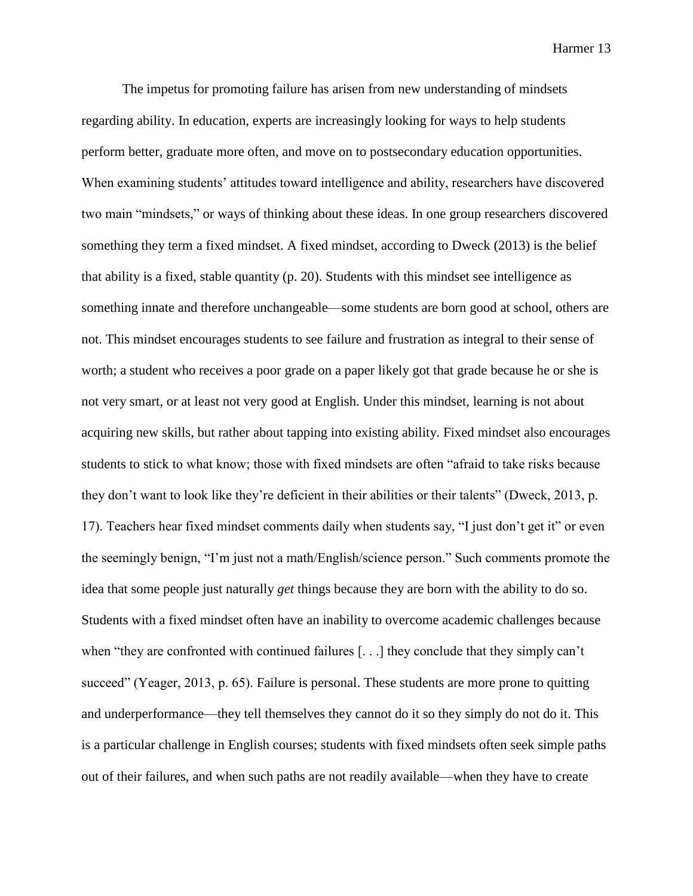The impetus for promoting failure has arisen from new understanding of mindsets regarding ability. In education, experts are increasingly looking for ways to help students perform better, graduate more often, and move on to postsecondary education opportunities. When examining students' attitudes toward intelligence and ability, researchers have discovered two main "mindsets," or ways of thinking about these ideas. In one group researchers discovered something they term a fixed mindset. A fixed mindset, according to Dweck (2013) is the belief that ability is a fixed, stable quantity (p. 20). Students with this mindset see intelligence as something innate and therefore unchangeable—some students are born good at school, others are not. This mindset encourages students to see failure and frustration as integral to their sense of worth; a student who receives a poor grade on a paper likely got that grade because he or she is not very smart, or at least not very good at English. Under this mindset, learning is not about acquiring new skills, but rather about tapping into existing ability. Fixed mindset also encourages students to stick to what know; those with fixed mindsets are often "afraid to take risks because they don't want to look like they're deficient in their abilities or their talents" (Dweck, 2013, p. 17). Teachers hear fixed mindset comments daily when students say, "I just don't get it" or even the seemingly benign, "I'm just not a math/English/science person." Such comments promote the idea that some people just naturally *get* things because they are born with the ability to do so. Students with a fixed mindset often have an inability to overcome academic challenges because when "they are confronted with continued failures [. . .] they conclude that they simply can't succeed" (Yeager, 2013, p. 65). Failure is personal. These students are more prone to quitting and underperformance—they tell themselves they cannot do it so they simply do not do it. This is a particular challenge in English courses; students with fixed mindsets often seek simple paths out of their failures, and when such paths are not readily available—when they have to create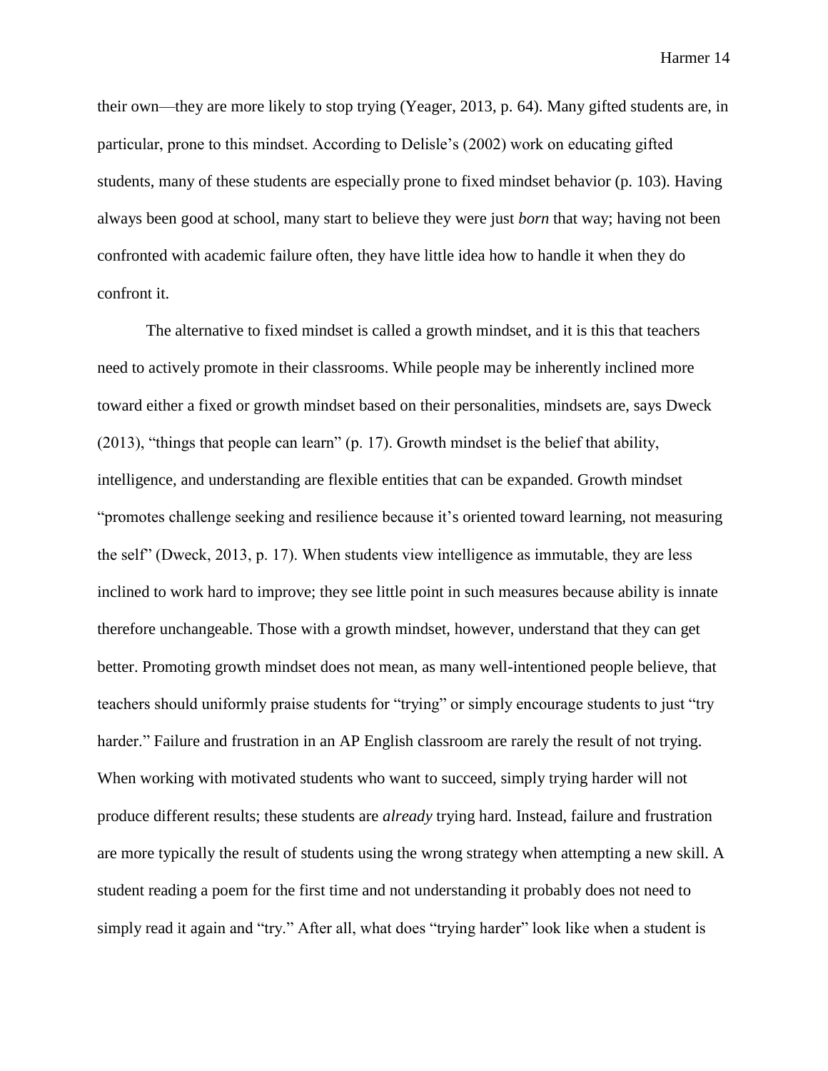their own—they are more likely to stop trying (Yeager, 2013, p. 64). Many gifted students are, in particular, prone to this mindset. According to Delisle's (2002) work on educating gifted students, many of these students are especially prone to fixed mindset behavior (p. 103). Having always been good at school, many start to believe they were just *born* that way; having not been confronted with academic failure often, they have little idea how to handle it when they do confront it.

The alternative to fixed mindset is called a growth mindset, and it is this that teachers need to actively promote in their classrooms. While people may be inherently inclined more toward either a fixed or growth mindset based on their personalities, mindsets are, says Dweck (2013), "things that people can learn" (p. 17). Growth mindset is the belief that ability, intelligence, and understanding are flexible entities that can be expanded. Growth mindset "promotes challenge seeking and resilience because it's oriented toward learning, not measuring the self" (Dweck, 2013, p. 17). When students view intelligence as immutable, they are less inclined to work hard to improve; they see little point in such measures because ability is innate therefore unchangeable. Those with a growth mindset, however, understand that they can get better. Promoting growth mindset does not mean, as many well-intentioned people believe, that teachers should uniformly praise students for "trying" or simply encourage students to just "try harder." Failure and frustration in an AP English classroom are rarely the result of not trying. When working with motivated students who want to succeed, simply trying harder will not produce different results; these students are *already* trying hard. Instead, failure and frustration are more typically the result of students using the wrong strategy when attempting a new skill. A student reading a poem for the first time and not understanding it probably does not need to simply read it again and "try." After all, what does "trying harder" look like when a student is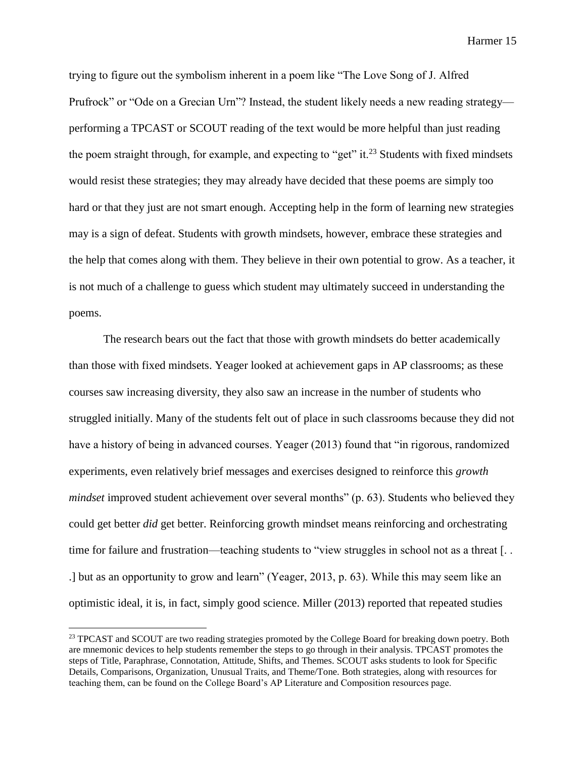trying to figure out the symbolism inherent in a poem like "The Love Song of J. Alfred Prufrock" or "Ode on a Grecian Urn"? Instead, the student likely needs a new reading strategy—performing a TPCAST or SCOUT reading of the text would be more helpful than just reading the poem straight through, for example, and expecting to "get" it.[23] Students with fixed mindsets would resist these strategies; they may already have decided that these poems are simply too hard or that they just are not smart enough. Accepting help in the form of learning new strategies may is a sign of defeat. Students with growth mindsets, however, embrace these strategies and the help that comes along with them. They believe in their own potential to grow. As a teacher, it is not much of a challenge to guess which student may ultimately succeed in understanding the poems.

The research bears out the fact that those with growth mindsets do better academically than those with fixed mindsets. Yeager looked at achievement gaps in AP classrooms; as these courses saw increasing diversity, they also saw an increase in the number of students who struggled initially. Many of the students felt out of place in such classrooms because they did not have a history of being in advanced courses. Yeager (2013) found that "in rigorous, randomized experiments, even relatively brief messages and exercises designed to reinforce this *growth mindset* improved student achievement over several months" (p. 63). Students who believed they could get better *did* get better. Reinforcing growth mindset means reinforcing and orchestrating time for failure and frustration—teaching students to "view struggles in school not as a threat [. . .] but as an opportunity to grow and learn" (Yeager, 2013, p. 63). While this may seem like an optimistic ideal, it is, in fact, simply good science. Miller (2013) reported that repeated studies

---

[23] TPCAST and SCOUT are two reading strategies promoted by the College Board for breaking down poetry. Both are mnemonic devices to help students remember the steps to go through in their analysis. TPCAST promotes the steps of Title, Paraphrase, Connotation, Attitude, Shifts, and Themes. SCOUT asks students to look for Specific Details, Comparisons, Organization, Unusual Traits, and Theme/Tone. Both strategies, along with resources for teaching them, can be found on the College Board's AP Literature and Composition resources page.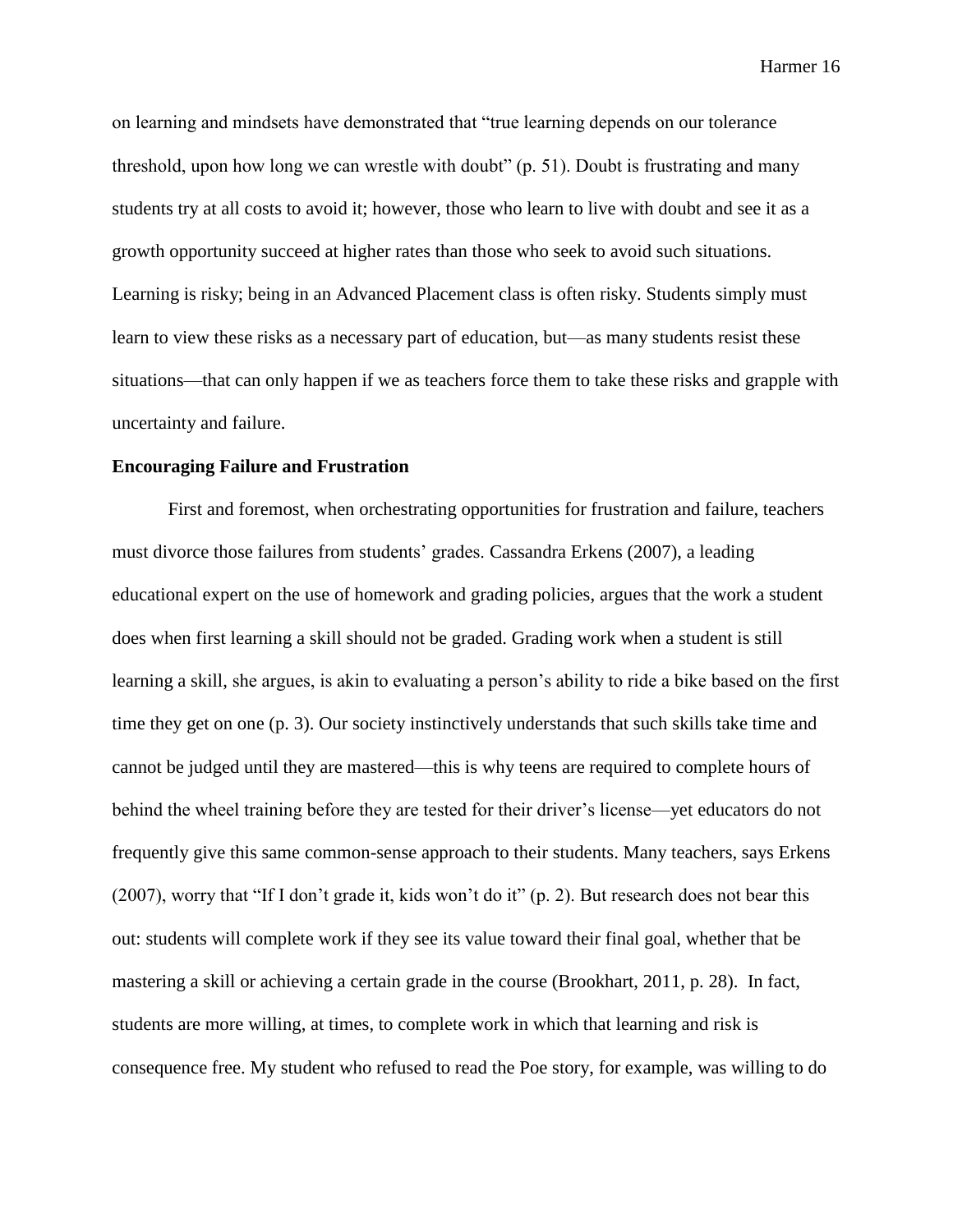on learning and mindsets have demonstrated that "true learning depends on our tolerance threshold, upon how long we can wrestle with doubt" (p. 51). Doubt is frustrating and many students try at all costs to avoid it; however, those who learn to live with doubt and see it as a growth opportunity succeed at higher rates than those who seek to avoid such situations. Learning is risky; being in an Advanced Placement class is often risky. Students simply must learn to view these risks as a necessary part of education, but—as many students resist these situations—that can only happen if we as teachers force them to take these risks and grapple with uncertainty and failure.

**Encouraging Failure and Frustration**

First and foremost, when orchestrating opportunities for frustration and failure, teachers must divorce those failures from students' grades. Cassandra Erkens (2007), a leading educational expert on the use of homework and grading policies, argues that the work a student does when first learning a skill should not be graded. Grading work when a student is still learning a skill, she argues, is akin to evaluating a person's ability to ride a bike based on the first time they get on one (p. 3). Our society instinctively understands that such skills take time and cannot be judged until they are mastered—this is why teens are required to complete hours of behind the wheel training before they are tested for their driver's license—yet educators do not frequently give this same common-sense approach to their students. Many teachers, says Erkens (2007), worry that "If I don't grade it, kids won't do it" (p. 2). But research does not bear this out: students will complete work if they see its value toward their final goal, whether that be mastering a skill or achieving a certain grade in the course (Brookhart, 2011, p. 28). In fact, students are more willing, at times, to complete work in which that learning and risk is consequence free. My student who refused to read the Poe story, for example, was willing to do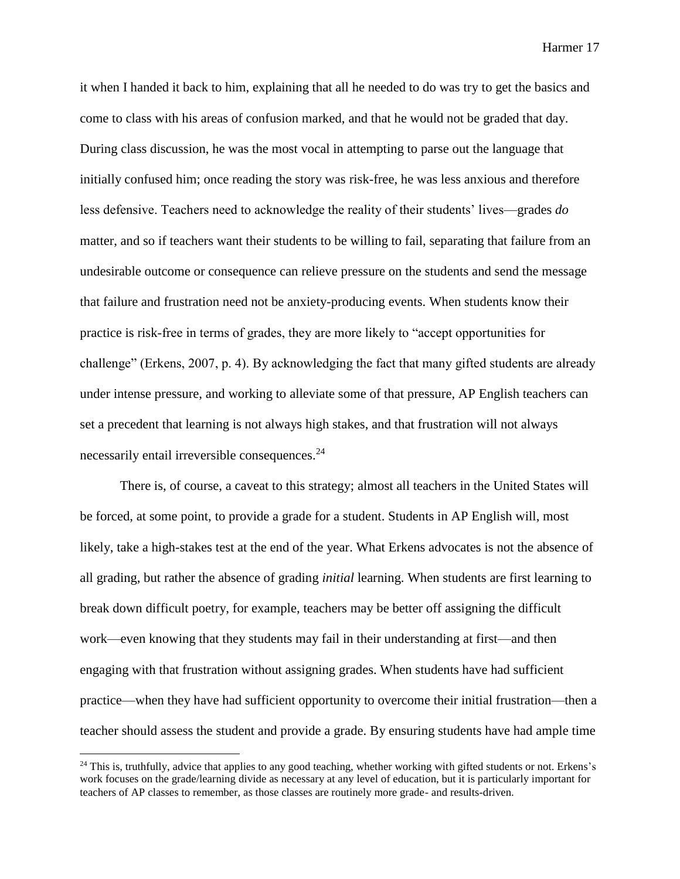it when I handed it back to him, explaining that all he needed to do was try to get the basics and come to class with his areas of confusion marked, and that he would not be graded that day. During class discussion, he was the most vocal in attempting to parse out the language that initially confused him; once reading the story was risk-free, he was less anxious and therefore less defensive. Teachers need to acknowledge the reality of their students' lives—grades *do* matter, and so if teachers want their students to be willing to fail, separating that failure from an undesirable outcome or consequence can relieve pressure on the students and send the message that failure and frustration need not be anxiety-producing events. When students know their practice is risk-free in terms of grades, they are more likely to "accept opportunities for challenge" (Erkens, 2007, p. 4). By acknowledging the fact that many gifted students are already under intense pressure, and working to alleviate some of that pressure, AP English teachers can set a precedent that learning is not always high stakes, and that frustration will not always necessarily entail irreversible consequences.[24]

There is, of course, a caveat to this strategy; almost all teachers in the United States will be forced, at some point, to provide a grade for a student. Students in AP English will, most likely, take a high-stakes test at the end of the year. What Erkens advocates is not the absence of all grading, but rather the absence of grading *initial* learning. When students are first learning to break down difficult poetry, for example, teachers may be better off assigning the difficult work—even knowing that they students may fail in their understanding at first—and then engaging with that frustration without assigning grades. When students have had sufficient practice—when they have had sufficient opportunity to overcome their initial frustration—then a teacher should assess the student and provide a grade. By ensuring students have had ample time

[24] This is, truthfully, advice that applies to any good teaching, whether working with gifted students or not. Erkens's work focuses on the grade/learning divide as necessary at any level of education, but it is particularly important for teachers of AP classes to remember, as those classes are routinely more grade- and results-driven.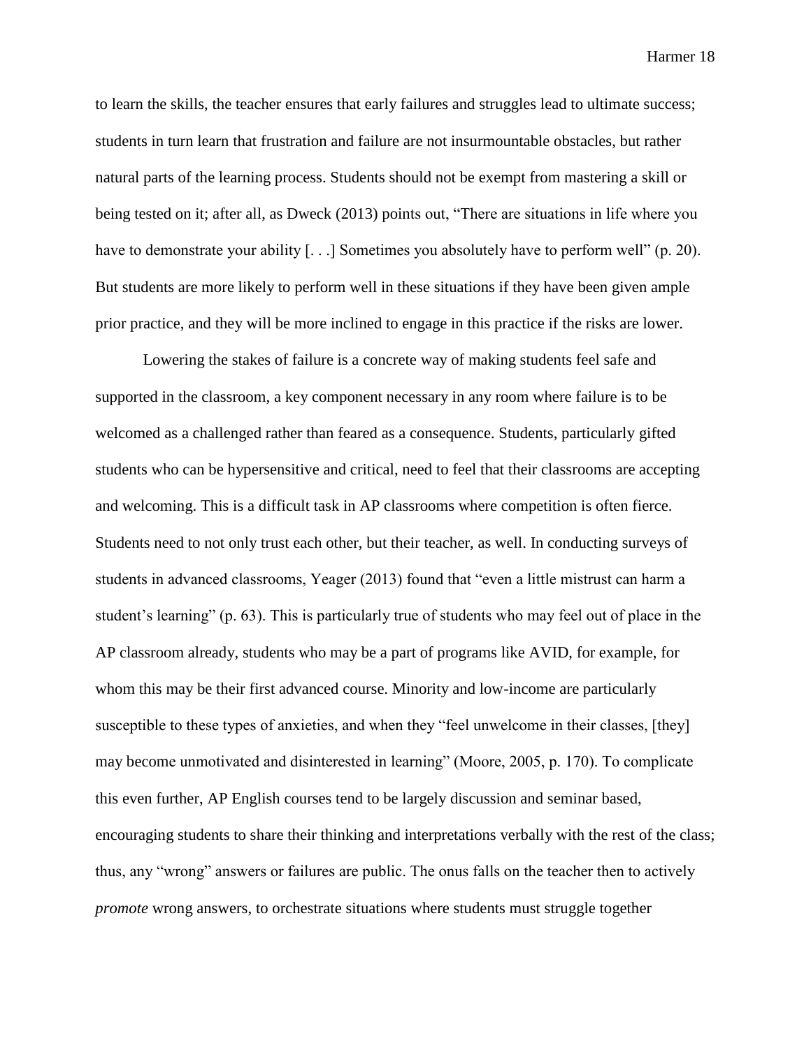to learn the skills, the teacher ensures that early failures and struggles lead to ultimate success; students in turn learn that frustration and failure are not insurmountable obstacles, but rather natural parts of the learning process. Students should not be exempt from mastering a skill or being tested on it; after all, as Dweck (2013) points out, "There are situations in life where you have to demonstrate your ability [. . .] Sometimes you absolutely have to perform well" (p. 20). But students are more likely to perform well in these situations if they have been given ample prior practice, and they will be more inclined to engage in this practice if the risks are lower.

Lowering the stakes of failure is a concrete way of making students feel safe and supported in the classroom, a key component necessary in any room where failure is to be welcomed as a challenged rather than feared as a consequence. Students, particularly gifted students who can be hypersensitive and critical, need to feel that their classrooms are accepting and welcoming. This is a difficult task in AP classrooms where competition is often fierce. Students need to not only trust each other, but their teacher, as well. In conducting surveys of students in advanced classrooms, Yeager (2013) found that "even a little mistrust can harm a student's learning" (p. 63). This is particularly true of students who may feel out of place in the AP classroom already, students who may be a part of programs like AVID, for example, for whom this may be their first advanced course. Minority and low-income are particularly susceptible to these types of anxieties, and when they "feel unwelcome in their classes, [they] may become unmotivated and disinterested in learning" (Moore, 2005, p. 170). To complicate this even further, AP English courses tend to be largely discussion and seminar based, encouraging students to share their thinking and interpretations verbally with the rest of the class; thus, any "wrong" answers or failures are public. The onus falls on the teacher then to actively *promote* wrong answers, to orchestrate situations where students must struggle together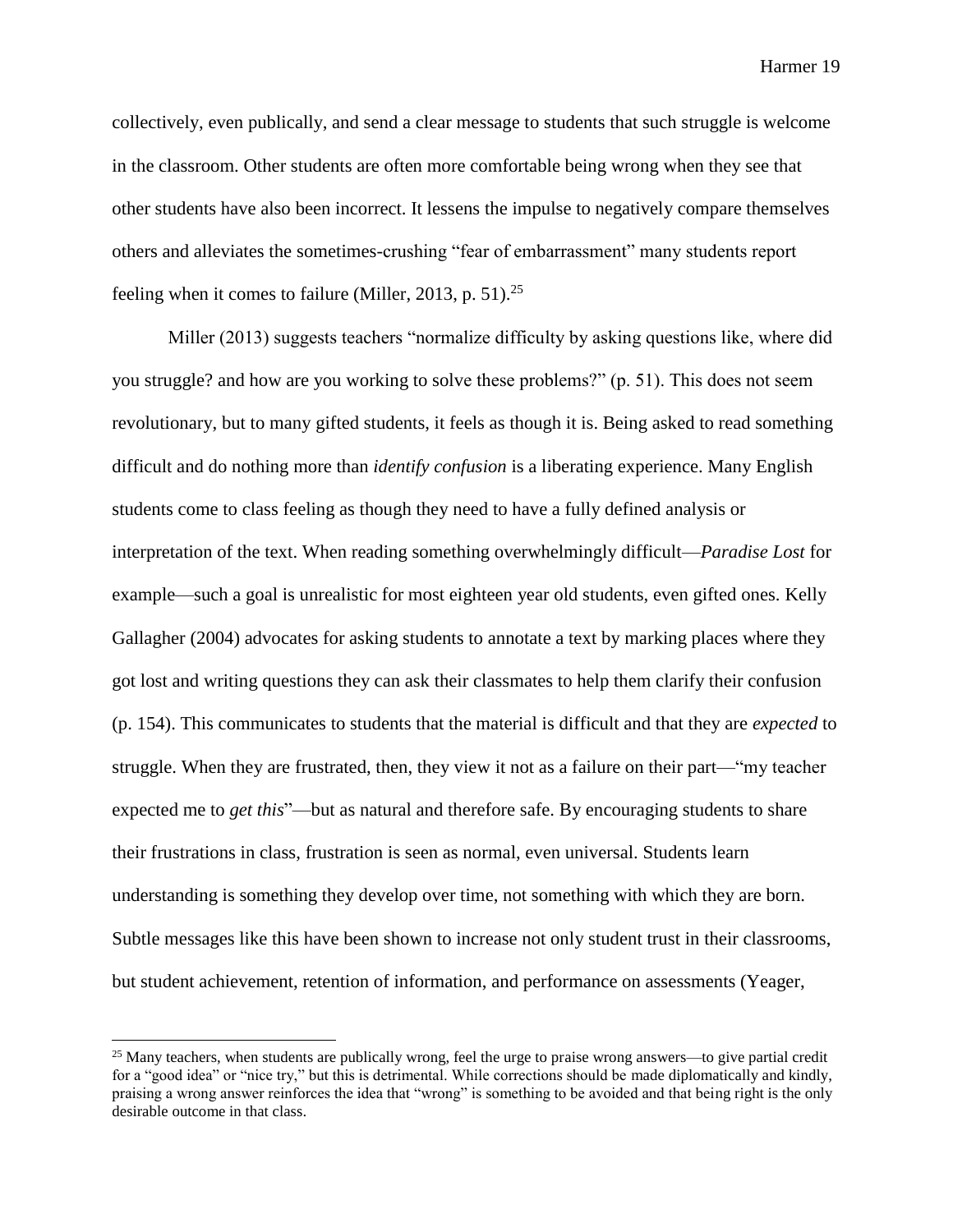collectively, even publically, and send a clear message to students that such struggle is welcome in the classroom. Other students are often more comfortable being wrong when they see that other students have also been incorrect. It lessens the impulse to negatively compare themselves others and alleviates the sometimes-crushing "fear of embarrassment" many students report feeling when it comes to failure (Miller, 2013, p. 51).[25]

Miller (2013) suggests teachers "normalize difficulty by asking questions like, where did you struggle? and how are you working to solve these problems?" (p. 51). This does not seem revolutionary, but to many gifted students, it feels as though it is. Being asked to read something difficult and do nothing more than *identify confusion* is a liberating experience. Many English students come to class feeling as though they need to have a fully defined analysis or interpretation of the text. When reading something overwhelmingly difficult—*Paradise Lost* for example—such a goal is unrealistic for most eighteen year old students, even gifted ones. Kelly Gallagher (2004) advocates for asking students to annotate a text by marking places where they got lost and writing questions they can ask their classmates to help them clarify their confusion (p. 154). This communicates to students that the material is difficult and that they are *expected* to struggle. When they are frustrated, then, they view it not as a failure on their part—"my teacher expected me to *get this*"—but as natural and therefore safe. By encouraging students to share their frustrations in class, frustration is seen as normal, even universal. Students learn understanding is something they develop over time, not something with which they are born. Subtle messages like this have been shown to increase not only student trust in their classrooms, but student achievement, retention of information, and performance on assessments (Yeager,

[25] Many teachers, when students are publically wrong, feel the urge to praise wrong answers—to give partial credit for a "good idea" or "nice try," but this is detrimental. While corrections should be made diplomatically and kindly, praising a wrong answer reinforces the idea that "wrong" is something to be avoided and that being right is the only desirable outcome in that class.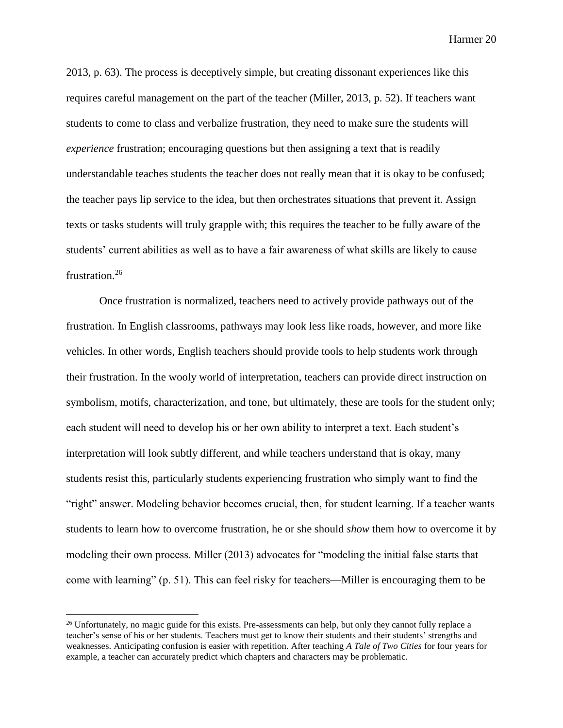2013, p. 63). The process is deceptively simple, but creating dissonant experiences like this requires careful management on the part of the teacher (Miller, 2013, p. 52). If teachers want students to come to class and verbalize frustration, they need to make sure the students will *experience* frustration; encouraging questions but then assigning a text that is readily understandable teaches students the teacher does not really mean that it is okay to be confused; the teacher pays lip service to the idea, but then orchestrates situations that prevent it. Assign texts or tasks students will truly grapple with; this requires the teacher to be fully aware of the students' current abilities as well as to have a fair awareness of what skills are likely to cause frustration.[26]

Once frustration is normalized, teachers need to actively provide pathways out of the frustration. In English classrooms, pathways may look less like roads, however, and more like vehicles. In other words, English teachers should provide tools to help students work through their frustration. In the wooly world of interpretation, teachers can provide direct instruction on symbolism, motifs, characterization, and tone, but ultimately, these are tools for the student only; each student will need to develop his or her own ability to interpret a text. Each student's interpretation will look subtly different, and while teachers understand that is okay, many students resist this, particularly students experiencing frustration who simply want to find the "right" answer. Modeling behavior becomes crucial, then, for student learning. If a teacher wants students to learn how to overcome frustration, he or she should *show* them how to overcome it by modeling their own process. Miller (2013) advocates for "modeling the initial false starts that come with learning" (p. 51). This can feel risky for teachers—Miller is encouraging them to be

---

[26] Unfortunately, no magic guide for this exists. Pre-assessments can help, but only they cannot fully replace a teacher's sense of his or her students. Teachers must get to know their students and their students' strengths and weaknesses. Anticipating confusion is easier with repetition. After teaching *A Tale of Two Cities* for four years for example, a teacher can accurately predict which chapters and characters may be problematic.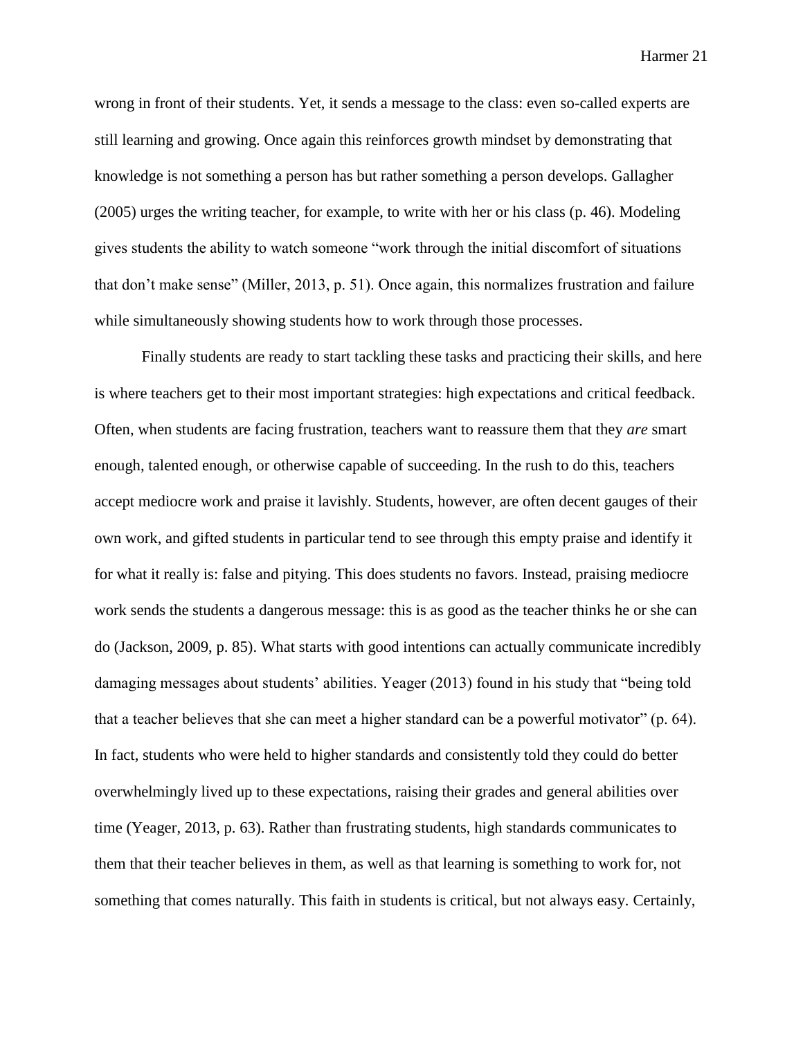wrong in front of their students. Yet, it sends a message to the class: even so-called experts are still learning and growing. Once again this reinforces growth mindset by demonstrating that knowledge is not something a person has but rather something a person develops. Gallagher (2005) urges the writing teacher, for example, to write with her or his class (p. 46). Modeling gives students the ability to watch someone "work through the initial discomfort of situations that don't make sense" (Miller, 2013, p. 51). Once again, this normalizes frustration and failure while simultaneously showing students how to work through those processes.

Finally students are ready to start tackling these tasks and practicing their skills, and here is where teachers get to their most important strategies: high expectations and critical feedback. Often, when students are facing frustration, teachers want to reassure them that they *are* smart enough, talented enough, or otherwise capable of succeeding. In the rush to do this, teachers accept mediocre work and praise it lavishly. Students, however, are often decent gauges of their own work, and gifted students in particular tend to see through this empty praise and identify it for what it really is: false and pitying. This does students no favors. Instead, praising mediocre work sends the students a dangerous message: this is as good as the teacher thinks he or she can do (Jackson, 2009, p. 85). What starts with good intentions can actually communicate incredibly damaging messages about students' abilities. Yeager (2013) found in his study that "being told that a teacher believes that she can meet a higher standard can be a powerful motivator" (p. 64). In fact, students who were held to higher standards and consistently told they could do better overwhelmingly lived up to these expectations, raising their grades and general abilities over time (Yeager, 2013, p. 63). Rather than frustrating students, high standards communicates to them that their teacher believes in them, as well as that learning is something to work for, not something that comes naturally. This faith in students is critical, but not always easy. Certainly,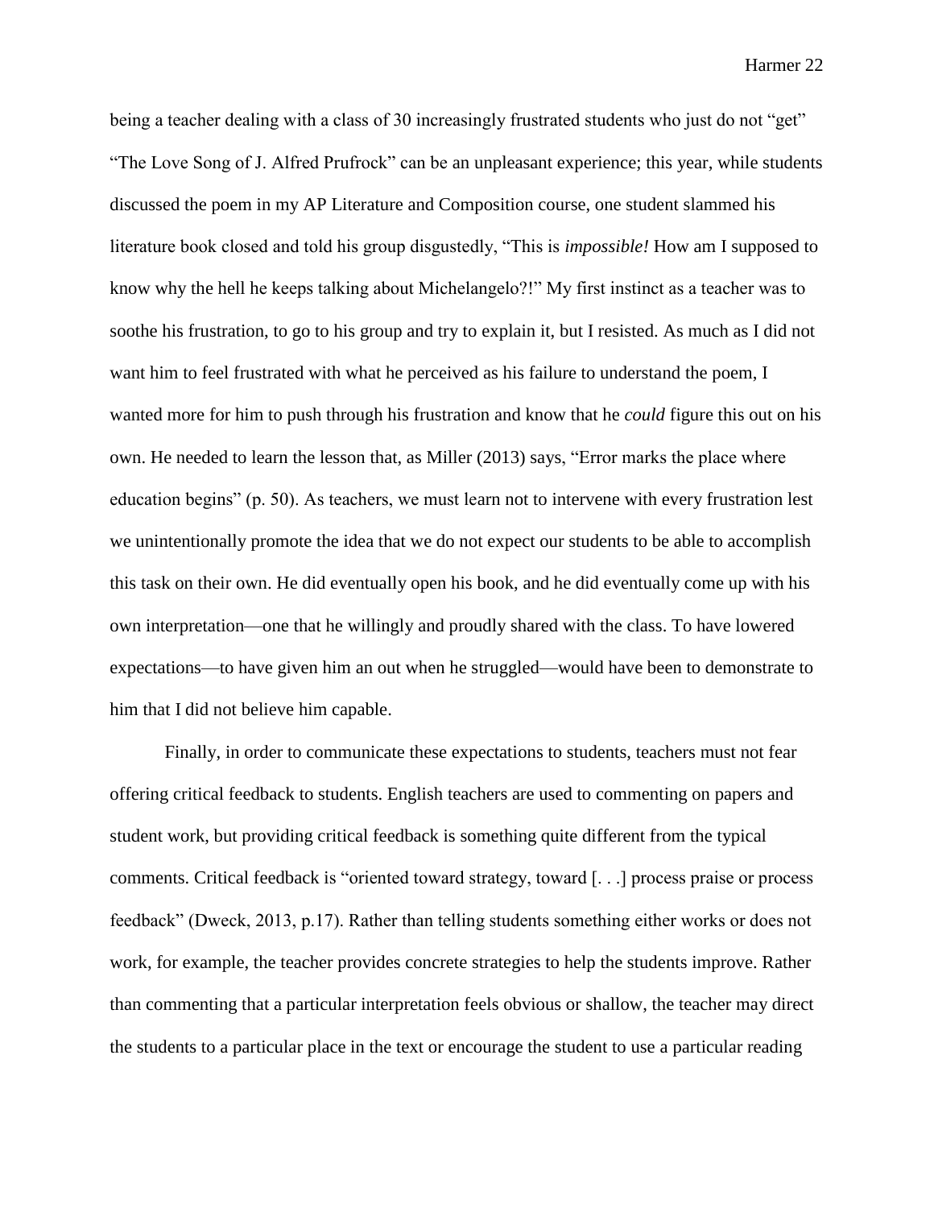being a teacher dealing with a class of 30 increasingly frustrated students who just do not "get" "The Love Song of J. Alfred Prufrock" can be an unpleasant experience; this year, while students discussed the poem in my AP Literature and Composition course, one student slammed his literature book closed and told his group disgustedly, "This is *impossible!* How am I supposed to know why the hell he keeps talking about Michelangelo?!" My first instinct as a teacher was to soothe his frustration, to go to his group and try to explain it, but I resisted. As much as I did not want him to feel frustrated with what he perceived as his failure to understand the poem, I wanted more for him to push through his frustration and know that he *could* figure this out on his own. He needed to learn the lesson that, as Miller (2013) says, "Error marks the place where education begins" (p. 50). As teachers, we must learn not to intervene with every frustration lest we unintentionally promote the idea that we do not expect our students to be able to accomplish this task on their own. He did eventually open his book, and he did eventually come up with his own interpretation—one that he willingly and proudly shared with the class. To have lowered expectations—to have given him an out when he struggled—would have been to demonstrate to him that I did not believe him capable.

Finally, in order to communicate these expectations to students, teachers must not fear offering critical feedback to students. English teachers are used to commenting on papers and student work, but providing critical feedback is something quite different from the typical comments. Critical feedback is "oriented toward strategy, toward [. . .] process praise or process feedback" (Dweck, 2013, p.17). Rather than telling students something either works or does not work, for example, the teacher provides concrete strategies to help the students improve. Rather than commenting that a particular interpretation feels obvious or shallow, the teacher may direct the students to a particular place in the text or encourage the student to use a particular reading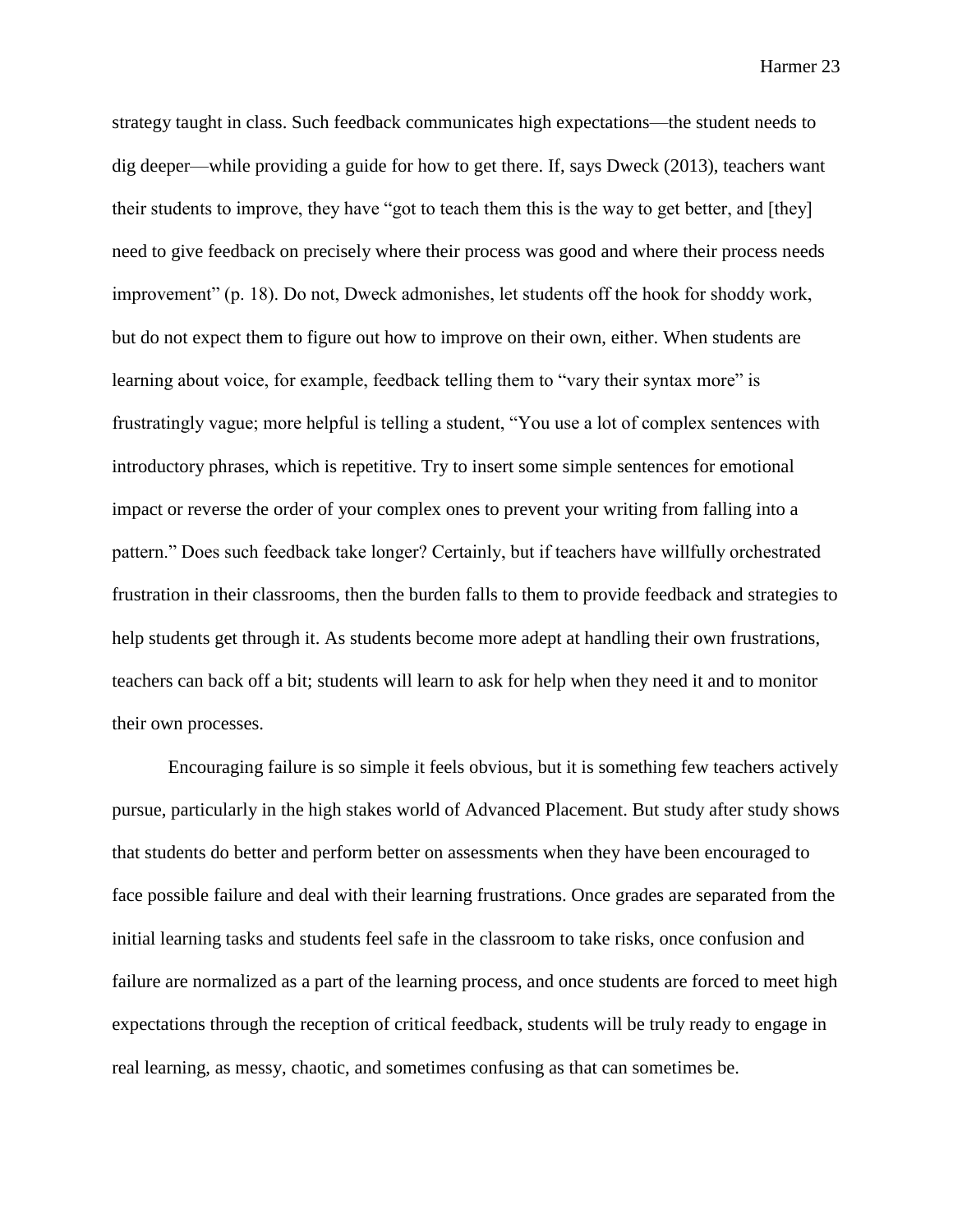strategy taught in class. Such feedback communicates high expectations—the student needs to dig deeper—while providing a guide for how to get there. If, says Dweck (2013), teachers want their students to improve, they have "got to teach them this is the way to get better, and [they] need to give feedback on precisely where their process was good and where their process needs improvement" (p. 18). Do not, Dweck admonishes, let students off the hook for shoddy work, but do not expect them to figure out how to improve on their own, either. When students are learning about voice, for example, feedback telling them to "vary their syntax more" is frustratingly vague; more helpful is telling a student, "You use a lot of complex sentences with introductory phrases, which is repetitive. Try to insert some simple sentences for emotional impact or reverse the order of your complex ones to prevent your writing from falling into a pattern." Does such feedback take longer? Certainly, but if teachers have willfully orchestrated frustration in their classrooms, then the burden falls to them to provide feedback and strategies to help students get through it. As students become more adept at handling their own frustrations, teachers can back off a bit; students will learn to ask for help when they need it and to monitor their own processes.

Encouraging failure is so simple it feels obvious, but it is something few teachers actively pursue, particularly in the high stakes world of Advanced Placement. But study after study shows that students do better and perform better on assessments when they have been encouraged to face possible failure and deal with their learning frustrations. Once grades are separated from the initial learning tasks and students feel safe in the classroom to take risks, once confusion and failure are normalized as a part of the learning process, and once students are forced to meet high expectations through the reception of critical feedback, students will be truly ready to engage in real learning, as messy, chaotic, and sometimes confusing as that can sometimes be.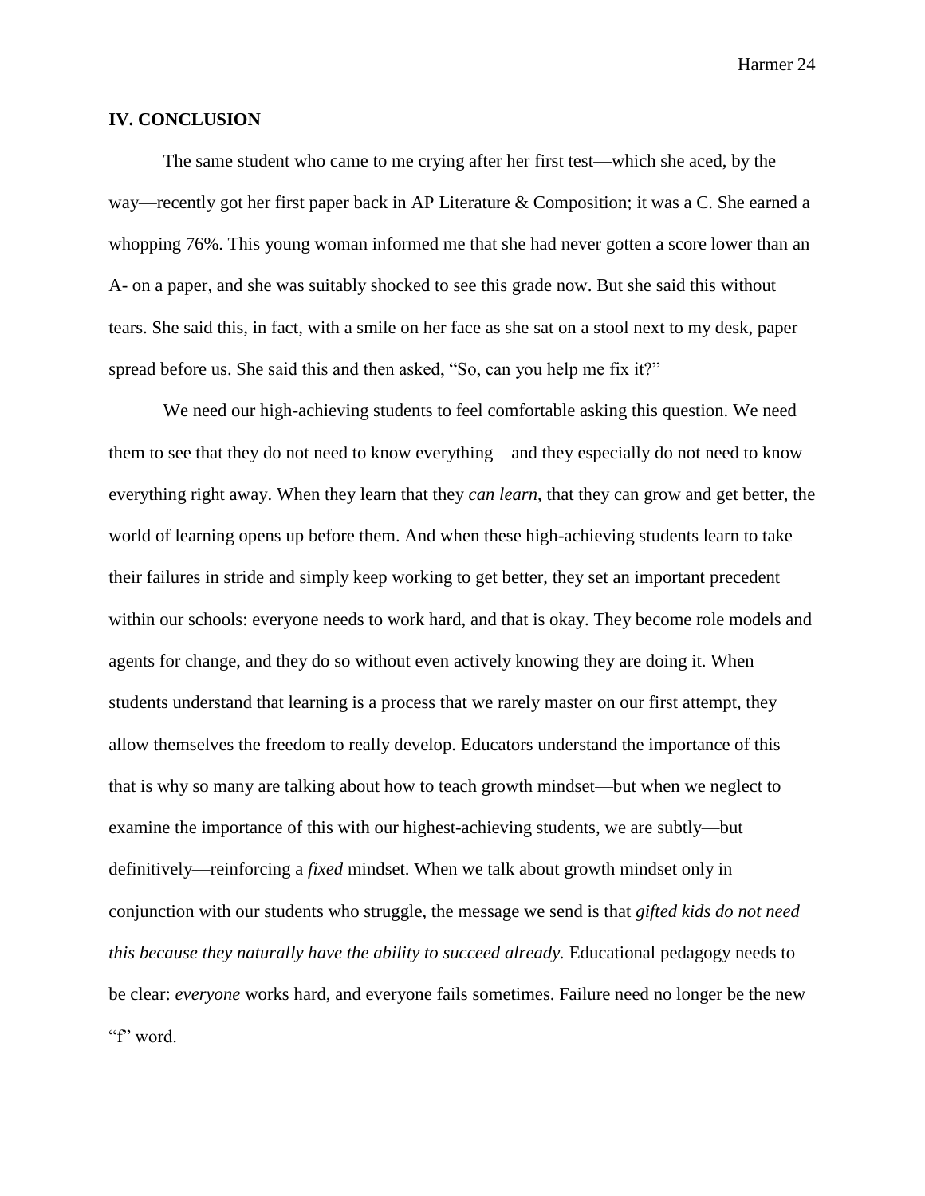## IV. CONCLUSION

The same student who came to me crying after her first test—which she aced, by the way—recently got her first paper back in AP Literature & Composition; it was a C. She earned a whopping 76%. This young woman informed me that she had never gotten a score lower than an A- on a paper, and she was suitably shocked to see this grade now. But she said this without tears. She said this, in fact, with a smile on her face as she sat on a stool next to my desk, paper spread before us. She said this and then asked, "So, can you help me fix it?"

We need our high-achieving students to feel comfortable asking this question. We need them to see that they do not need to know everything—and they especially do not need to know everything right away. When they learn that they *can learn*, that they can grow and get better, the world of learning opens up before them. And when these high-achieving students learn to take their failures in stride and simply keep working to get better, they set an important precedent within our schools: everyone needs to work hard, and that is okay. They become role models and agents for change, and they do so without even actively knowing they are doing it. When students understand that learning is a process that we rarely master on our first attempt, they allow themselves the freedom to really develop. Educators understand the importance of this—that is why so many are talking about how to teach growth mindset—but when we neglect to examine the importance of this with our highest-achieving students, we are subtly—but definitively—reinforcing a *fixed* mindset. When we talk about growth mindset only in conjunction with our students who struggle, the message we send is that *gifted kids do not need this because they naturally have the ability to succeed already.* Educational pedagogy needs to be clear: *everyone* works hard, and everyone fails sometimes. Failure need no longer be the new "f" word.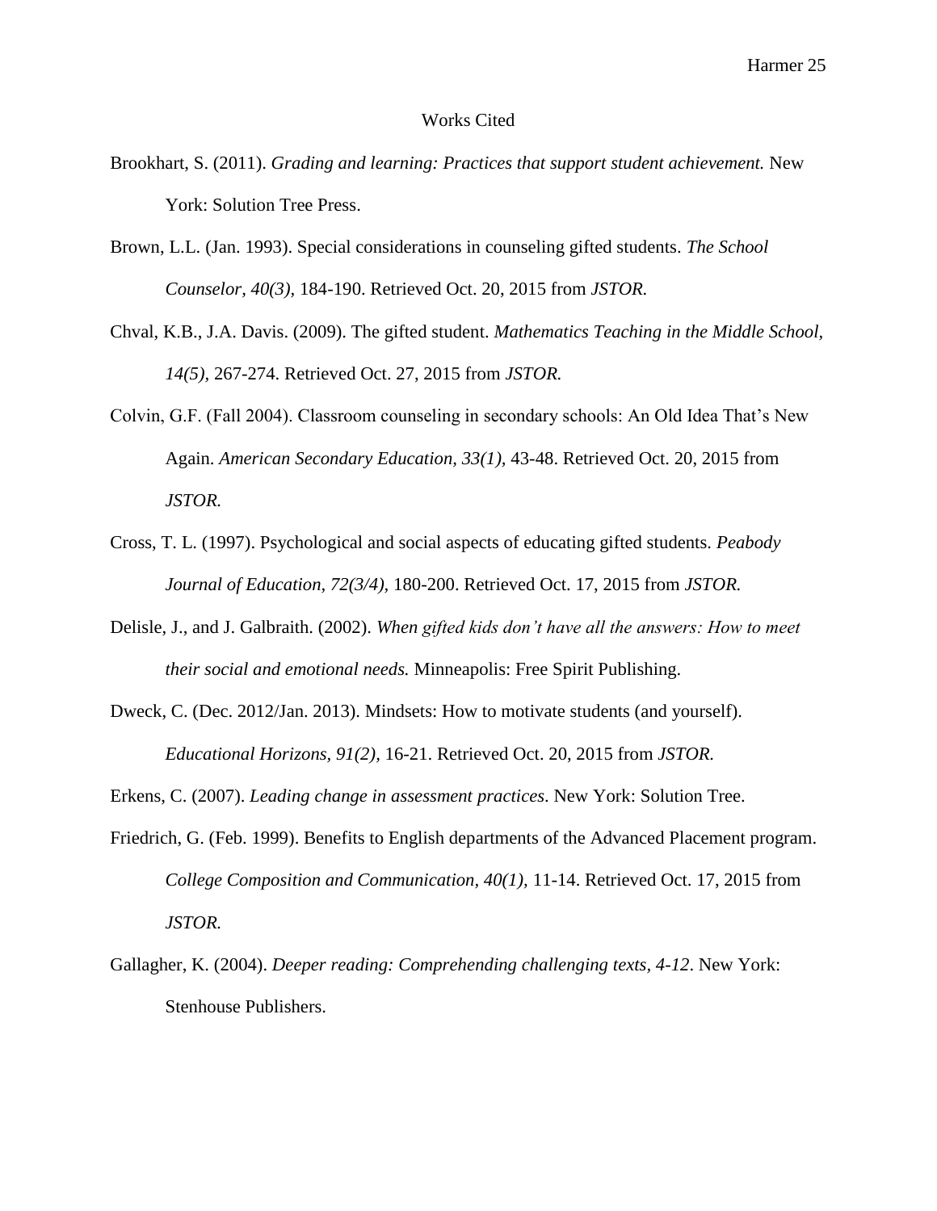# Works Cited

Brookhart, S. (2011). *Grading and learning: Practices that support student achievement.* New York: Solution Tree Press.

Brown, L.L. (Jan. 1993). Special considerations in counseling gifted students. *The School Counselor, 40(3),* 184-190. Retrieved Oct. 20, 2015 from *JSTOR.*

Chval, K.B., J.A. Davis. (2009). The gifted student. *Mathematics Teaching in the Middle School, 14(5),* 267-274. Retrieved Oct. 27, 2015 from *JSTOR.*

Colvin, G.F. (Fall 2004). Classroom counseling in secondary schools: An Old Idea That's New Again. *American Secondary Education, 33(1),* 43-48. Retrieved Oct. 20, 2015 from *JSTOR.*

Cross, T. L. (1997). Psychological and social aspects of educating gifted students. *Peabody Journal of Education, 72(3/4),* 180-200. Retrieved Oct. 17, 2015 from *JSTOR.*

Delisle, J., and J. Galbraith. (2002). *When gifted kids don't have all the answers: How to meet their social and emotional needs.* Minneapolis: Free Spirit Publishing.

Dweck, C. (Dec. 2012/Jan. 2013). Mindsets: How to motivate students (and yourself). *Educational Horizons, 91(2),* 16-21. Retrieved Oct. 20, 2015 from *JSTOR.*

Erkens, C. (2007). *Leading change in assessment practices*. New York: Solution Tree.

Friedrich, G. (Feb. 1999). Benefits to English departments of the Advanced Placement program. *College Composition and Communication, 40(1),* 11-14. Retrieved Oct. 17, 2015 from *JSTOR.*

Gallagher, K. (2004). *Deeper reading: Comprehending challenging texts, 4-12*. New York: Stenhouse Publishers.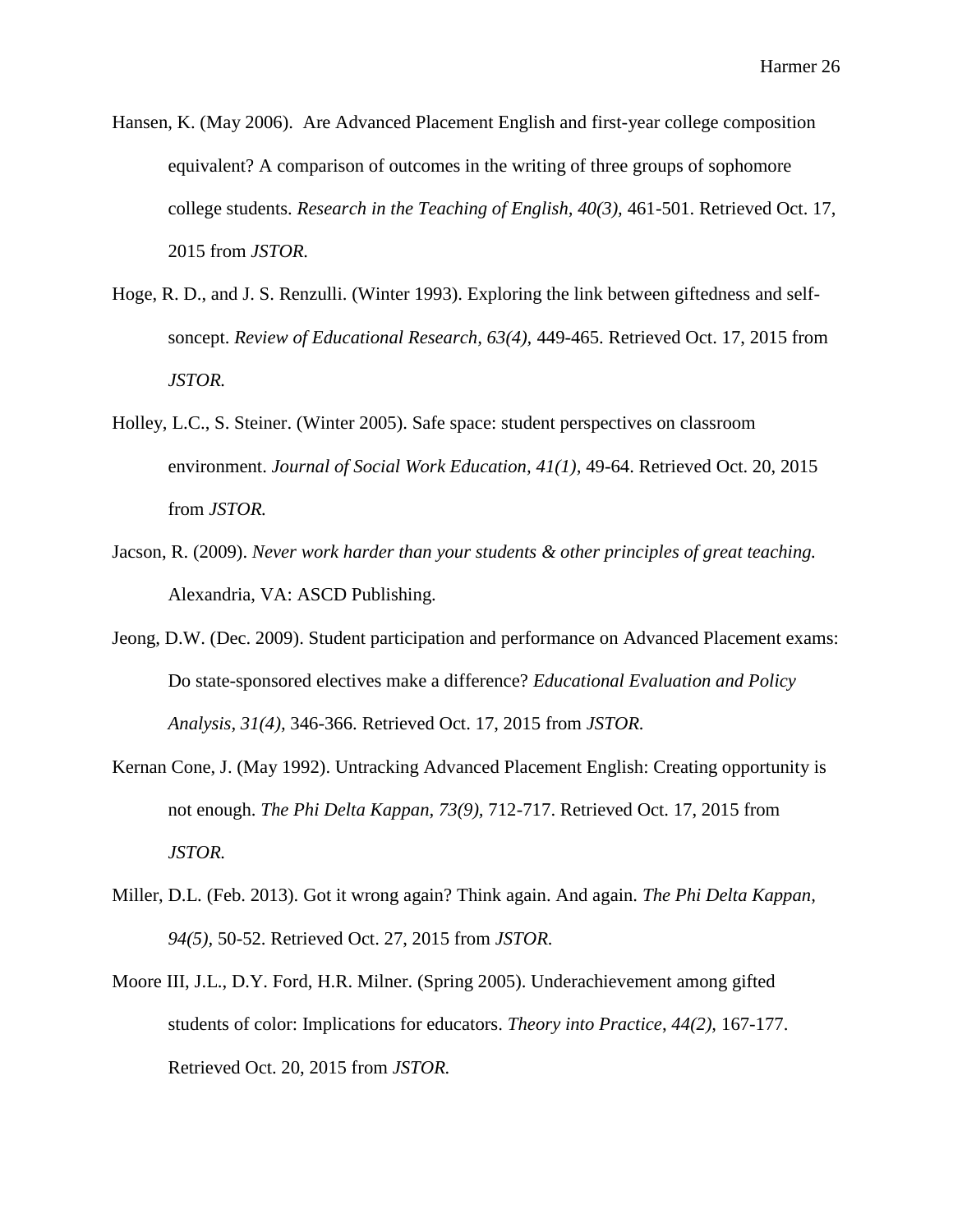Hansen, K. (May 2006). Are Advanced Placement English and first-year college composition equivalent? A comparison of outcomes in the writing of three groups of sophomore college students. *Research in the Teaching of English, 40(3),* 461-501. Retrieved Oct. 17, 2015 from *JSTOR.*

Hoge, R. D., and J. S. Renzulli. (Winter 1993). Exploring the link between giftedness and self-soncept. *Review of Educational Research, 63(4),* 449-465. Retrieved Oct. 17, 2015 from *JSTOR.*

Holley, L.C., S. Steiner. (Winter 2005). Safe space: student perspectives on classroom environment. *Journal of Social Work Education, 41(1),* 49-64. Retrieved Oct. 20, 2015 from *JSTOR.*

Jacson, R. (2009). *Never work harder than your students & other principles of great teaching.* Alexandria, VA: ASCD Publishing.

Jeong, D.W. (Dec. 2009). Student participation and performance on Advanced Placement exams: Do state-sponsored electives make a difference? *Educational Evaluation and Policy Analysis, 31(4),* 346-366. Retrieved Oct. 17, 2015 from *JSTOR.*

Kernan Cone, J. (May 1992). Untracking Advanced Placement English: Creating opportunity is not enough. *The Phi Delta Kappan, 73(9),* 712-717. Retrieved Oct. 17, 2015 from *JSTOR.*

Miller, D.L. (Feb. 2013). Got it wrong again? Think again. And again. *The Phi Delta Kappan, 94(5),* 50-52. Retrieved Oct. 27, 2015 from *JSTOR.*

Moore III, J.L., D.Y. Ford, H.R. Milner. (Spring 2005). Underachievement among gifted students of color: Implications for educators. *Theory into Practice, 44(2),* 167-177. Retrieved Oct. 20, 2015 from *JSTOR.*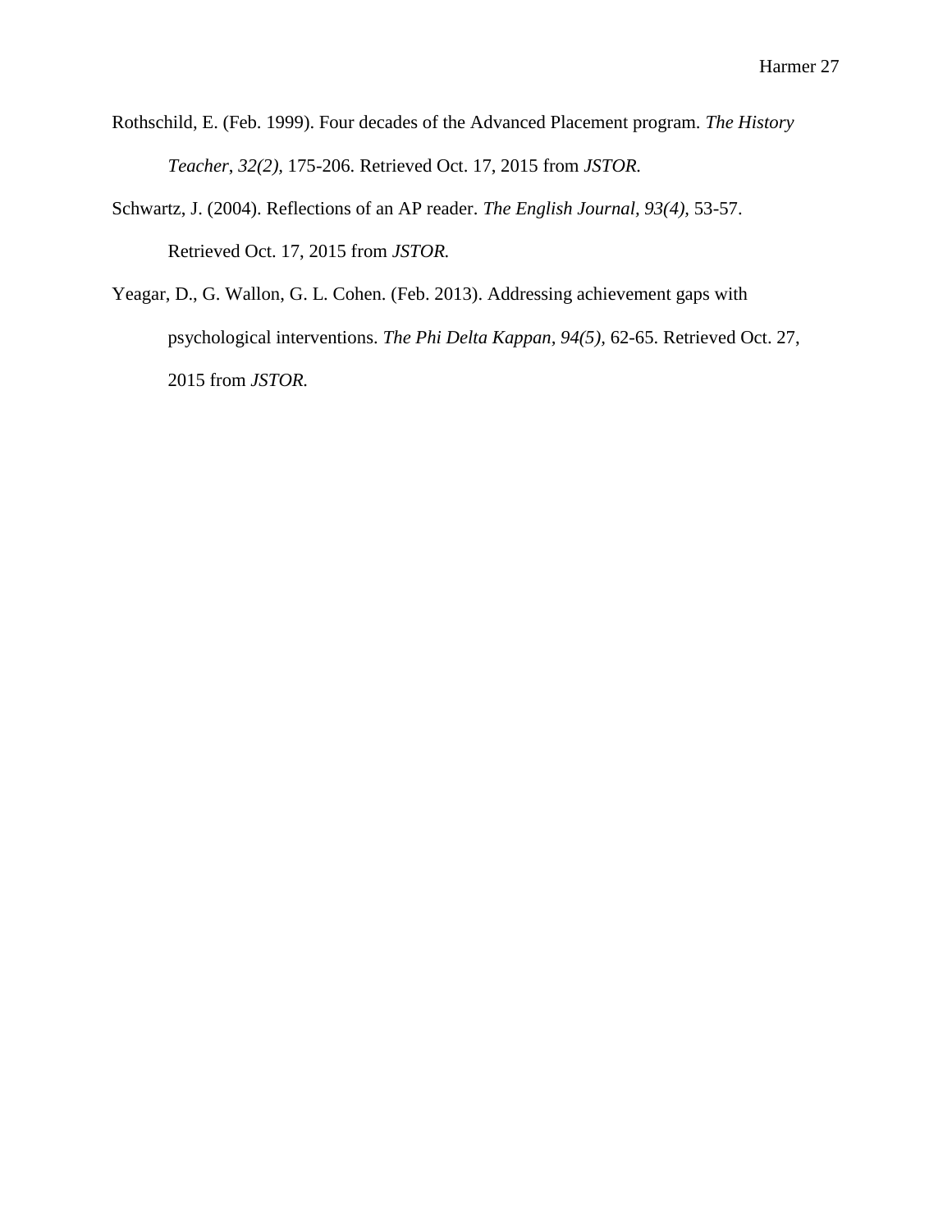Rothschild, E. (Feb. 1999). Four decades of the Advanced Placement program. *The History Teacher*, *32(2)*, 175-206. Retrieved Oct. 17, 2015 from *JSTOR.*

Schwartz, J. (2004). Reflections of an AP reader. *The English Journal, 93(4)*, 53-57. Retrieved Oct. 17, 2015 from *JSTOR.*

Yeagar, D., G. Wallon, G. L. Cohen. (Feb. 2013). Addressing achievement gaps with psychological interventions. *The Phi Delta Kappan*, *94(5)*, 62-65. Retrieved Oct. 27, 2015 from *JSTOR.*